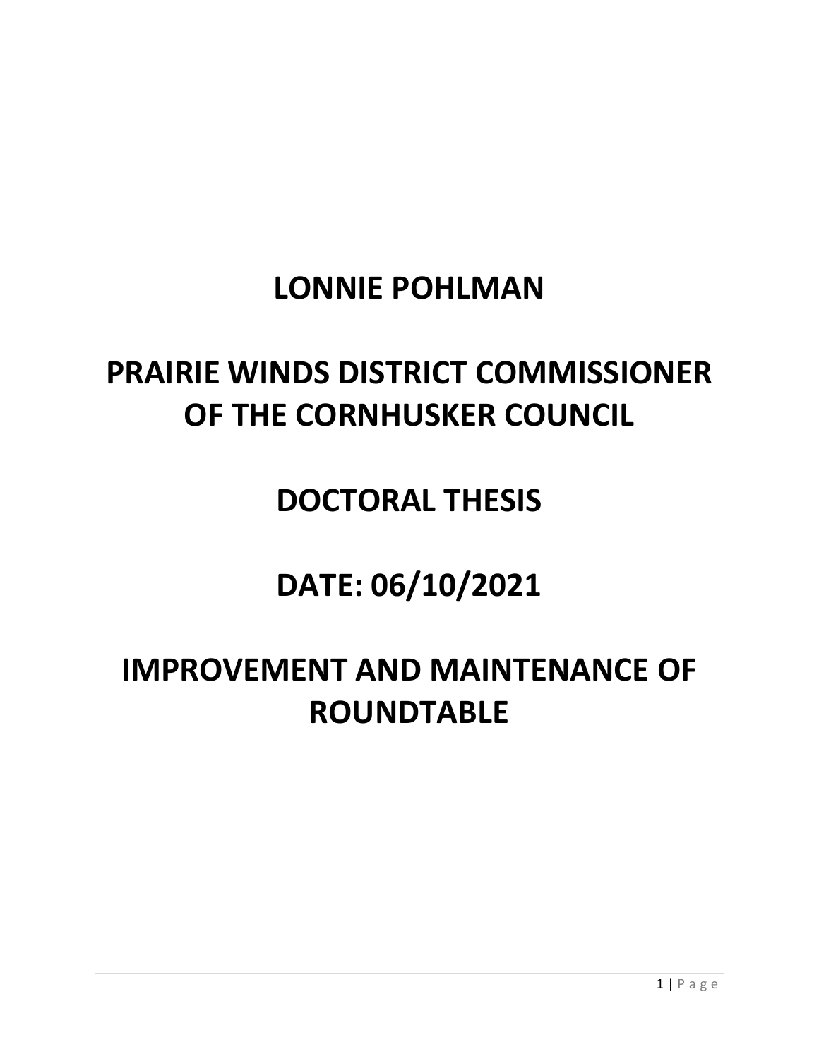# LONNIE POHLMAN

# PRAIRIE WINDS DISTRICT COMMISSIONER OF THE CORNHUSKER COUNCIL

# DOCTORAL THESIS

# DATE: 06/10/2021

# IMPROVEMENT AND MAINTENANCE OF ROUNDTABLE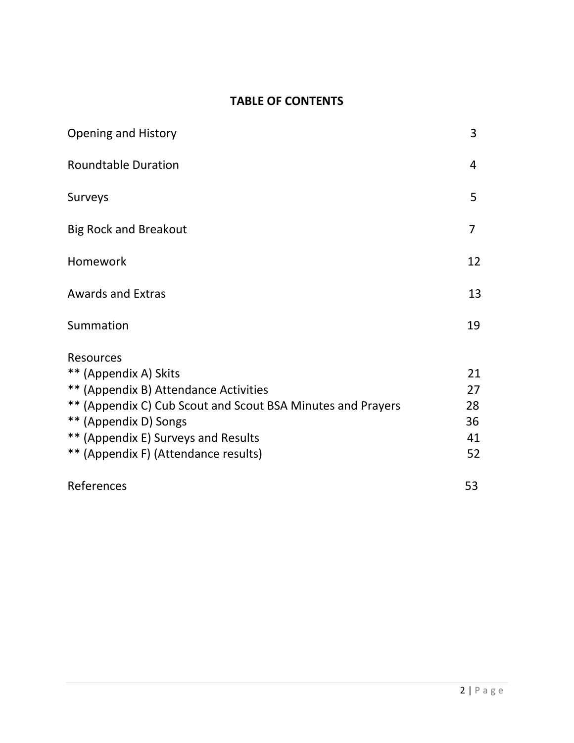# TABLE OF CONTENTS

| | |
|---|---|
| Opening and History | 3 |
| Roundtable Duration | 4 |
| Surveys | 5 |
| Big Rock and Breakout | 7 |
| Homework | 12 |
| Awards and Extras | 13 |
| Summation | 19 |
| Resources | |
| ** (Appendix A) Skits | 21 |
| ** (Appendix B) Attendance Activities | 27 |
| ** (Appendix C) Cub Scout and Scout BSA Minutes and Prayers | 28 |
| ** (Appendix D) Songs | 36 |
| ** (Appendix E) Surveys and Results | 41 |
| ** (Appendix F) (Attendance results) | 52 |
| References | 53 |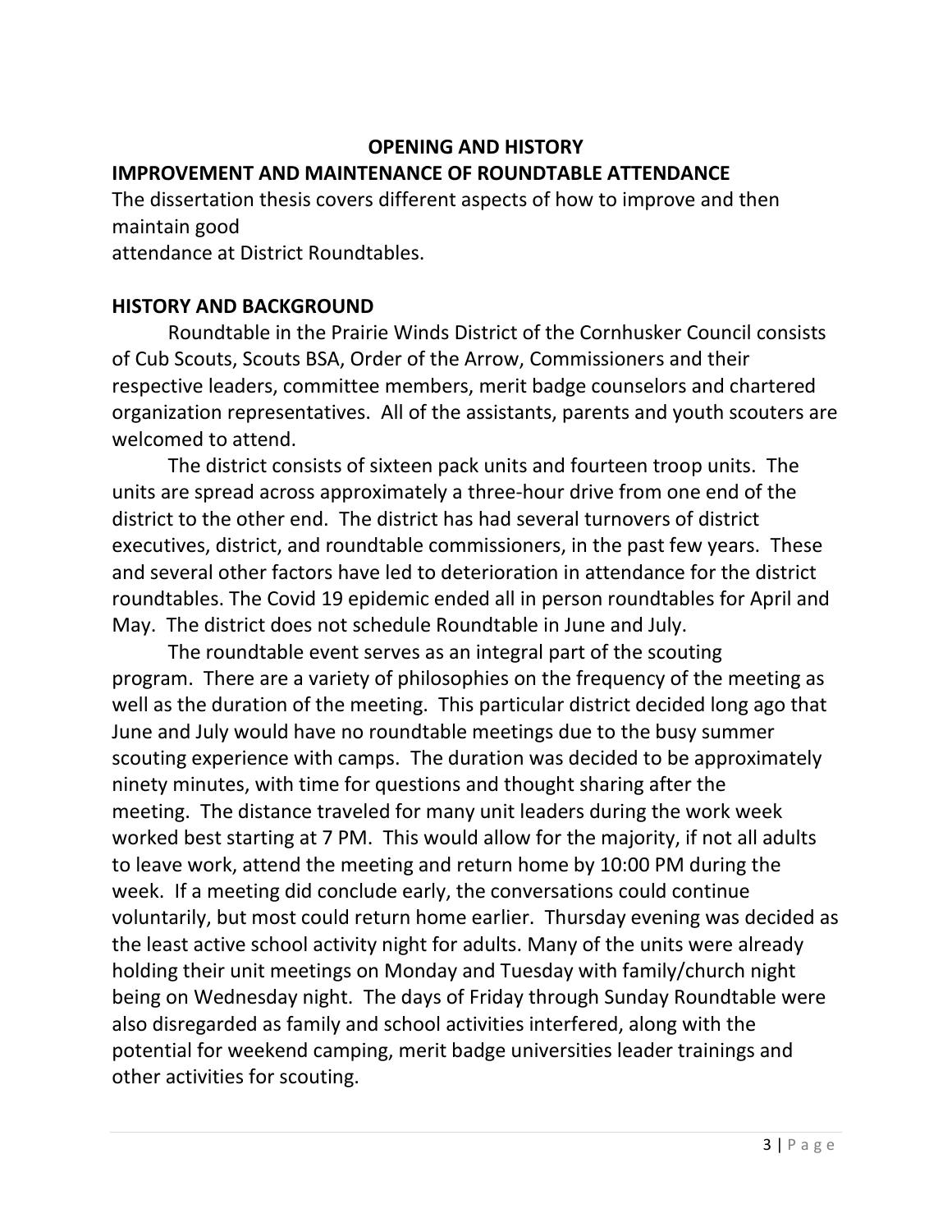## OPENING AND HISTORY

## IMPROVEMENT AND MAINTENANCE OF ROUNDTABLE ATTENDANCE

The dissertation thesis covers different aspects of how to improve and then maintain good attendance at District Roundtables.

## HISTORY AND BACKGROUND

Roundtable in the Prairie Winds District of the Cornhusker Council consists of Cub Scouts, Scouts BSA, Order of the Arrow, Commissioners and their respective leaders, committee members, merit badge counselors and chartered organization representatives. All of the assistants, parents and youth scouters are welcomed to attend.

The district consists of sixteen pack units and fourteen troop units. The units are spread across approximately a three-hour drive from one end of the district to the other end. The district has had several turnovers of district executives, district, and roundtable commissioners, in the past few years. These and several other factors have led to deterioration in attendance for the district roundtables. The Covid 19 epidemic ended all in person roundtables for April and May. The district does not schedule Roundtable in June and July.

The roundtable event serves as an integral part of the scouting program. There are a variety of philosophies on the frequency of the meeting as well as the duration of the meeting. This particular district decided long ago that June and July would have no roundtable meetings due to the busy summer scouting experience with camps. The duration was decided to be approximately ninety minutes, with time for questions and thought sharing after the meeting. The distance traveled for many unit leaders during the work week worked best starting at 7 PM. This would allow for the majority, if not all adults to leave work, attend the meeting and return home by 10:00 PM during the week. If a meeting did conclude early, the conversations could continue voluntarily, but most could return home earlier. Thursday evening was decided as the least active school activity night for adults. Many of the units were already holding their unit meetings on Monday and Tuesday with family/church night being on Wednesday night. The days of Friday through Sunday Roundtable were also disregarded as family and school activities interfered, along with the potential for weekend camping, merit badge universities leader trainings and other activities for scouting.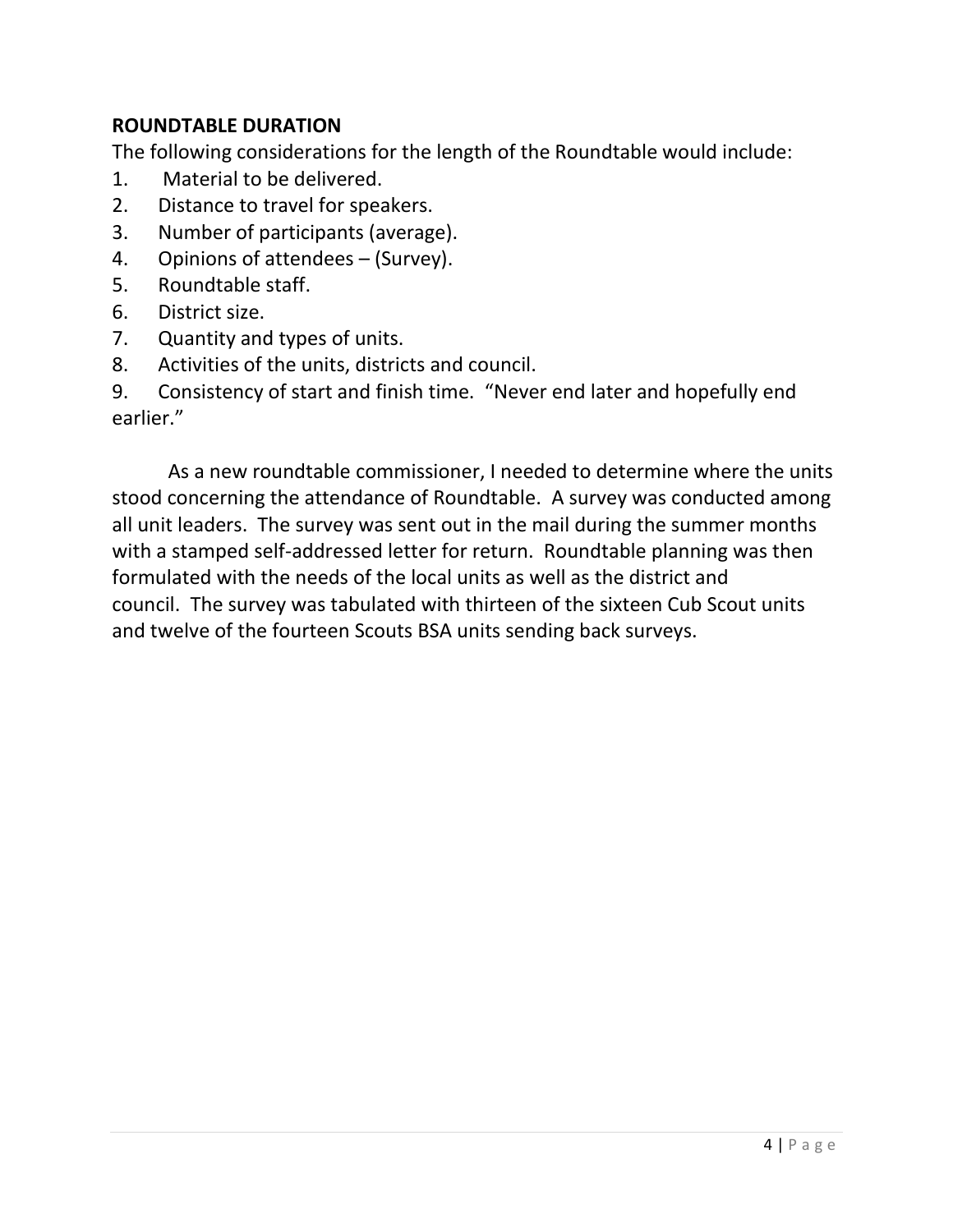**ROUNDTABLE DURATION**

The following considerations for the length of the Roundtable would include:

1. Material to be delivered.
2. Distance to travel for speakers.
3. Number of participants (average).
4. Opinions of attendees – (Survey).
5. Roundtable staff.
6. District size.
7. Quantity and types of units.
8. Activities of the units, districts and council.
9. Consistency of start and finish time. "Never end later and hopefully end earlier."

As a new roundtable commissioner, I needed to determine where the units stood concerning the attendance of Roundtable. A survey was conducted among all unit leaders. The survey was sent out in the mail during the summer months with a stamped self-addressed letter for return. Roundtable planning was then formulated with the needs of the local units as well as the district and council. The survey was tabulated with thirteen of the sixteen Cub Scout units and twelve of the fourteen Scouts BSA units sending back surveys.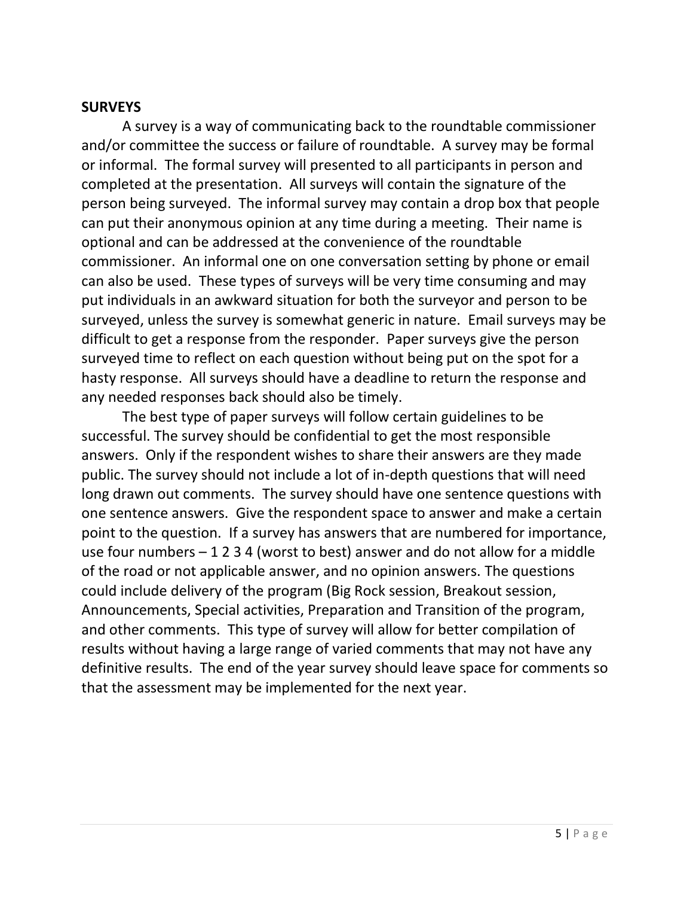**SURVEYS**

A survey is a way of communicating back to the roundtable commissioner and/or committee the success or failure of roundtable. A survey may be formal or informal. The formal survey will presented to all participants in person and completed at the presentation. All surveys will contain the signature of the person being surveyed. The informal survey may contain a drop box that people can put their anonymous opinion at any time during a meeting. Their name is optional and can be addressed at the convenience of the roundtable commissioner. An informal one on one conversation setting by phone or email can also be used. These types of surveys will be very time consuming and may put individuals in an awkward situation for both the surveyor and person to be surveyed, unless the survey is somewhat generic in nature. Email surveys may be difficult to get a response from the responder. Paper surveys give the person surveyed time to reflect on each question without being put on the spot for a hasty response. All surveys should have a deadline to return the response and any needed responses back should also be timely.

The best type of paper surveys will follow certain guidelines to be successful. The survey should be confidential to get the most responsible answers. Only if the respondent wishes to share their answers are they made public. The survey should not include a lot of in-depth questions that will need long drawn out comments. The survey should have one sentence questions with one sentence answers. Give the respondent space to answer and make a certain point to the question. If a survey has answers that are numbered for importance, use four numbers – 1 2 3 4 (worst to best) answer and do not allow for a middle of the road or not applicable answer, and no opinion answers. The questions could include delivery of the program (Big Rock session, Breakout session, Announcements, Special activities, Preparation and Transition of the program, and other comments. This type of survey will allow for better compilation of results without having a large range of varied comments that may not have any definitive results. The end of the year survey should leave space for comments so that the assessment may be implemented for the next year.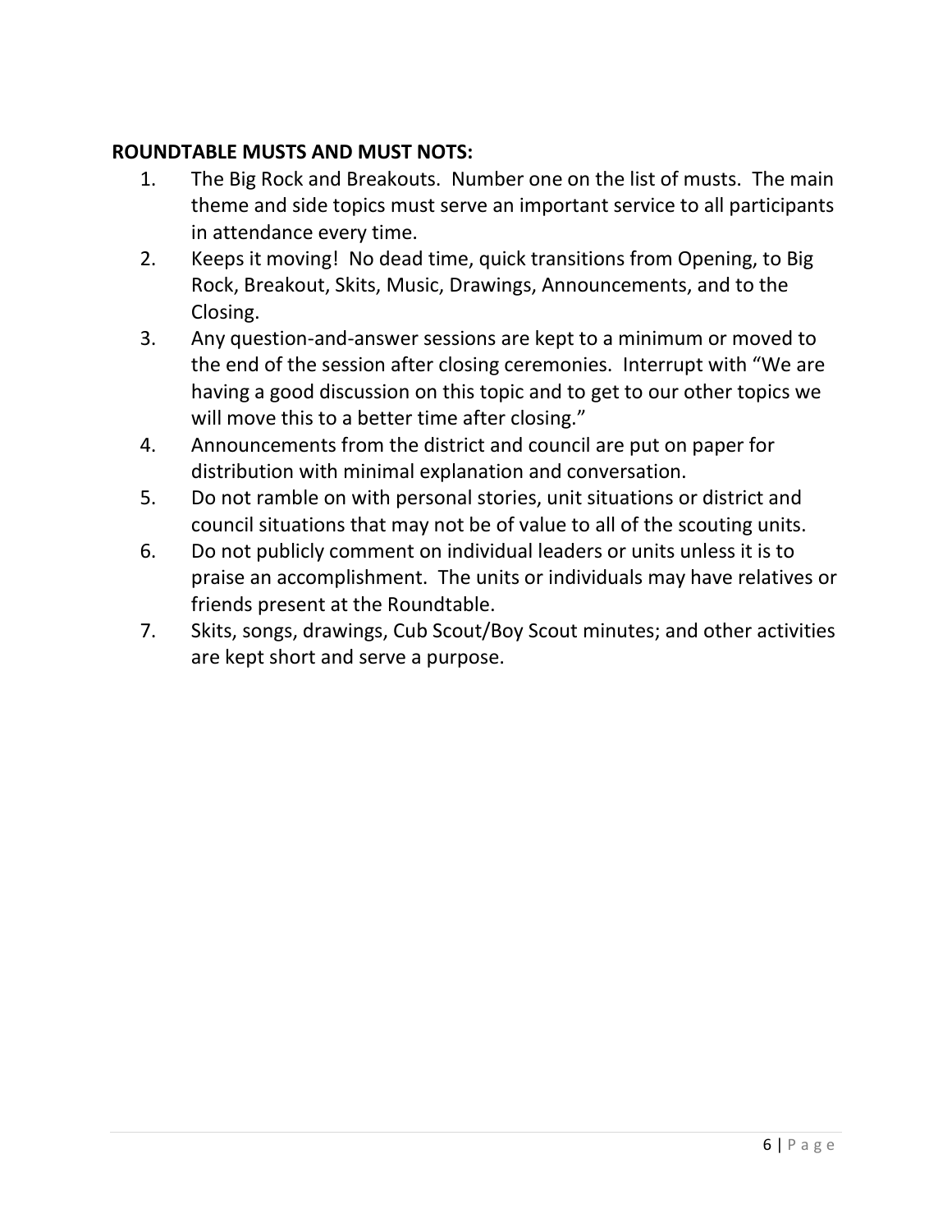**ROUNDTABLE MUSTS AND MUST NOTS:**

1. The Big Rock and Breakouts. Number one on the list of musts. The main theme and side topics must serve an important service to all participants in attendance every time.
2. Keeps it moving! No dead time, quick transitions from Opening, to Big Rock, Breakout, Skits, Music, Drawings, Announcements, and to the Closing.
3. Any question-and-answer sessions are kept to a minimum or moved to the end of the session after closing ceremonies. Interrupt with "We are having a good discussion on this topic and to get to our other topics we will move this to a better time after closing."
4. Announcements from the district and council are put on paper for distribution with minimal explanation and conversation.
5. Do not ramble on with personal stories, unit situations or district and council situations that may not be of value to all of the scouting units.
6. Do not publicly comment on individual leaders or units unless it is to praise an accomplishment. The units or individuals may have relatives or friends present at the Roundtable.
7. Skits, songs, drawings, Cub Scout/Boy Scout minutes; and other activities are kept short and serve a purpose.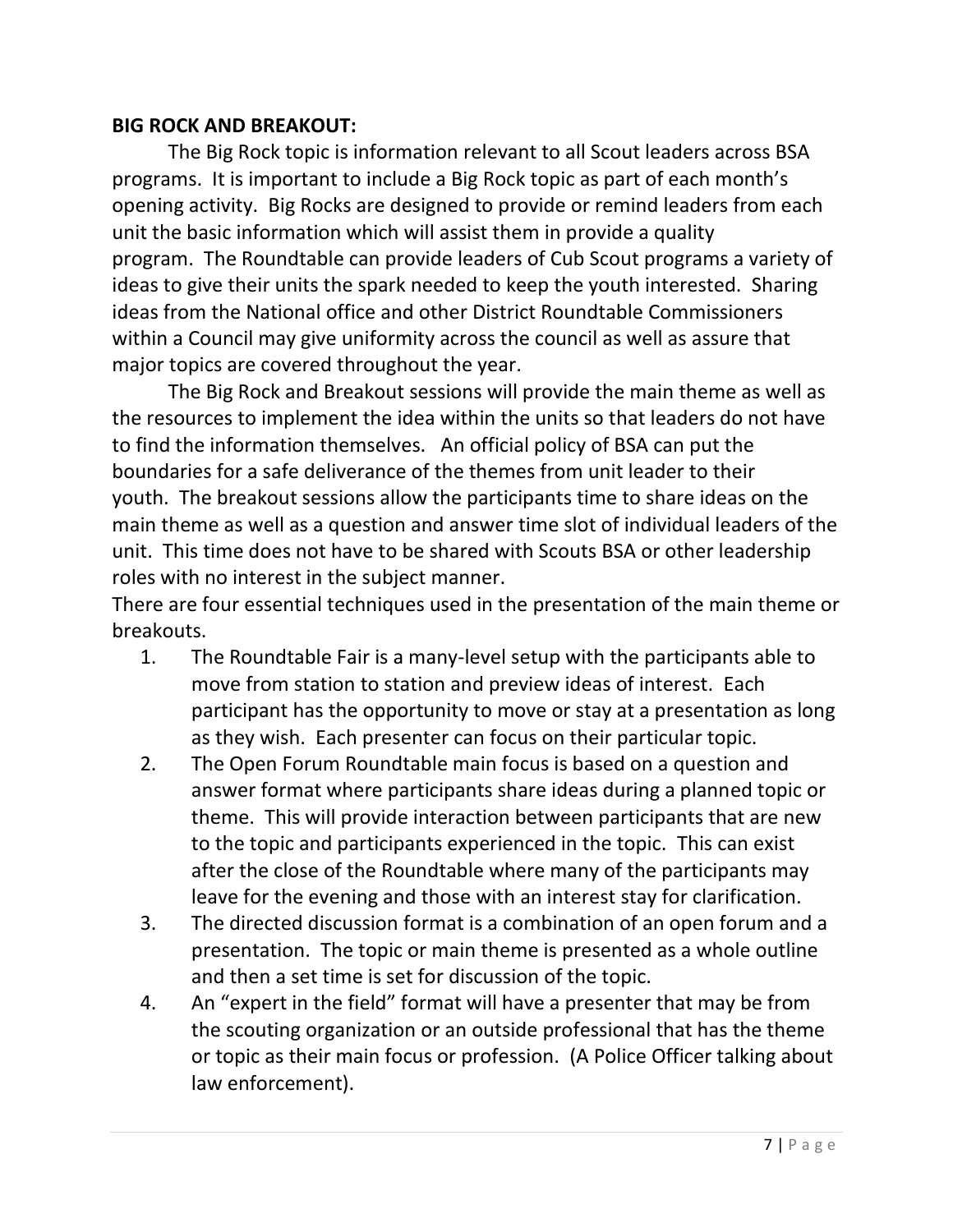**BIG ROCK AND BREAKOUT:**

The Big Rock topic is information relevant to all Scout leaders across BSA programs. It is important to include a Big Rock topic as part of each month's opening activity. Big Rocks are designed to provide or remind leaders from each unit the basic information which will assist them in provide a quality program. The Roundtable can provide leaders of Cub Scout programs a variety of ideas to give their units the spark needed to keep the youth interested. Sharing ideas from the National office and other District Roundtable Commissioners within a Council may give uniformity across the council as well as assure that major topics are covered throughout the year.

The Big Rock and Breakout sessions will provide the main theme as well as the resources to implement the idea within the units so that leaders do not have to find the information themselves. An official policy of BSA can put the boundaries for a safe deliverance of the themes from unit leader to their youth. The breakout sessions allow the participants time to share ideas on the main theme as well as a question and answer time slot of individual leaders of the unit. This time does not have to be shared with Scouts BSA or other leadership roles with no interest in the subject manner.

There are four essential techniques used in the presentation of the main theme or breakouts.

1. The Roundtable Fair is a many-level setup with the participants able to move from station to station and preview ideas of interest. Each participant has the opportunity to move or stay at a presentation as long as they wish. Each presenter can focus on their particular topic.
2. The Open Forum Roundtable main focus is based on a question and answer format where participants share ideas during a planned topic or theme. This will provide interaction between participants that are new to the topic and participants experienced in the topic. This can exist after the close of the Roundtable where many of the participants may leave for the evening and those with an interest stay for clarification.
3. The directed discussion format is a combination of an open forum and a presentation. The topic or main theme is presented as a whole outline and then a set time is set for discussion of the topic.
4. An "expert in the field" format will have a presenter that may be from the scouting organization or an outside professional that has the theme or topic as their main focus or profession. (A Police Officer talking about law enforcement).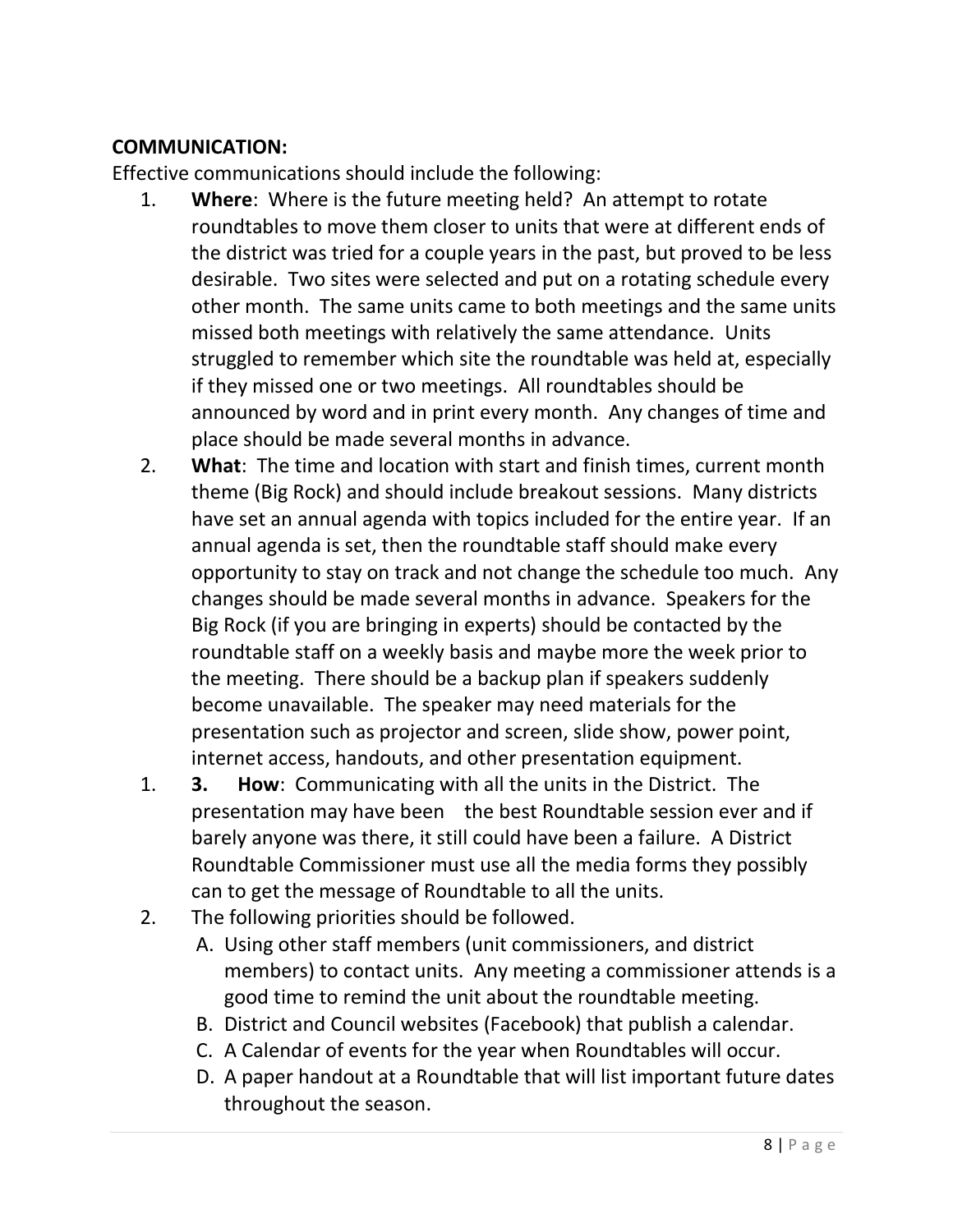**COMMUNICATION:**

Effective communications should include the following:

1. **Where**: Where is the future meeting held? An attempt to rotate roundtables to move them closer to units that were at different ends of the district was tried for a couple years in the past, but proved to be less desirable. Two sites were selected and put on a rotating schedule every other month. The same units came to both meetings and the same units missed both meetings with relatively the same attendance. Units struggled to remember which site the roundtable was held at, especially if they missed one or two meetings. All roundtables should be announced by word and in print every month. Any changes of time and place should be made several months in advance.
2. **What**: The time and location with start and finish times, current month theme (Big Rock) and should include breakout sessions. Many districts have set an annual agenda with topics included for the entire year. If an annual agenda is set, then the roundtable staff should make every opportunity to stay on track and not change the schedule too much. Any changes should be made several months in advance. Speakers for the Big Rock (if you are bringing in experts) should be contacted by the roundtable staff on a weekly basis and maybe more the week prior to the meeting. There should be a backup plan if speakers suddenly become unavailable. The speaker may need materials for the presentation such as projector and screen, slide show, power point, internet access, handouts, and other presentation equipment.

1. **3. How**: Communicating with all the units in the District. The presentation may have been the best Roundtable session ever and if barely anyone was there, it still could have been a failure. A District Roundtable Commissioner must use all the media forms they possibly can to get the message of Roundtable to all the units.
2. The following priorities should be followed.
   A. Using other staff members (unit commissioners, and district members) to contact units. Any meeting a commissioner attends is a good time to remind the unit about the roundtable meeting.
   B. District and Council websites (Facebook) that publish a calendar.
   C. A Calendar of events for the year when Roundtables will occur.
   D. A paper handout at a Roundtable that will list important future dates throughout the season.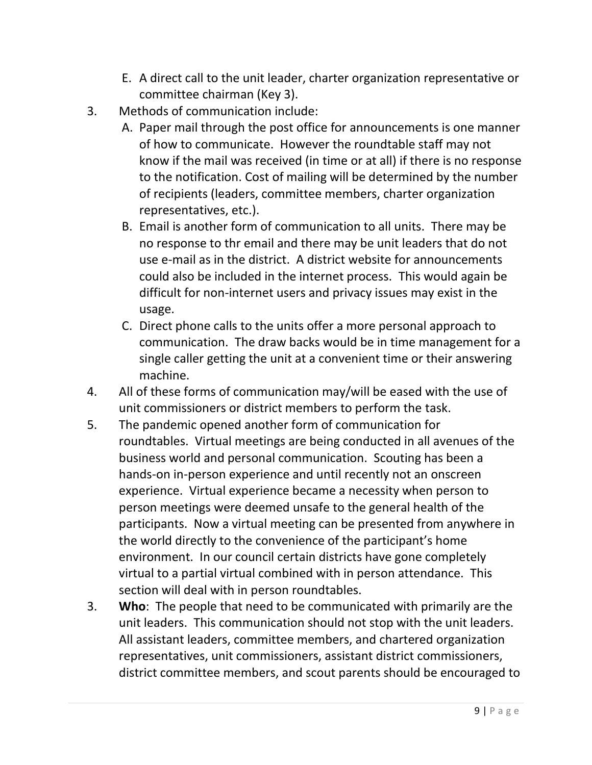E. A direct call to the unit leader, charter organization representative or committee chairman (Key 3).

3. Methods of communication include:
   A. Paper mail through the post office for announcements is one manner of how to communicate. However the roundtable staff may not know if the mail was received (in time or at all) if there is no response to the notification. Cost of mailing will be determined by the number of recipients (leaders, committee members, charter organization representatives, etc.).
   B. Email is another form of communication to all units. There may be no response to thr email and there may be unit leaders that do not use e-mail as in the district. A district website for announcements could also be included in the internet process. This would again be difficult for non-internet users and privacy issues may exist in the usage.
   C. Direct phone calls to the units offer a more personal approach to communication. The draw backs would be in time management for a single caller getting the unit at a convenient time or their answering machine.
4. All of these forms of communication may/will be eased with the use of unit commissioners or district members to perform the task.
5. The pandemic opened another form of communication for roundtables. Virtual meetings are being conducted in all avenues of the business world and personal communication. Scouting has been a hands-on in-person experience and until recently not an onscreen experience. Virtual experience became a necessity when person to person meetings were deemed unsafe to the general health of the participants. Now a virtual meeting can be presented from anywhere in the world directly to the convenience of the participant's home environment. In our council certain districts have gone completely virtual to a partial virtual combined with in person attendance. This section will deal with in person roundtables.
3. **Who**: The people that need to be communicated with primarily are the unit leaders. This communication should not stop with the unit leaders. All assistant leaders, committee members, and chartered organization representatives, unit commissioners, assistant district commissioners, district committee members, and scout parents should be encouraged to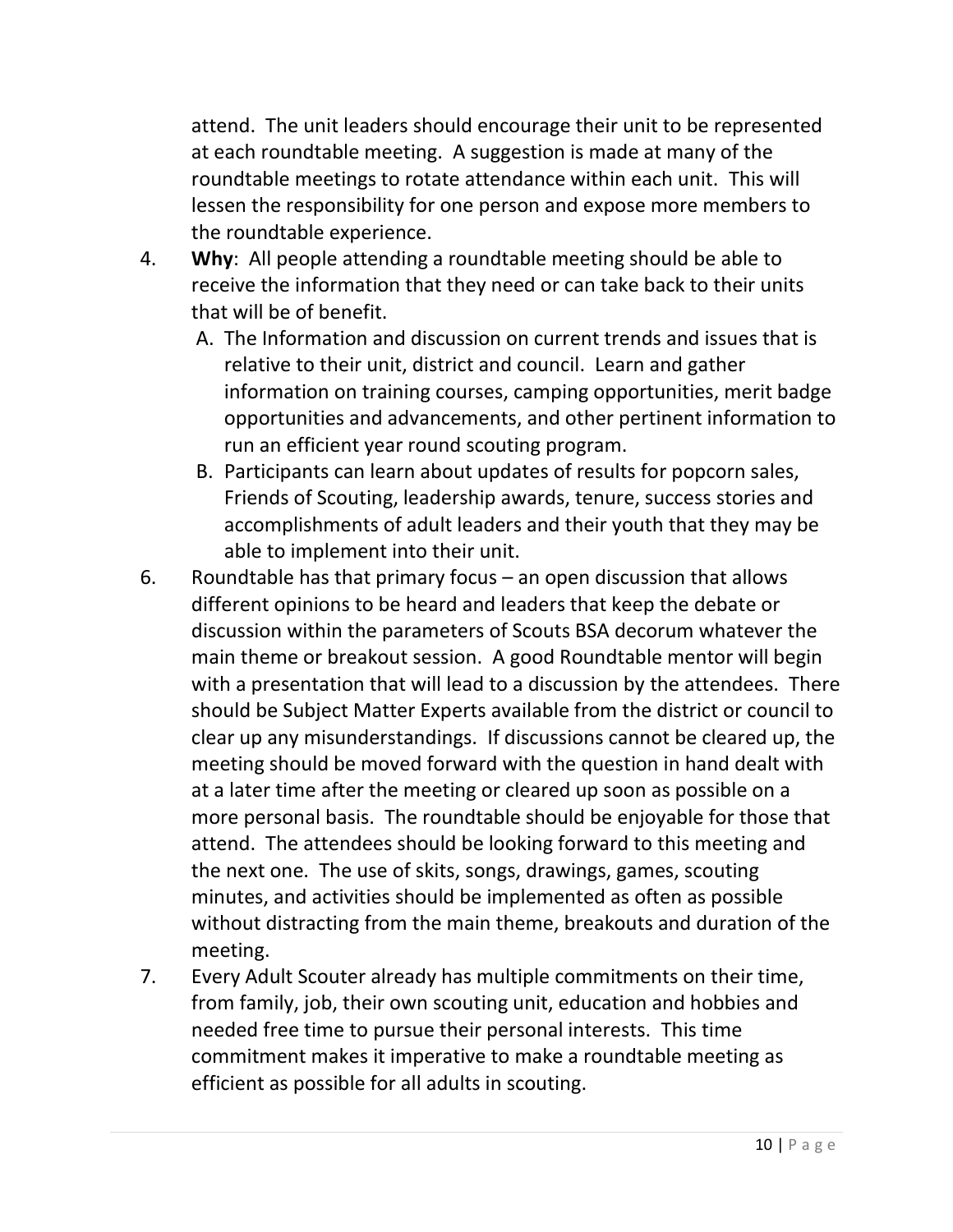attend. The unit leaders should encourage their unit to be represented at each roundtable meeting. A suggestion is made at many of the roundtable meetings to rotate attendance within each unit. This will lessen the responsibility for one person and expose more members to the roundtable experience.

4. **Why**: All people attending a roundtable meeting should be able to receive the information that they need or can take back to their units that will be of benefit.
   A. The Information and discussion on current trends and issues that is relative to their unit, district and council. Learn and gather information on training courses, camping opportunities, merit badge opportunities and advancements, and other pertinent information to run an efficient year round scouting program.
   B. Participants can learn about updates of results for popcorn sales, Friends of Scouting, leadership awards, tenure, success stories and accomplishments of adult leaders and their youth that they may be able to implement into their unit.
6. Roundtable has that primary focus – an open discussion that allows different opinions to be heard and leaders that keep the debate or discussion within the parameters of Scouts BSA decorum whatever the main theme or breakout session. A good Roundtable mentor will begin with a presentation that will lead to a discussion by the attendees. There should be Subject Matter Experts available from the district or council to clear up any misunderstandings. If discussions cannot be cleared up, the meeting should be moved forward with the question in hand dealt with at a later time after the meeting or cleared up soon as possible on a more personal basis. The roundtable should be enjoyable for those that attend. The attendees should be looking forward to this meeting and the next one. The use of skits, songs, drawings, games, scouting minutes, and activities should be implemented as often as possible without distracting from the main theme, breakouts and duration of the meeting.
7. Every Adult Scouter already has multiple commitments on their time, from family, job, their own scouting unit, education and hobbies and needed free time to pursue their personal interests. This time commitment makes it imperative to make a roundtable meeting as efficient as possible for all adults in scouting.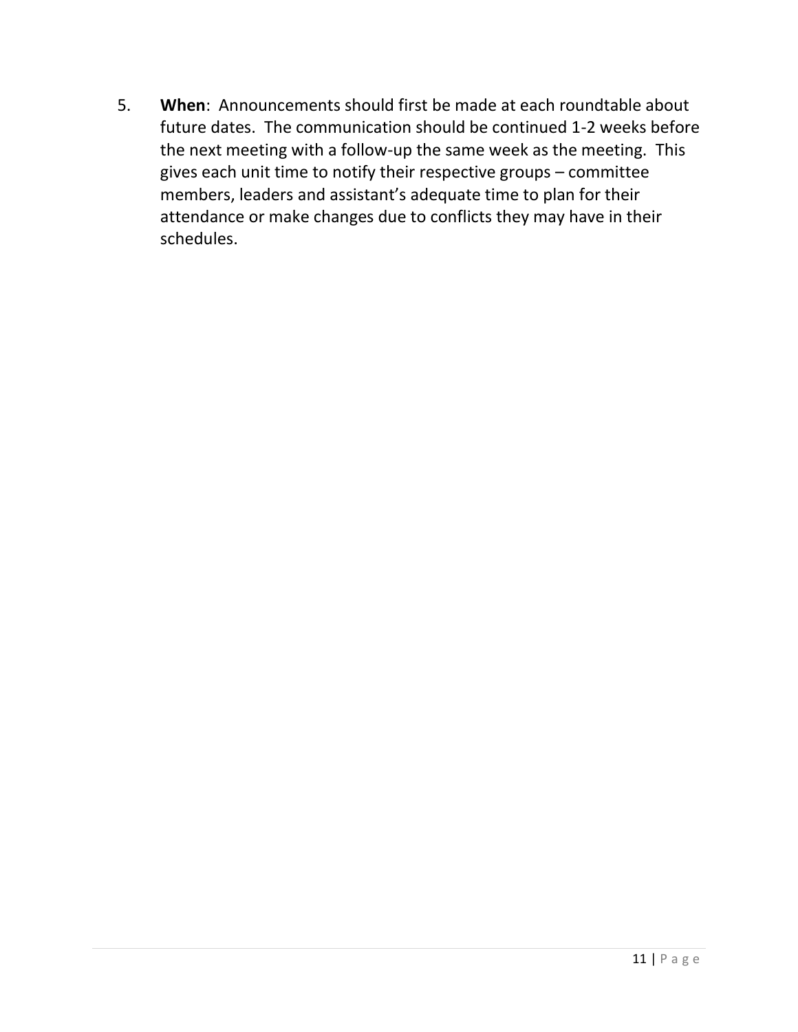5. **When**: Announcements should first be made at each roundtable about future dates. The communication should be continued 1-2 weeks before the next meeting with a follow-up the same week as the meeting. This gives each unit time to notify their respective groups – committee members, leaders and assistant's adequate time to plan for their attendance or make changes due to conflicts they may have in their schedules.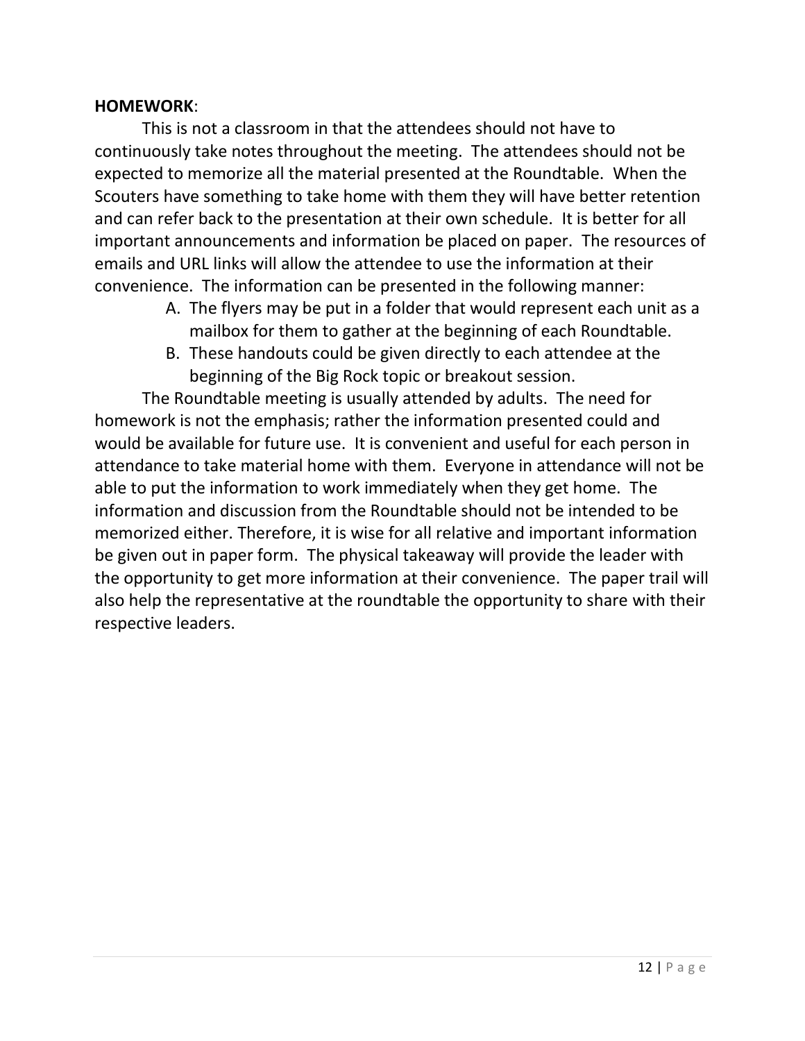**HOMEWORK**:

This is not a classroom in that the attendees should not have to continuously take notes throughout the meeting. The attendees should not be expected to memorize all the material presented at the Roundtable. When the Scouters have something to take home with them they will have better retention and can refer back to the presentation at their own schedule. It is better for all important announcements and information be placed on paper. The resources of emails and URL links will allow the attendee to use the information at their convenience. The information can be presented in the following manner:

A. The flyers may be put in a folder that would represent each unit as a mailbox for them to gather at the beginning of each Roundtable.
B. These handouts could be given directly to each attendee at the beginning of the Big Rock topic or breakout session.

The Roundtable meeting is usually attended by adults. The need for homework is not the emphasis; rather the information presented could and would be available for future use. It is convenient and useful for each person in attendance to take material home with them. Everyone in attendance will not be able to put the information to work immediately when they get home. The information and discussion from the Roundtable should not be intended to be memorized either. Therefore, it is wise for all relative and important information be given out in paper form. The physical takeaway will provide the leader with the opportunity to get more information at their convenience. The paper trail will also help the representative at the roundtable the opportunity to share with their respective leaders.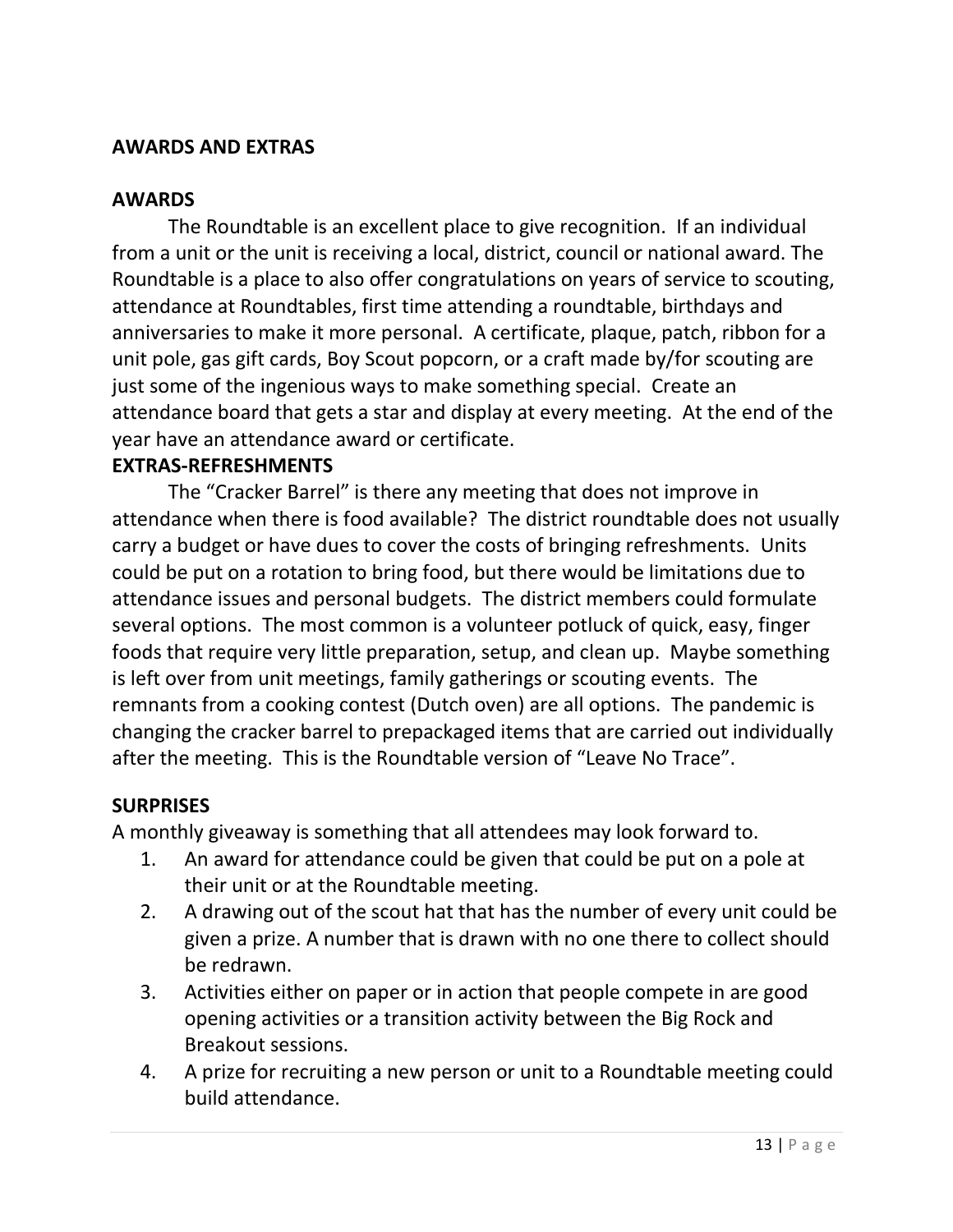## AWARDS AND EXTRAS

### AWARDS

The Roundtable is an excellent place to give recognition. If an individual from a unit or the unit is receiving a local, district, council or national award. The Roundtable is a place to also offer congratulations on years of service to scouting, attendance at Roundtables, first time attending a roundtable, birthdays and anniversaries to make it more personal. A certificate, plaque, patch, ribbon for a unit pole, gas gift cards, Boy Scout popcorn, or a craft made by/for scouting are just some of the ingenious ways to make something special. Create an attendance board that gets a star and display at every meeting. At the end of the year have an attendance award or certificate.

### EXTRAS-REFRESHMENTS

The "Cracker Barrel" is there any meeting that does not improve in attendance when there is food available? The district roundtable does not usually carry a budget or have dues to cover the costs of bringing refreshments. Units could be put on a rotation to bring food, but there would be limitations due to attendance issues and personal budgets. The district members could formulate several options. The most common is a volunteer potluck of quick, easy, finger foods that require very little preparation, setup, and clean up. Maybe something is left over from unit meetings, family gatherings or scouting events. The remnants from a cooking contest (Dutch oven) are all options. The pandemic is changing the cracker barrel to prepackaged items that are carried out individually after the meeting. This is the Roundtable version of "Leave No Trace".

### SURPRISES

A monthly giveaway is something that all attendees may look forward to.

1. An award for attendance could be given that could be put on a pole at their unit or at the Roundtable meeting.
2. A drawing out of the scout hat that has the number of every unit could be given a prize. A number that is drawn with no one there to collect should be redrawn.
3. Activities either on paper or in action that people compete in are good opening activities or a transition activity between the Big Rock and Breakout sessions.
4. A prize for recruiting a new person or unit to a Roundtable meeting could build attendance.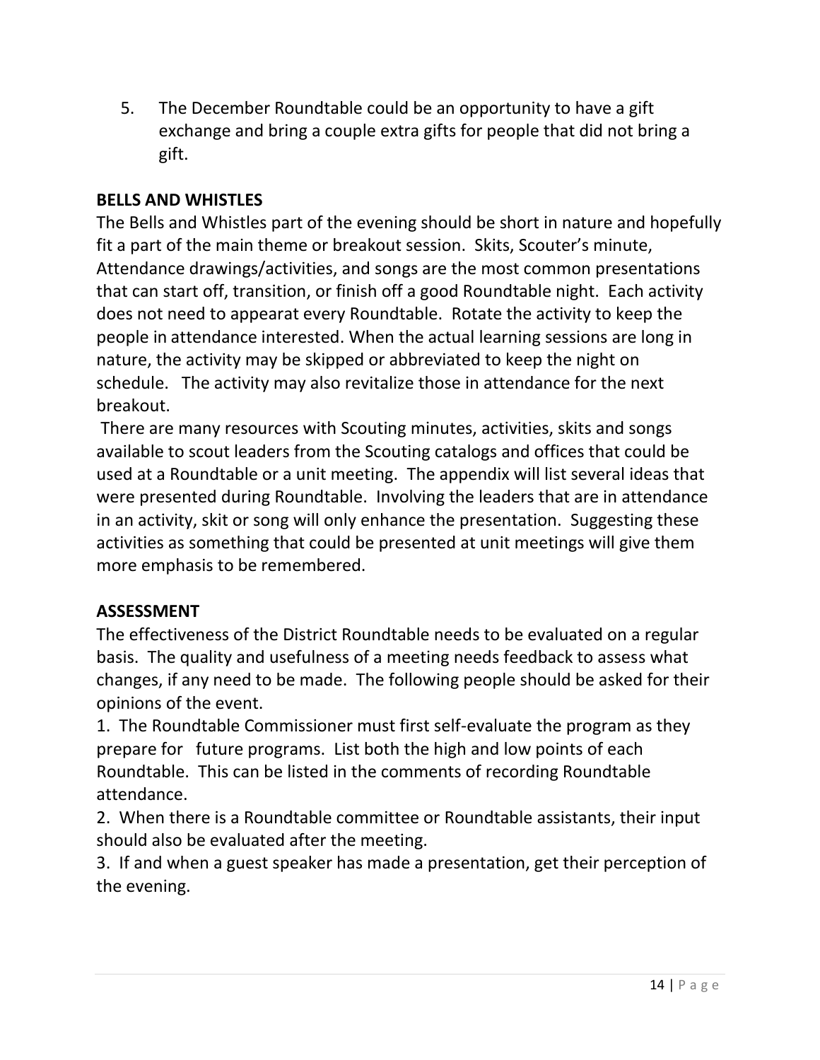5. The December Roundtable could be an opportunity to have a gift exchange and bring a couple extra gifts for people that did not bring a gift.

## BELLS AND WHISTLES

The Bells and Whistles part of the evening should be short in nature and hopefully fit a part of the main theme or breakout session. Skits, Scouter's minute, Attendance drawings/activities, and songs are the most common presentations that can start off, transition, or finish off a good Roundtable night. Each activity does not need to appearat every Roundtable. Rotate the activity to keep the people in attendance interested. When the actual learning sessions are long in nature, the activity may be skipped or abbreviated to keep the night on schedule. The activity may also revitalize those in attendance for the next breakout.

There are many resources with Scouting minutes, activities, skits and songs available to scout leaders from the Scouting catalogs and offices that could be used at a Roundtable or a unit meeting. The appendix will list several ideas that were presented during Roundtable. Involving the leaders that are in attendance in an activity, skit or song will only enhance the presentation. Suggesting these activities as something that could be presented at unit meetings will give them more emphasis to be remembered.

## ASSESSMENT

The effectiveness of the District Roundtable needs to be evaluated on a regular basis. The quality and usefulness of a meeting needs feedback to assess what changes, if any need to be made. The following people should be asked for their opinions of the event.

1. The Roundtable Commissioner must first self-evaluate the program as they prepare for future programs. List both the high and low points of each Roundtable. This can be listed in the comments of recording Roundtable attendance.
2. When there is a Roundtable committee or Roundtable assistants, their input should also be evaluated after the meeting.
3. If and when a guest speaker has made a presentation, get their perception of the evening.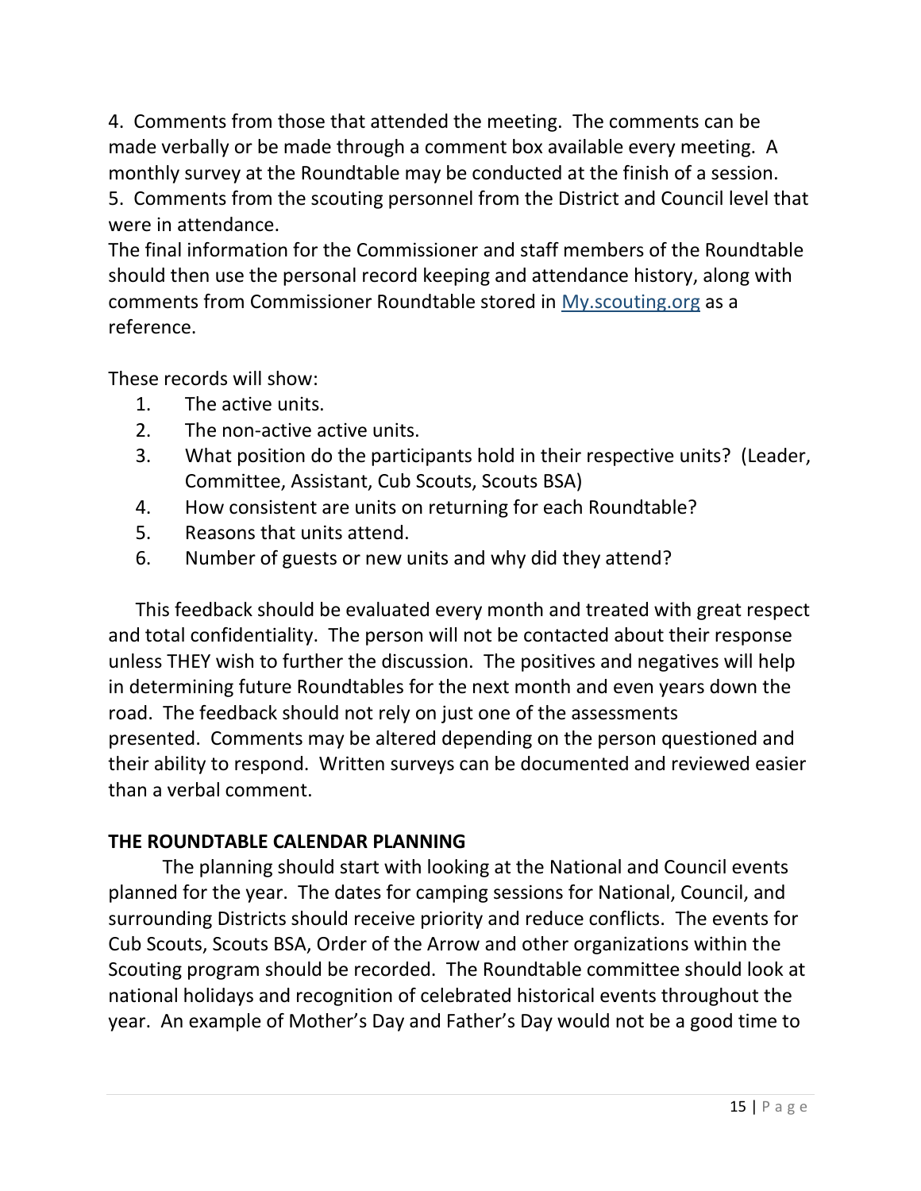4. Comments from those that attended the meeting. The comments can be made verbally or be made through a comment box available every meeting. A monthly survey at the Roundtable may be conducted at the finish of a session.
5. Comments from the scouting personnel from the District and Council level that were in attendance.
The final information for the Commissioner and staff members of the Roundtable should then use the personal record keeping and attendance history, along with comments from Commissioner Roundtable stored in [My.scouting.org](My.scouting.org) as a reference.

These records will show:

1. The active units.
2. The non-active active units.
3. What position do the participants hold in their respective units? (Leader, Committee, Assistant, Cub Scouts, Scouts BSA)
4. How consistent are units on returning for each Roundtable?
5. Reasons that units attend.
6. Number of guests or new units and why did they attend?

This feedback should be evaluated every month and treated with great respect and total confidentiality. The person will not be contacted about their response unless THEY wish to further the discussion. The positives and negatives will help in determining future Roundtables for the next month and even years down the road. The feedback should not rely on just one of the assessments presented. Comments may be altered depending on the person questioned and their ability to respond. Written surveys can be documented and reviewed easier than a verbal comment.

**THE ROUNDTABLE CALENDAR PLANNING**

The planning should start with looking at the National and Council events planned for the year. The dates for camping sessions for National, Council, and surrounding Districts should receive priority and reduce conflicts. The events for Cub Scouts, Scouts BSA, Order of the Arrow and other organizations within the Scouting program should be recorded. The Roundtable committee should look at national holidays and recognition of celebrated historical events throughout the year. An example of Mother's Day and Father's Day would not be a good time to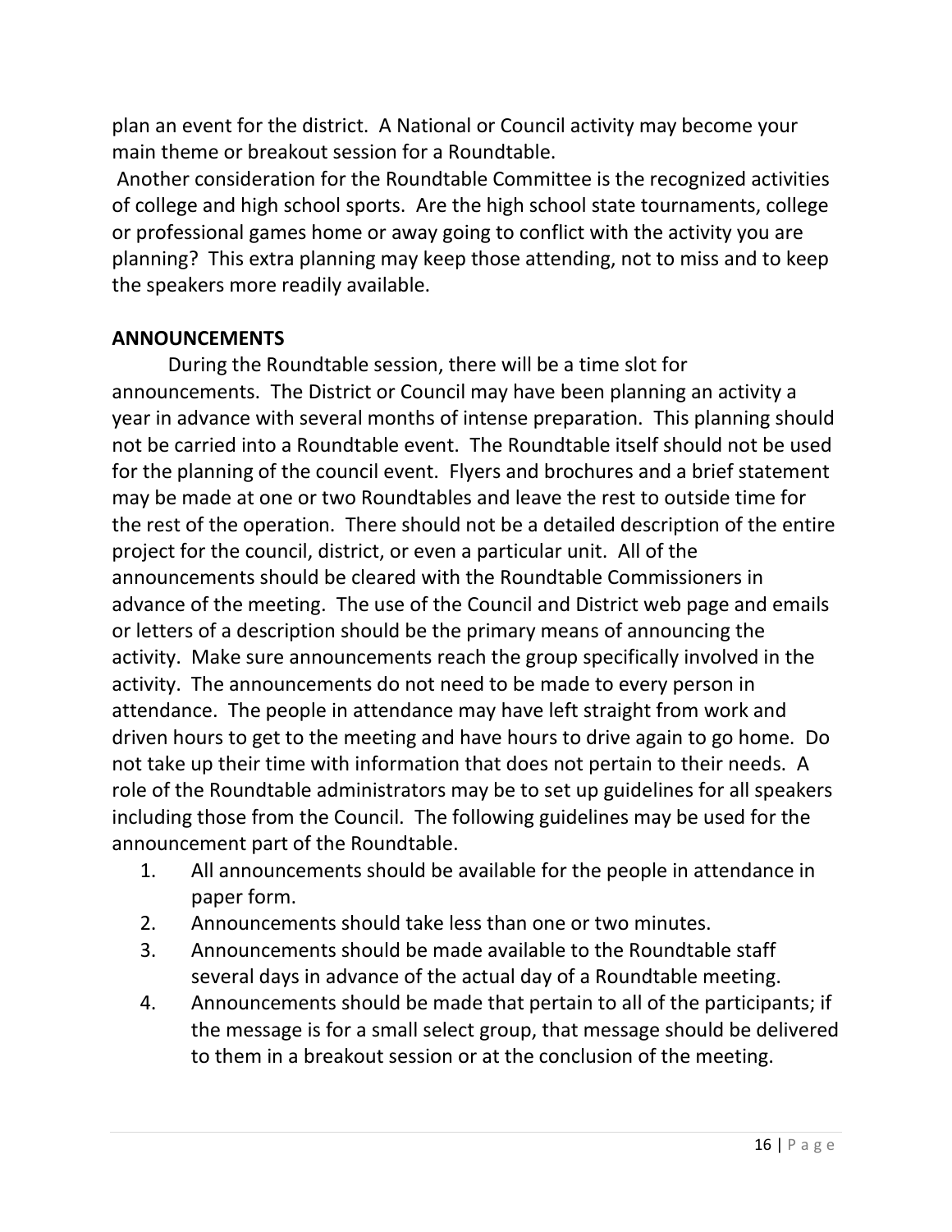plan an event for the district. A National or Council activity may become your main theme or breakout session for a Roundtable.

Another consideration for the Roundtable Committee is the recognized activities of college and high school sports. Are the high school state tournaments, college or professional games home or away going to conflict with the activity you are planning? This extra planning may keep those attending, not to miss and to keep the speakers more readily available.

**ANNOUNCEMENTS**

During the Roundtable session, there will be a time slot for announcements. The District or Council may have been planning an activity a year in advance with several months of intense preparation. This planning should not be carried into a Roundtable event. The Roundtable itself should not be used for the planning of the council event. Flyers and brochures and a brief statement may be made at one or two Roundtables and leave the rest to outside time for the rest of the operation. There should not be a detailed description of the entire project for the council, district, or even a particular unit. All of the announcements should be cleared with the Roundtable Commissioners in advance of the meeting. The use of the Council and District web page and emails or letters of a description should be the primary means of announcing the activity. Make sure announcements reach the group specifically involved in the activity. The announcements do not need to be made to every person in attendance. The people in attendance may have left straight from work and driven hours to get to the meeting and have hours to drive again to go home. Do not take up their time with information that does not pertain to their needs. A role of the Roundtable administrators may be to set up guidelines for all speakers including those from the Council. The following guidelines may be used for the announcement part of the Roundtable.

1. All announcements should be available for the people in attendance in paper form.
2. Announcements should take less than one or two minutes.
3. Announcements should be made available to the Roundtable staff several days in advance of the actual day of a Roundtable meeting.
4. Announcements should be made that pertain to all of the participants; if the message is for a small select group, that message should be delivered to them in a breakout session or at the conclusion of the meeting.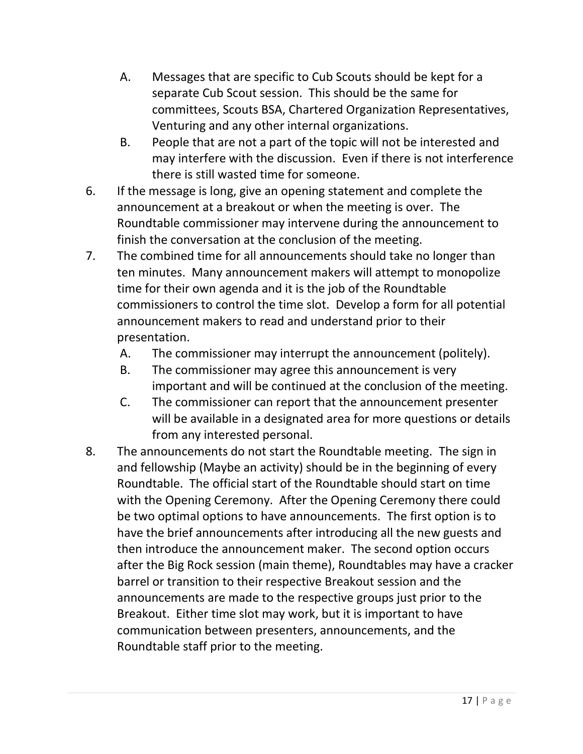A. Messages that are specific to Cub Scouts should be kept for a separate Cub Scout session. This should be the same for committees, Scouts BSA, Chartered Organization Representatives, Venturing and any other internal organizations.
   B. People that are not a part of the topic will not be interested and may interfere with the discussion. Even if there is not interference there is still wasted time for someone.

6. If the message is long, give an opening statement and complete the announcement at a breakout or when the meeting is over. The Roundtable commissioner may intervene during the announcement to finish the conversation at the conclusion of the meeting.
7. The combined time for all announcements should take no longer than ten minutes. Many announcement makers will attempt to monopolize time for their own agenda and it is the job of the Roundtable commissioners to control the time slot. Develop a form for all potential announcement makers to read and understand prior to their presentation.
   A. The commissioner may interrupt the announcement (politely).
   B. The commissioner may agree this announcement is very important and will be continued at the conclusion of the meeting.
   C. The commissioner can report that the announcement presenter will be available in a designated area for more questions or details from any interested personal.
8. The announcements do not start the Roundtable meeting. The sign in and fellowship (Maybe an activity) should be in the beginning of every Roundtable. The official start of the Roundtable should start on time with the Opening Ceremony. After the Opening Ceremony there could be two optimal options to have announcements. The first option is to have the brief announcements after introducing all the new guests and then introduce the announcement maker. The second option occurs after the Big Rock session (main theme), Roundtables may have a cracker barrel or transition to their respective Breakout session and the announcements are made to the respective groups just prior to the Breakout. Either time slot may work, but it is important to have communication between presenters, announcements, and the Roundtable staff prior to the meeting.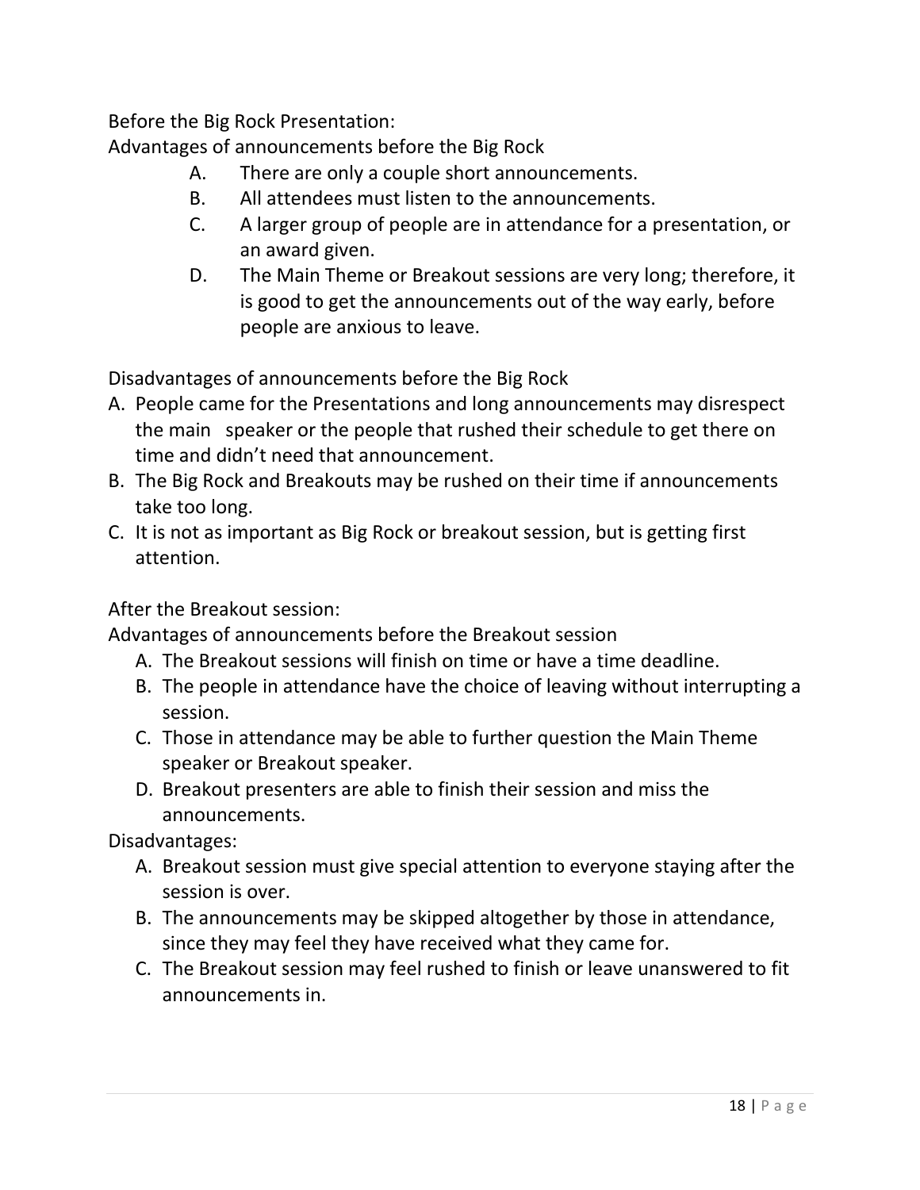Before the Big Rock Presentation:

Advantages of announcements before the Big Rock

A. There are only a couple short announcements.
B. All attendees must listen to the announcements.
C. A larger group of people are in attendance for a presentation, or an award given.
D. The Main Theme or Breakout sessions are very long; therefore, it is good to get the announcements out of the way early, before people are anxious to leave.

Disadvantages of announcements before the Big Rock

A. People came for the Presentations and long announcements may disrespect the main speaker or the people that rushed their schedule to get there on time and didn't need that announcement.
B. The Big Rock and Breakouts may be rushed on their time if announcements take too long.
C. It is not as important as Big Rock or breakout session, but is getting first attention.

After the Breakout session:

Advantages of announcements before the Breakout session

A. The Breakout sessions will finish on time or have a time deadline.
B. The people in attendance have the choice of leaving without interrupting a session.
C. Those in attendance may be able to further question the Main Theme speaker or Breakout speaker.
D. Breakout presenters are able to finish their session and miss the announcements.

Disadvantages:

A. Breakout session must give special attention to everyone staying after the session is over.
B. The announcements may be skipped altogether by those in attendance, since they may feel they have received what they came for.
C. The Breakout session may feel rushed to finish or leave unanswered to fit announcements in.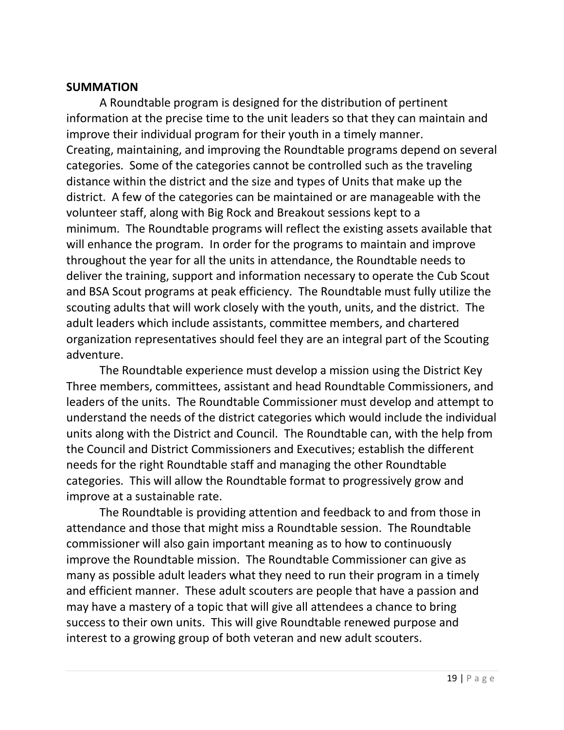**SUMMATION**

A Roundtable program is designed for the distribution of pertinent information at the precise time to the unit leaders so that they can maintain and improve their individual program for their youth in a timely manner. Creating, maintaining, and improving the Roundtable programs depend on several categories. Some of the categories cannot be controlled such as the traveling distance within the district and the size and types of Units that make up the district. A few of the categories can be maintained or are manageable with the volunteer staff, along with Big Rock and Breakout sessions kept to a minimum. The Roundtable programs will reflect the existing assets available that will enhance the program. In order for the programs to maintain and improve throughout the year for all the units in attendance, the Roundtable needs to deliver the training, support and information necessary to operate the Cub Scout and BSA Scout programs at peak efficiency. The Roundtable must fully utilize the scouting adults that will work closely with the youth, units, and the district. The adult leaders which include assistants, committee members, and chartered organization representatives should feel they are an integral part of the Scouting adventure.

The Roundtable experience must develop a mission using the District Key Three members, committees, assistant and head Roundtable Commissioners, and leaders of the units. The Roundtable Commissioner must develop and attempt to understand the needs of the district categories which would include the individual units along with the District and Council. The Roundtable can, with the help from the Council and District Commissioners and Executives; establish the different needs for the right Roundtable staff and managing the other Roundtable categories. This will allow the Roundtable format to progressively grow and improve at a sustainable rate.

The Roundtable is providing attention and feedback to and from those in attendance and those that might miss a Roundtable session. The Roundtable commissioner will also gain important meaning as to how to continuously improve the Roundtable mission. The Roundtable Commissioner can give as many as possible adult leaders what they need to run their program in a timely and efficient manner. These adult scouters are people that have a passion and may have a mastery of a topic that will give all attendees a chance to bring success to their own units. This will give Roundtable renewed purpose and interest to a growing group of both veteran and new adult scouters.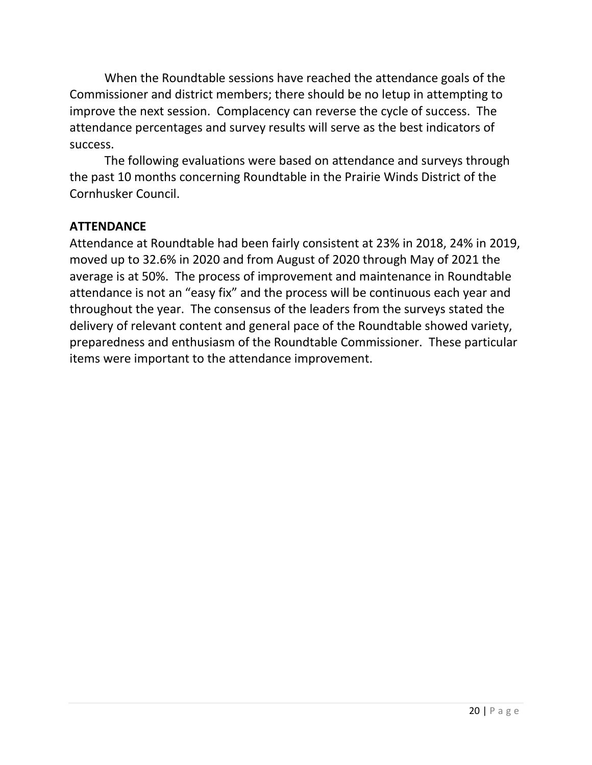When the Roundtable sessions have reached the attendance goals of the Commissioner and district members; there should be no letup in attempting to improve the next session. Complacency can reverse the cycle of success. The attendance percentages and survey results will serve as the best indicators of success.

The following evaluations were based on attendance and surveys through the past 10 months concerning Roundtable in the Prairie Winds District of the Cornhusker Council.

**ATTENDANCE**

Attendance at Roundtable had been fairly consistent at 23% in 2018, 24% in 2019, moved up to 32.6% in 2020 and from August of 2020 through May of 2021 the average is at 50%. The process of improvement and maintenance in Roundtable attendance is not an "easy fix" and the process will be continuous each year and throughout the year. The consensus of the leaders from the surveys stated the delivery of relevant content and general pace of the Roundtable showed variety, preparedness and enthusiasm of the Roundtable Commissioner. These particular items were important to the attendance improvement.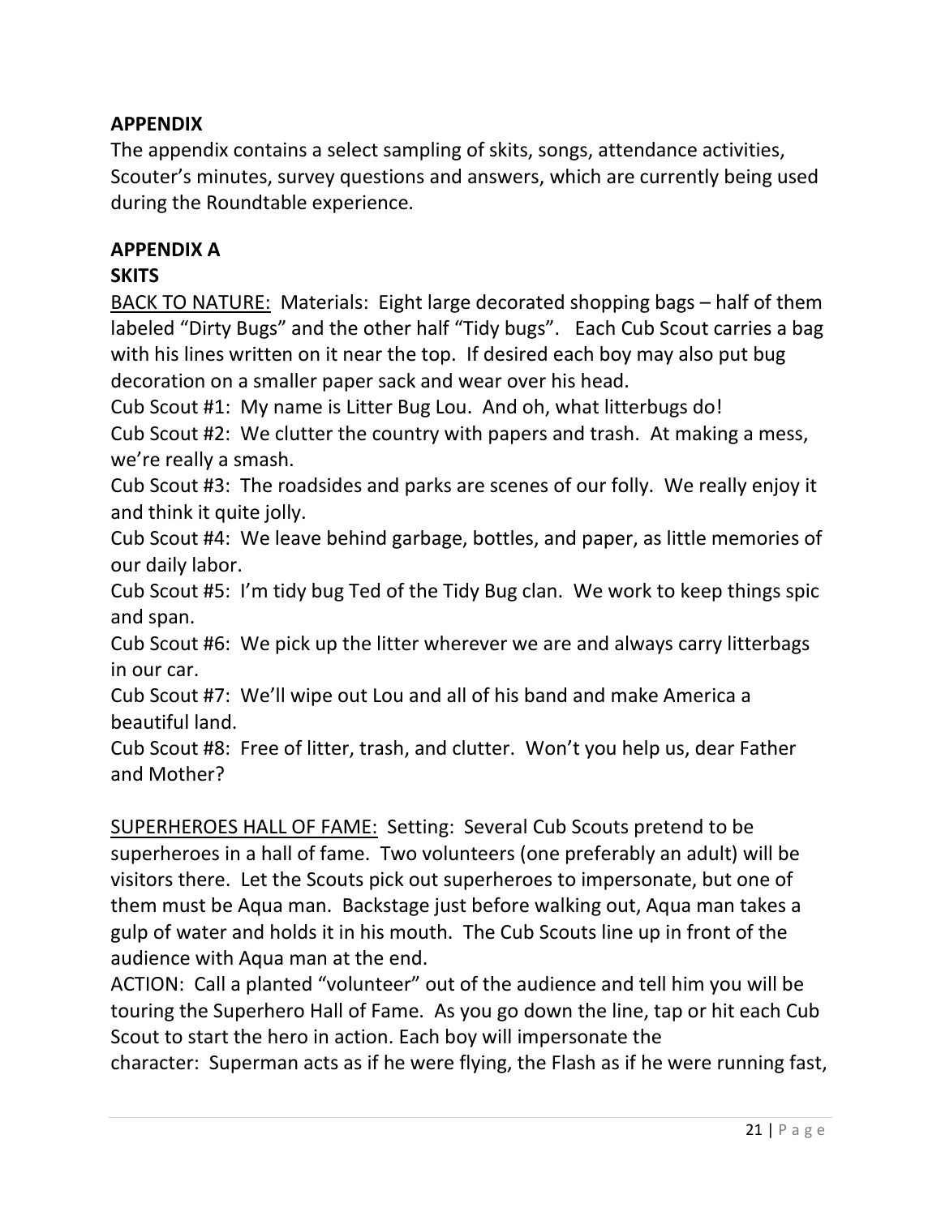## APPENDIX

The appendix contains a select sampling of skits, songs, attendance activities, Scouter's minutes, survey questions and answers, which are currently being used during the Roundtable experience.

## APPENDIX A

### SKITS

<u>BACK TO NATURE:</u> Materials: Eight large decorated shopping bags – half of them labeled "Dirty Bugs" and the other half "Tidy bugs". Each Cub Scout carries a bag with his lines written on it near the top. If desired each boy may also put bug decoration on a smaller paper sack and wear over his head.

Cub Scout #1: My name is Litter Bug Lou. And oh, what litterbugs do!

Cub Scout #2: We clutter the country with papers and trash. At making a mess, we're really a smash.

Cub Scout #3: The roadsides and parks are scenes of our folly. We really enjoy it and think it quite jolly.

Cub Scout #4: We leave behind garbage, bottles, and paper, as little memories of our daily labor.

Cub Scout #5: I'm tidy bug Ted of the Tidy Bug clan. We work to keep things spic and span.

Cub Scout #6: We pick up the litter wherever we are and always carry litterbags in our car.

Cub Scout #7: We'll wipe out Lou and all of his band and make America a beautiful land.

Cub Scout #8: Free of litter, trash, and clutter. Won't you help us, dear Father and Mother?

<u>SUPERHEROES HALL OF FAME:</u> Setting: Several Cub Scouts pretend to be superheroes in a hall of fame. Two volunteers (one preferably an adult) will be visitors there. Let the Scouts pick out superheroes to impersonate, but one of them must be Aqua man. Backstage just before walking out, Aqua man takes a gulp of water and holds it in his mouth. The Cub Scouts line up in front of the audience with Aqua man at the end.

ACTION: Call a planted "volunteer" out of the audience and tell him you will be touring the Superhero Hall of Fame. As you go down the line, tap or hit each Cub Scout to start the hero in action. Each boy will impersonate the character: Superman acts as if he were flying, the Flash as if he were running fast,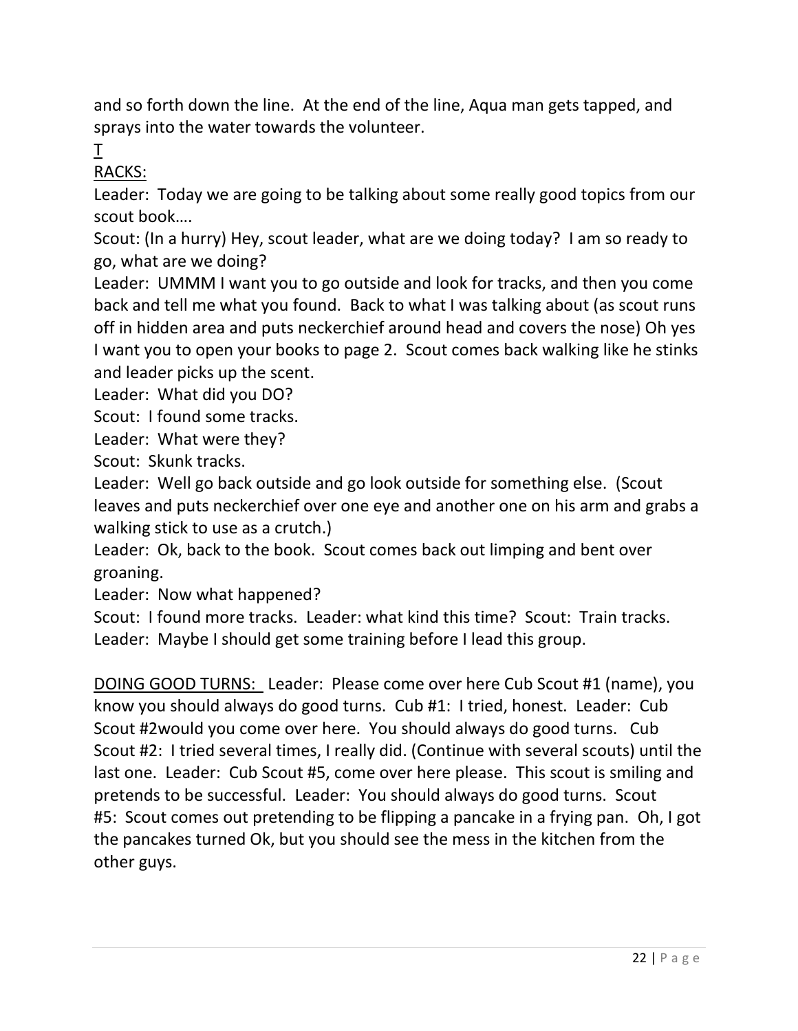and so forth down the line. At the end of the line, Aqua man gets tapped, and sprays into the water towards the volunteer.

<u>T</u>

<u>RACKS:</u>

Leader: Today we are going to be talking about some really good topics from our scout book….

Scout: (In a hurry) Hey, scout leader, what are we doing today? I am so ready to go, what are we doing?

Leader: UMMM I want you to go outside and look for tracks, and then you come back and tell me what you found. Back to what I was talking about (as scout runs off in hidden area and puts neckerchief around head and covers the nose) Oh yes I want you to open your books to page 2. Scout comes back walking like he stinks and leader picks up the scent.

Leader: What did you DO?

Scout: I found some tracks.

Leader: What were they?

Scout: Skunk tracks.

Leader: Well go back outside and go look outside for something else. (Scout leaves and puts neckerchief over one eye and another one on his arm and grabs a walking stick to use as a crutch.)

Leader: Ok, back to the book. Scout comes back out limping and bent over groaning.

Leader: Now what happened?

Scout: I found more tracks. Leader: what kind this time? Scout: Train tracks.

Leader: Maybe I should get some training before I lead this group.

<u>DOING GOOD TURNS:</u> Leader: Please come over here Cub Scout #1 (name), you know you should always do good turns. Cub #1: I tried, honest. Leader: Cub Scout #2would you come over here. You should always do good turns. Cub Scout #2: I tried several times, I really did. (Continue with several scouts) until the last one. Leader: Cub Scout #5, come over here please. This scout is smiling and pretends to be successful. Leader: You should always do good turns. Scout #5: Scout comes out pretending to be flipping a pancake in a frying pan. Oh, I got the pancakes turned Ok, but you should see the mess in the kitchen from the other guys.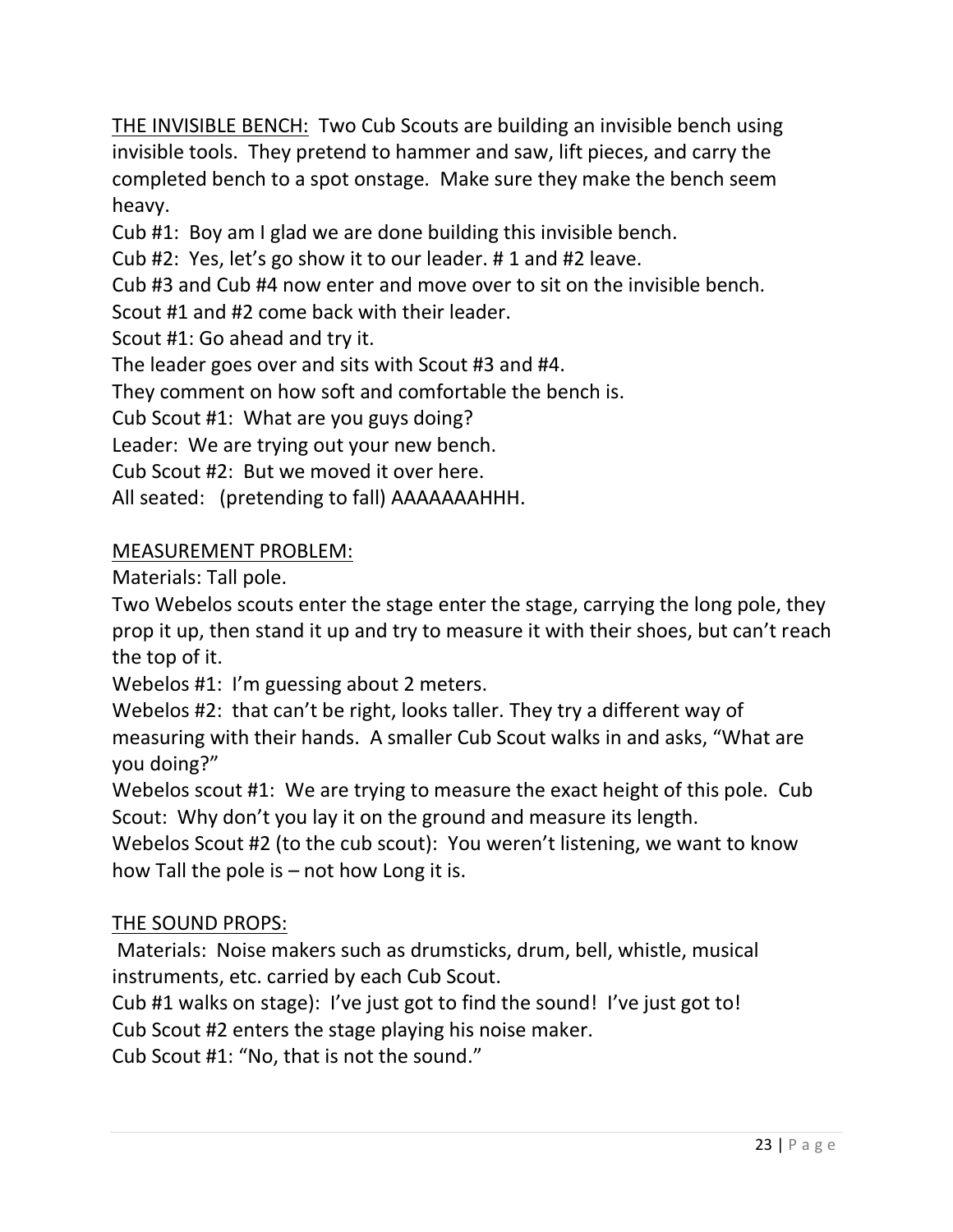<u>THE INVISIBLE BENCH:</u> Two Cub Scouts are building an invisible bench using invisible tools. They pretend to hammer and saw, lift pieces, and carry the completed bench to a spot onstage. Make sure they make the bench seem heavy.

Cub #1: Boy am I glad we are done building this invisible bench.

Cub #2: Yes, let's go show it to our leader. # 1 and #2 leave.

Cub #3 and Cub #4 now enter and move over to sit on the invisible bench.

Scout #1 and #2 come back with their leader.

Scout #1: Go ahead and try it.

The leader goes over and sits with Scout #3 and #4.

They comment on how soft and comfortable the bench is.

Cub Scout #1: What are you guys doing?

Leader: We are trying out your new bench.

Cub Scout #2: But we moved it over here.

All seated: (pretending to fall) AAAAAAAHHH.

<u>MEASUREMENT PROBLEM:</u>

Materials: Tall pole.

Two Webelos scouts enter the stage enter the stage, carrying the long pole, they prop it up, then stand it up and try to measure it with their shoes, but can't reach the top of it.

Webelos #1: I'm guessing about 2 meters.

Webelos #2: that can't be right, looks taller. They try a different way of measuring with their hands. A smaller Cub Scout walks in and asks, "What are you doing?"

Webelos scout #1: We are trying to measure the exact height of this pole. Cub Scout: Why don't you lay it on the ground and measure its length.

Webelos Scout #2 (to the cub scout): You weren't listening, we want to know how Tall the pole is – not how Long it is.

<u>THE SOUND PROPS:</u>

Materials: Noise makers such as drumsticks, drum, bell, whistle, musical instruments, etc. carried by each Cub Scout.

Cub #1 walks on stage): I've just got to find the sound! I've just got to!

Cub Scout #2 enters the stage playing his noise maker.

Cub Scout #1: "No, that is not the sound."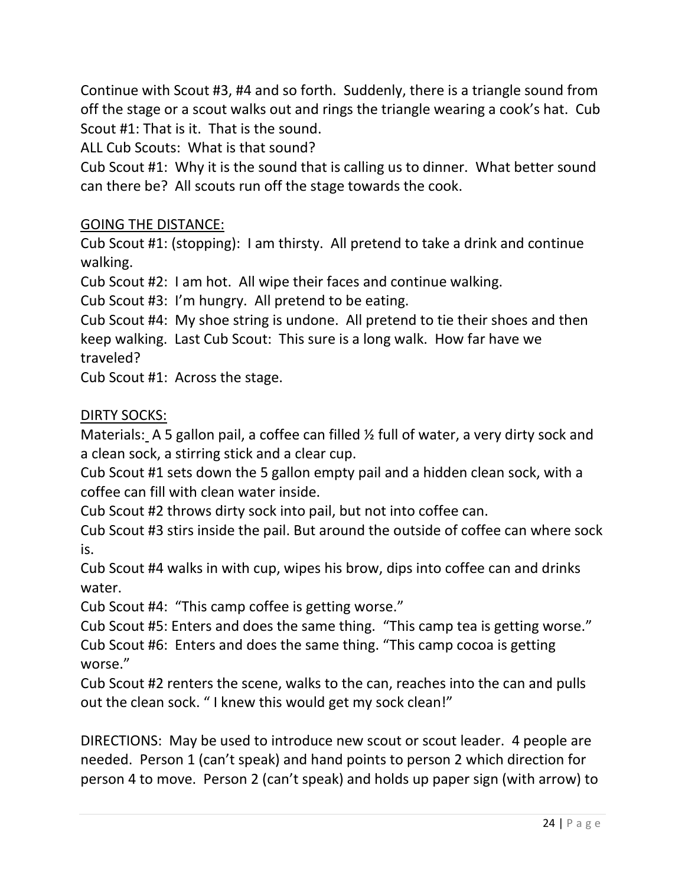Continue with Scout #3, #4 and so forth. Suddenly, there is a triangle sound from off the stage or a scout walks out and rings the triangle wearing a cook's hat. Cub Scout #1: That is it. That is the sound.

ALL Cub Scouts: What is that sound?

Cub Scout #1: Why it is the sound that is calling us to dinner. What better sound can there be? All scouts run off the stage towards the cook.

<u>GOING THE DISTANCE:</u>

Cub Scout #1: (stopping): I am thirsty. All pretend to take a drink and continue walking.

Cub Scout #2: I am hot. All wipe their faces and continue walking.

Cub Scout #3: I'm hungry. All pretend to be eating.

Cub Scout #4: My shoe string is undone. All pretend to tie their shoes and then keep walking. Last Cub Scout: This sure is a long walk. How far have we traveled?

Cub Scout #1: Across the stage.

<u>DIRTY SOCKS:</u>

Materials: A 5 gallon pail, a coffee can filled ½ full of water, a very dirty sock and a clean sock, a stirring stick and a clear cup.

Cub Scout #1 sets down the 5 gallon empty pail and a hidden clean sock, with a coffee can fill with clean water inside.

Cub Scout #2 throws dirty sock into pail, but not into coffee can.

Cub Scout #3 stirs inside the pail. But around the outside of coffee can where sock is.

Cub Scout #4 walks in with cup, wipes his brow, dips into coffee can and drinks water.

Cub Scout #4: "This camp coffee is getting worse."

Cub Scout #5: Enters and does the same thing. "This camp tea is getting worse."

Cub Scout #6: Enters and does the same thing. "This camp cocoa is getting worse."

Cub Scout #2 renters the scene, walks to the can, reaches into the can and pulls out the clean sock. " I knew this would get my sock clean!"

DIRECTIONS: May be used to introduce new scout or scout leader. 4 people are needed. Person 1 (can't speak) and hand points to person 2 which direction for person 4 to move. Person 2 (can't speak) and holds up paper sign (with arrow) to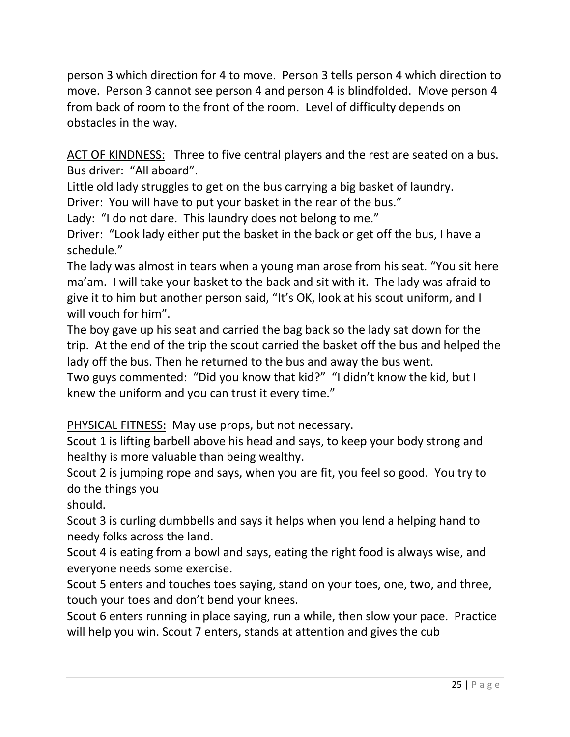person 3 which direction for 4 to move. Person 3 tells person 4 which direction to move. Person 3 cannot see person 4 and person 4 is blindfolded. Move person 4 from back of room to the front of the room. Level of difficulty depends on obstacles in the way.

<u>ACT OF KINDNESS:</u> Three to five central players and the rest are seated on a bus.
Bus driver: "All aboard".
Little old lady struggles to get on the bus carrying a big basket of laundry.
Driver: You will have to put your basket in the rear of the bus."
Lady: "I do not dare. This laundry does not belong to me."
Driver: "Look lady either put the basket in the back or get off the bus, I have a schedule."
The lady was almost in tears when a young man arose from his seat. "You sit here ma'am. I will take your basket to the back and sit with it. The lady was afraid to give it to him but another person said, "It's OK, look at his scout uniform, and I will vouch for him".
The boy gave up his seat and carried the bag back so the lady sat down for the trip. At the end of the trip the scout carried the basket off the bus and helped the lady off the bus. Then he returned to the bus and away the bus went.
Two guys commented: "Did you know that kid?" "I didn't know the kid, but I knew the uniform and you can trust it every time."

<u>PHYSICAL FITNESS:</u> May use props, but not necessary.
Scout 1 is lifting barbell above his head and says, to keep your body strong and healthy is more valuable than being wealthy.
Scout 2 is jumping rope and says, when you are fit, you feel so good. You try to do the things you
should.
Scout 3 is curling dumbbells and says it helps when you lend a helping hand to needy folks across the land.
Scout 4 is eating from a bowl and says, eating the right food is always wise, and everyone needs some exercise.
Scout 5 enters and touches toes saying, stand on your toes, one, two, and three, touch your toes and don't bend your knees.
Scout 6 enters running in place saying, run a while, then slow your pace. Practice will help you win. Scout 7 enters, stands at attention and gives the cub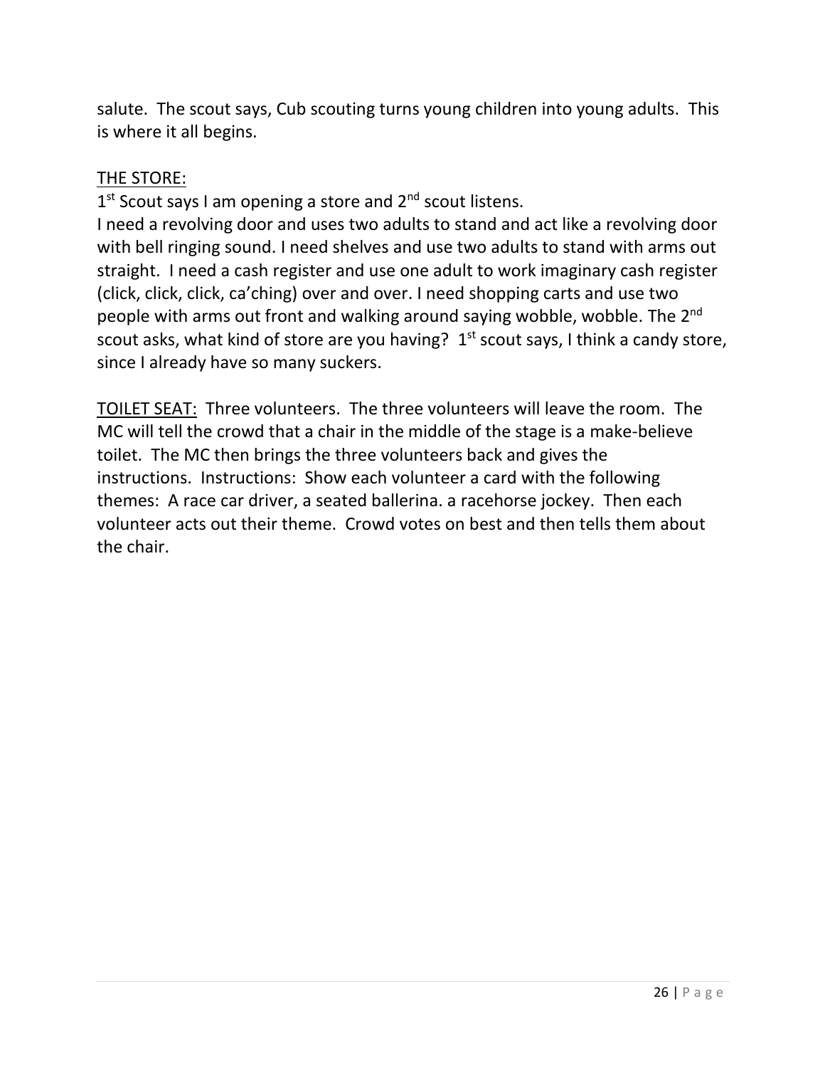salute. The scout says, Cub scouting turns young children into young adults. This is where it all begins.

<u>THE STORE:</u>
1st Scout says I am opening a store and 2nd scout listens.
I need a revolving door and uses two adults to stand and act like a revolving door with bell ringing sound. I need shelves and use two adults to stand with arms out straight. I need a cash register and use one adult to work imaginary cash register (click, click, click, ca'ching) over and over. I need shopping carts and use two people with arms out front and walking around saying wobble, wobble. The 2nd scout asks, what kind of store are you having? 1st scout says, I think a candy store, since I already have so many suckers.

<u>TOILET SEAT:</u> Three volunteers. The three volunteers will leave the room. The MC will tell the crowd that a chair in the middle of the stage is a make-believe toilet. The MC then brings the three volunteers back and gives the instructions. Instructions: Show each volunteer a card with the following themes: A race car driver, a seated ballerina. a racehorse jockey. Then each volunteer acts out their theme. Crowd votes on best and then tells them about the chair.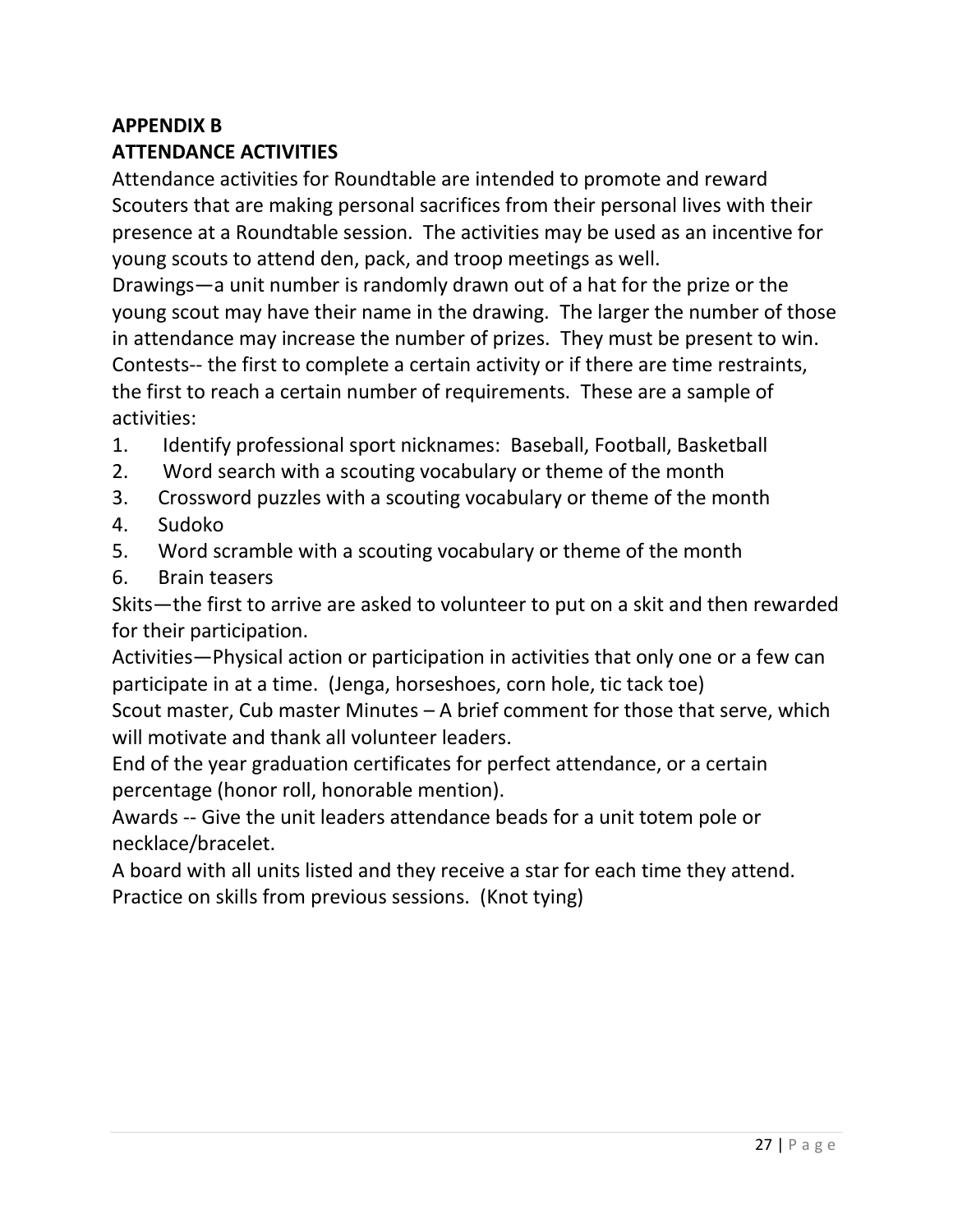## APPENDIX B
## ATTENDANCE ACTIVITIES

Attendance activities for Roundtable are intended to promote and reward Scouters that are making personal sacrifices from their personal lives with their presence at a Roundtable session. The activities may be used as an incentive for young scouts to attend den, pack, and troop meetings as well.

Drawings—a unit number is randomly drawn out of a hat for the prize or the young scout may have their name in the drawing. The larger the number of those in attendance may increase the number of prizes. They must be present to win.

Contests-- the first to complete a certain activity or if there are time restraints, the first to reach a certain number of requirements. These are a sample of activities:

1. Identify professional sport nicknames: Baseball, Football, Basketball
2. Word search with a scouting vocabulary or theme of the month
3. Crossword puzzles with a scouting vocabulary or theme of the month
4. Sudoko
5. Word scramble with a scouting vocabulary or theme of the month
6. Brain teasers

Skits—the first to arrive are asked to volunteer to put on a skit and then rewarded for their participation.

Activities—Physical action or participation in activities that only one or a few can participate in at a time. (Jenga, horseshoes, corn hole, tic tack toe)

Scout master, Cub master Minutes – A brief comment for those that serve, which will motivate and thank all volunteer leaders.

End of the year graduation certificates for perfect attendance, or a certain percentage (honor roll, honorable mention).

Awards -- Give the unit leaders attendance beads for a unit totem pole or necklace/bracelet.

A board with all units listed and they receive a star for each time they attend.

Practice on skills from previous sessions. (Knot tying)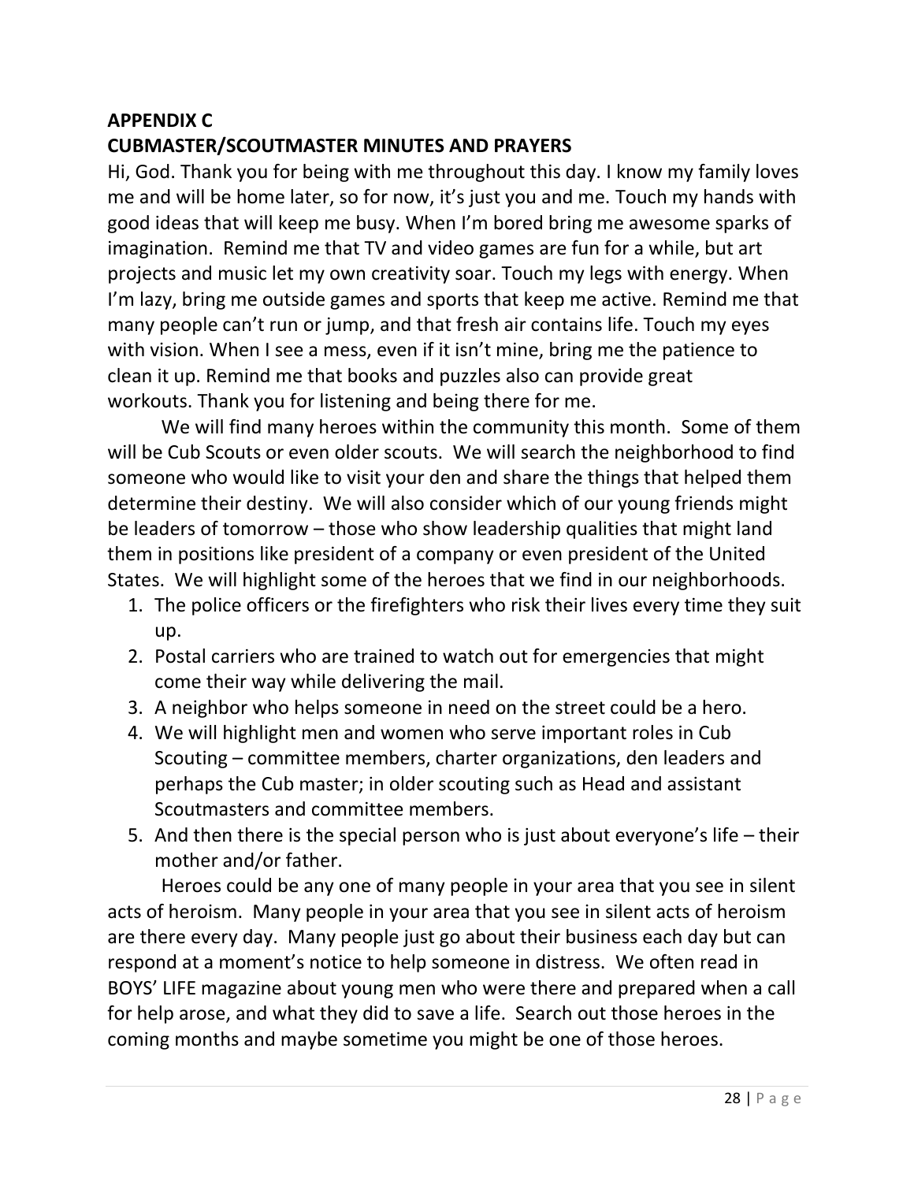**APPENDIX C**
**CUBMASTER/SCOUTMASTER MINUTES AND PRAYERS**

Hi, God. Thank you for being with me throughout this day. I know my family loves me and will be home later, so for now, it's just you and me. Touch my hands with good ideas that will keep me busy. When I'm bored bring me awesome sparks of imagination. Remind me that TV and video games are fun for a while, but art projects and music let my own creativity soar. Touch my legs with energy. When I'm lazy, bring me outside games and sports that keep me active. Remind me that many people can't run or jump, and that fresh air contains life. Touch my eyes with vision. When I see a mess, even if it isn't mine, bring me the patience to clean it up. Remind me that books and puzzles also can provide great workouts. Thank you for listening and being there for me.

We will find many heroes within the community this month. Some of them will be Cub Scouts or even older scouts. We will search the neighborhood to find someone who would like to visit your den and share the things that helped them determine their destiny. We will also consider which of our young friends might be leaders of tomorrow – those who show leadership qualities that might land them in positions like president of a company or even president of the United States. We will highlight some of the heroes that we find in our neighborhoods.

1. The police officers or the firefighters who risk their lives every time they suit up.
2. Postal carriers who are trained to watch out for emergencies that might come their way while delivering the mail.
3. A neighbor who helps someone in need on the street could be a hero.
4. We will highlight men and women who serve important roles in Cub Scouting – committee members, charter organizations, den leaders and perhaps the Cub master; in older scouting such as Head and assistant Scoutmasters and committee members.
5. And then there is the special person who is just about everyone's life – their mother and/or father.

Heroes could be any one of many people in your area that you see in silent acts of heroism. Many people in your area that you see in silent acts of heroism are there every day. Many people just go about their business each day but can respond at a moment's notice to help someone in distress. We often read in BOYS' LIFE magazine about young men who were there and prepared when a call for help arose, and what they did to save a life. Search out those heroes in the coming months and maybe sometime you might be one of those heroes.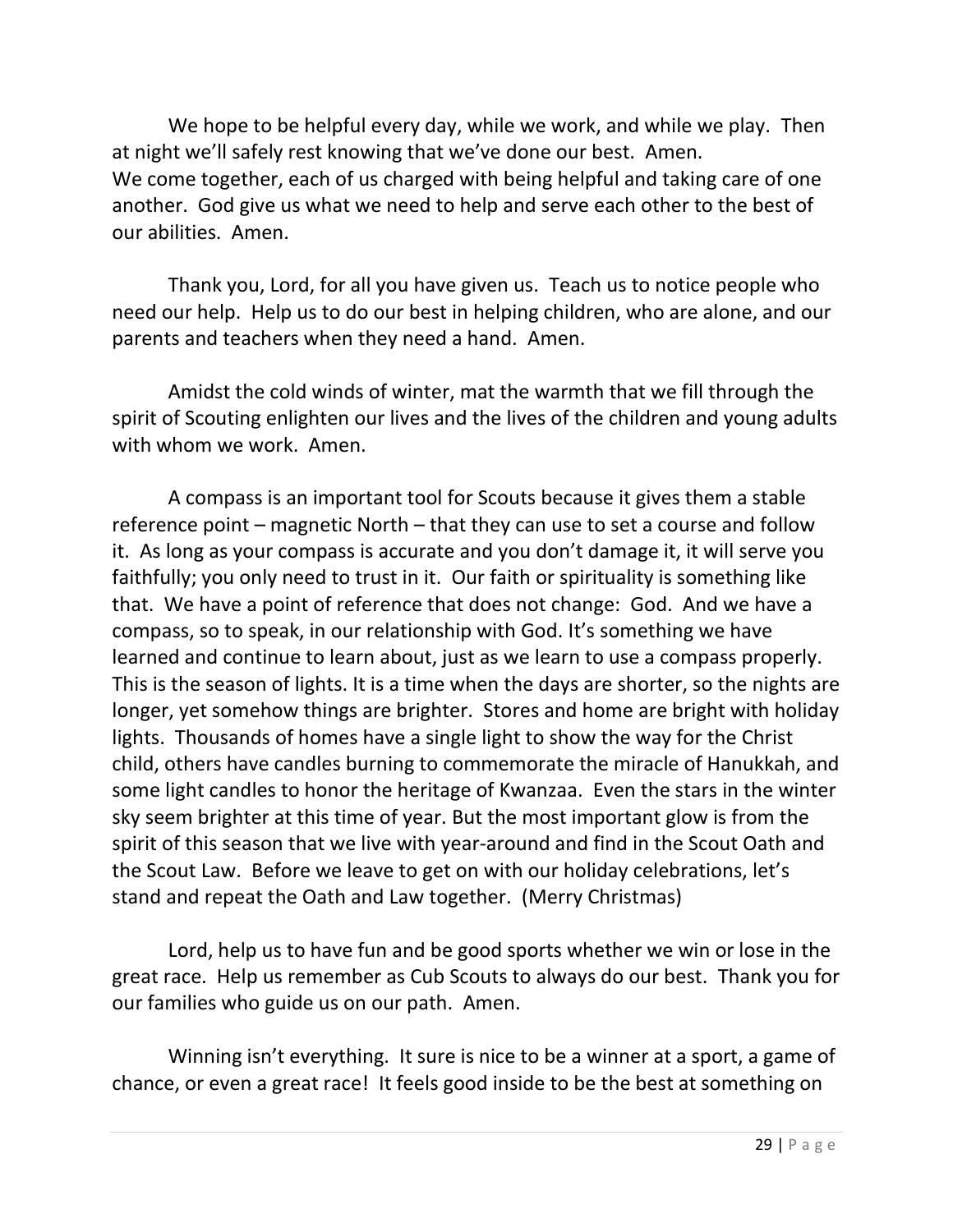We hope to be helpful every day, while we work, and while we play. Then at night we'll safely rest knowing that we've done our best. Amen.
We come together, each of us charged with being helpful and taking care of one another. God give us what we need to help and serve each other to the best of our abilities. Amen.

Thank you, Lord, for all you have given us. Teach us to notice people who need our help. Help us to do our best in helping children, who are alone, and our parents and teachers when they need a hand. Amen.

Amidst the cold winds of winter, mat the warmth that we fill through the spirit of Scouting enlighten our lives and the lives of the children and young adults with whom we work. Amen.

A compass is an important tool for Scouts because it gives them a stable reference point – magnetic North – that they can use to set a course and follow it. As long as your compass is accurate and you don't damage it, it will serve you faithfully; you only need to trust in it. Our faith or spirituality is something like that. We have a point of reference that does not change: God. And we have a compass, so to speak, in our relationship with God. It's something we have learned and continue to learn about, just as we learn to use a compass properly.
This is the season of lights. It is a time when the days are shorter, so the nights are longer, yet somehow things are brighter. Stores and home are bright with holiday lights. Thousands of homes have a single light to show the way for the Christ child, others have candles burning to commemorate the miracle of Hanukkah, and some light candles to honor the heritage of Kwanzaa. Even the stars in the winter sky seem brighter at this time of year. But the most important glow is from the spirit of this season that we live with year-around and find in the Scout Oath and the Scout Law. Before we leave to get on with our holiday celebrations, let's stand and repeat the Oath and Law together. (Merry Christmas)

Lord, help us to have fun and be good sports whether we win or lose in the great race. Help us remember as Cub Scouts to always do our best. Thank you for our families who guide us on our path. Amen.

Winning isn't everything. It sure is nice to be a winner at a sport, a game of chance, or even a great race! It feels good inside to be the best at something on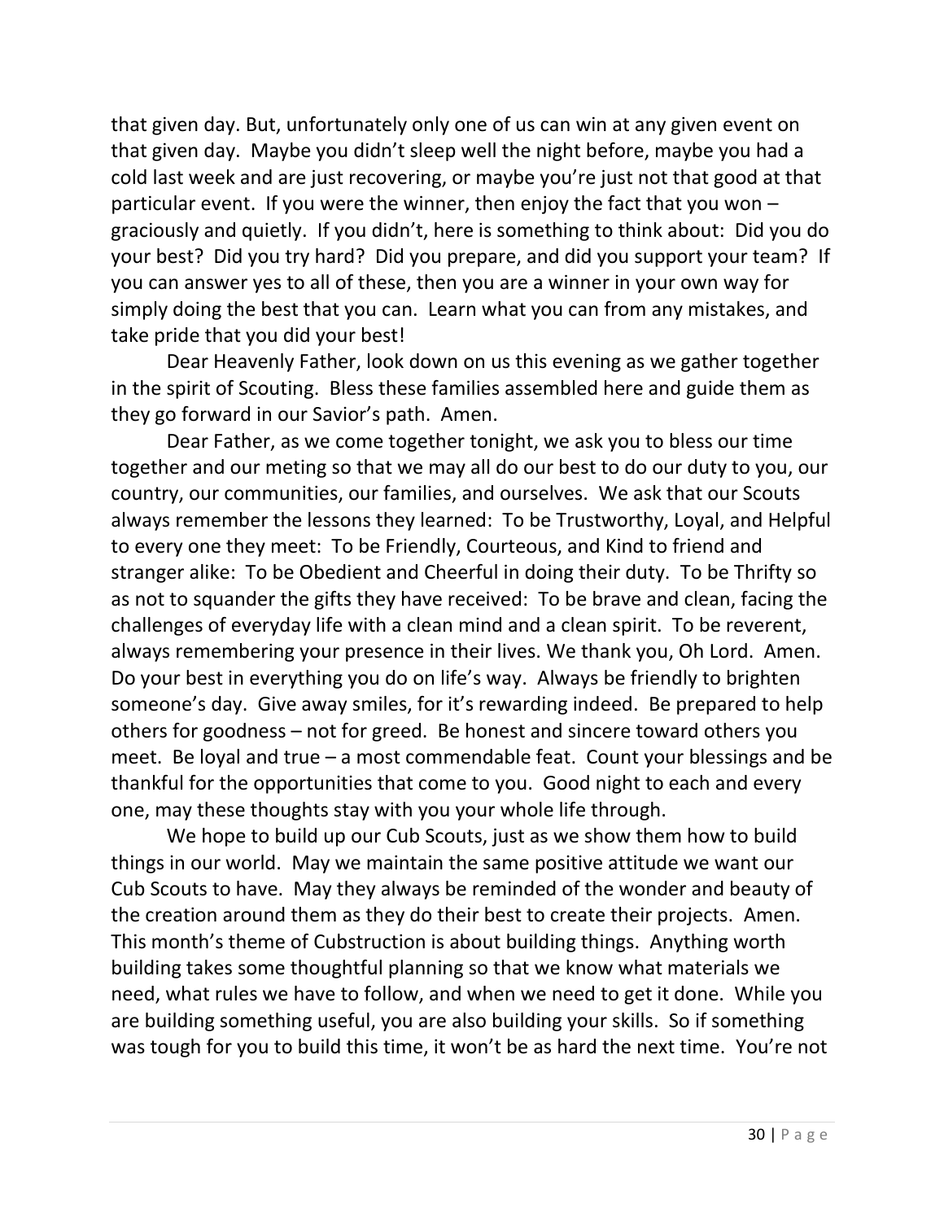that given day. But, unfortunately only one of us can win at any given event on that given day. Maybe you didn't sleep well the night before, maybe you had a cold last week and are just recovering, or maybe you're just not that good at that particular event. If you were the winner, then enjoy the fact that you won – graciously and quietly. If you didn't, here is something to think about: Did you do your best? Did you try hard? Did you prepare, and did you support your team? If you can answer yes to all of these, then you are a winner in your own way for simply doing the best that you can. Learn what you can from any mistakes, and take pride that you did your best!

Dear Heavenly Father, look down on us this evening as we gather together in the spirit of Scouting. Bless these families assembled here and guide them as they go forward in our Savior's path. Amen.

Dear Father, as we come together tonight, we ask you to bless our time together and our meting so that we may all do our best to do our duty to you, our country, our communities, our families, and ourselves. We ask that our Scouts always remember the lessons they learned: To be Trustworthy, Loyal, and Helpful to every one they meet: To be Friendly, Courteous, and Kind to friend and stranger alike: To be Obedient and Cheerful in doing their duty. To be Thrifty so as not to squander the gifts they have received: To be brave and clean, facing the challenges of everyday life with a clean mind and a clean spirit. To be reverent, always remembering your presence in their lives. We thank you, Oh Lord. Amen.
Do your best in everything you do on life's way. Always be friendly to brighten someone's day. Give away smiles, for it's rewarding indeed. Be prepared to help others for goodness – not for greed. Be honest and sincere toward others you meet. Be loyal and true – a most commendable feat. Count your blessings and be thankful for the opportunities that come to you. Good night to each and every one, may these thoughts stay with you your whole life through.

We hope to build up our Cub Scouts, just as we show them how to build things in our world. May we maintain the same positive attitude we want our Cub Scouts to have. May they always be reminded of the wonder and beauty of the creation around them as they do their best to create their projects. Amen.
This month's theme of Cubstruction is about building things. Anything worth building takes some thoughtful planning so that we know what materials we need, what rules we have to follow, and when we need to get it done. While you are building something useful, you are also building your skills. So if something was tough for you to build this time, it won't be as hard the next time. You're not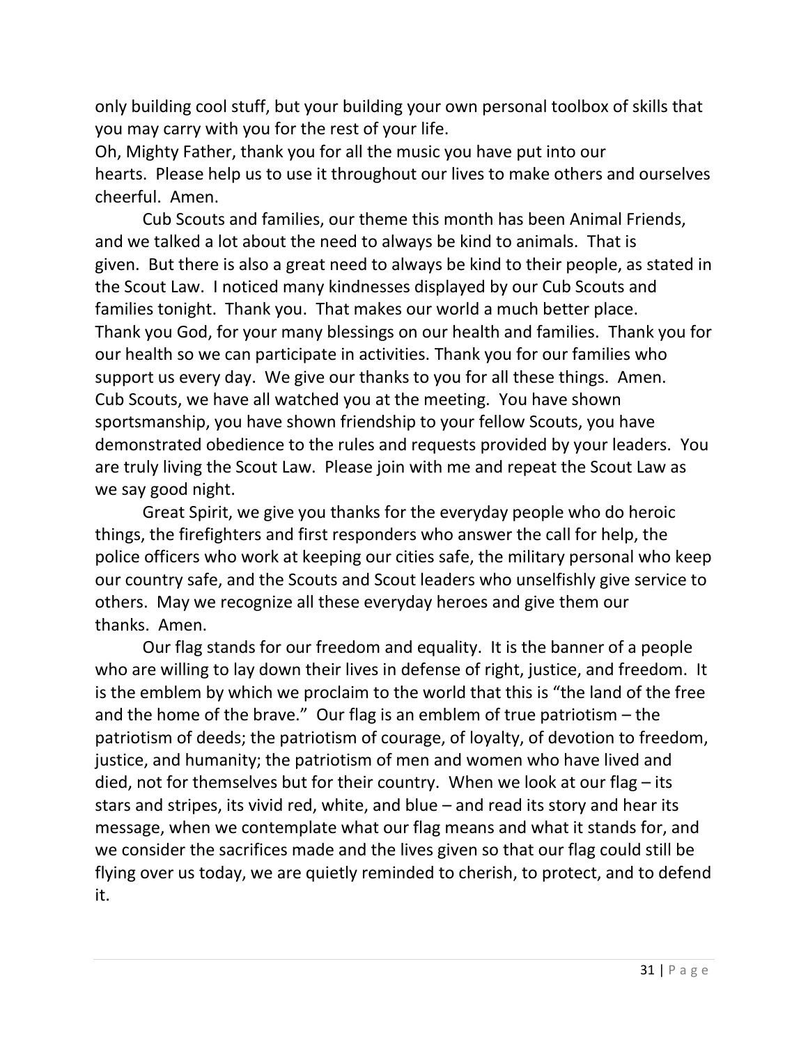only building cool stuff, but your building your own personal toolbox of skills that you may carry with you for the rest of your life.

Oh, Mighty Father, thank you for all the music you have put into our hearts. Please help us to use it throughout our lives to make others and ourselves cheerful. Amen.

Cub Scouts and families, our theme this month has been Animal Friends, and we talked a lot about the need to always be kind to animals. That is given. But there is also a great need to always be kind to their people, as stated in the Scout Law. I noticed many kindnesses displayed by our Cub Scouts and families tonight. Thank you. That makes our world a much better place.

Thank you God, for your many blessings on our health and families. Thank you for our health so we can participate in activities. Thank you for our families who support us every day. We give our thanks to you for all these things. Amen.

Cub Scouts, we have all watched you at the meeting. You have shown sportsmanship, you have shown friendship to your fellow Scouts, you have demonstrated obedience to the rules and requests provided by your leaders. You are truly living the Scout Law. Please join with me and repeat the Scout Law as we say good night.

Great Spirit, we give you thanks for the everyday people who do heroic things, the firefighters and first responders who answer the call for help, the police officers who work at keeping our cities safe, the military personal who keep our country safe, and the Scouts and Scout leaders who unselfishly give service to others. May we recognize all these everyday heroes and give them our thanks. Amen.

Our flag stands for our freedom and equality. It is the banner of a people who are willing to lay down their lives in defense of right, justice, and freedom. It is the emblem by which we proclaim to the world that this is "the land of the free and the home of the brave." Our flag is an emblem of true patriotism – the patriotism of deeds; the patriotism of courage, of loyalty, of devotion to freedom, justice, and humanity; the patriotism of men and women who have lived and died, not for themselves but for their country. When we look at our flag – its stars and stripes, its vivid red, white, and blue – and read its story and hear its message, when we contemplate what our flag means and what it stands for, and we consider the sacrifices made and the lives given so that our flag could still be flying over us today, we are quietly reminded to cherish, to protect, and to defend it.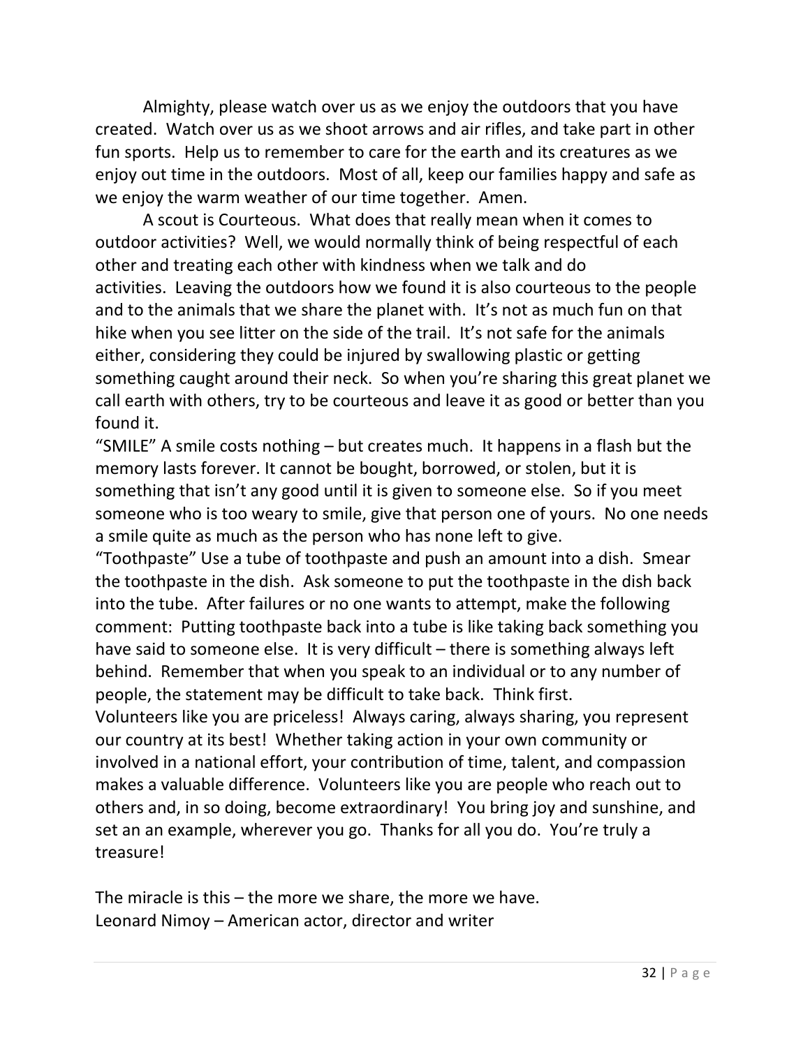Almighty, please watch over us as we enjoy the outdoors that you have created. Watch over us as we shoot arrows and air rifles, and take part in other fun sports. Help us to remember to care for the earth and its creatures as we enjoy out time in the outdoors. Most of all, keep our families happy and safe as we enjoy the warm weather of our time together. Amen.

A scout is Courteous. What does that really mean when it comes to outdoor activities? Well, we would normally think of being respectful of each other and treating each other with kindness when we talk and do activities. Leaving the outdoors how we found it is also courteous to the people and to the animals that we share the planet with. It's not as much fun on that hike when you see litter on the side of the trail. It's not safe for the animals either, considering they could be injured by swallowing plastic or getting something caught around their neck. So when you're sharing this great planet we call earth with others, try to be courteous and leave it as good or better than you found it.

"SMILE" A smile costs nothing – but creates much. It happens in a flash but the memory lasts forever. It cannot be bought, borrowed, or stolen, but it is something that isn't any good until it is given to someone else. So if you meet someone who is too weary to smile, give that person one of yours. No one needs a smile quite as much as the person who has none left to give.

"Toothpaste" Use a tube of toothpaste and push an amount into a dish. Smear the toothpaste in the dish. Ask someone to put the toothpaste in the dish back into the tube. After failures or no one wants to attempt, make the following comment: Putting toothpaste back into a tube is like taking back something you have said to someone else. It is very difficult – there is something always left behind. Remember that when you speak to an individual or to any number of people, the statement may be difficult to take back. Think first.

Volunteers like you are priceless! Always caring, always sharing, you represent our country at its best! Whether taking action in your own community or involved in a national effort, your contribution of time, talent, and compassion makes a valuable difference. Volunteers like you are people who reach out to others and, in so doing, become extraordinary! You bring joy and sunshine, and set an an example, wherever you go. Thanks for all you do. You're truly a treasure!

The miracle is this – the more we share, the more we have.
Leonard Nimoy – American actor, director and writer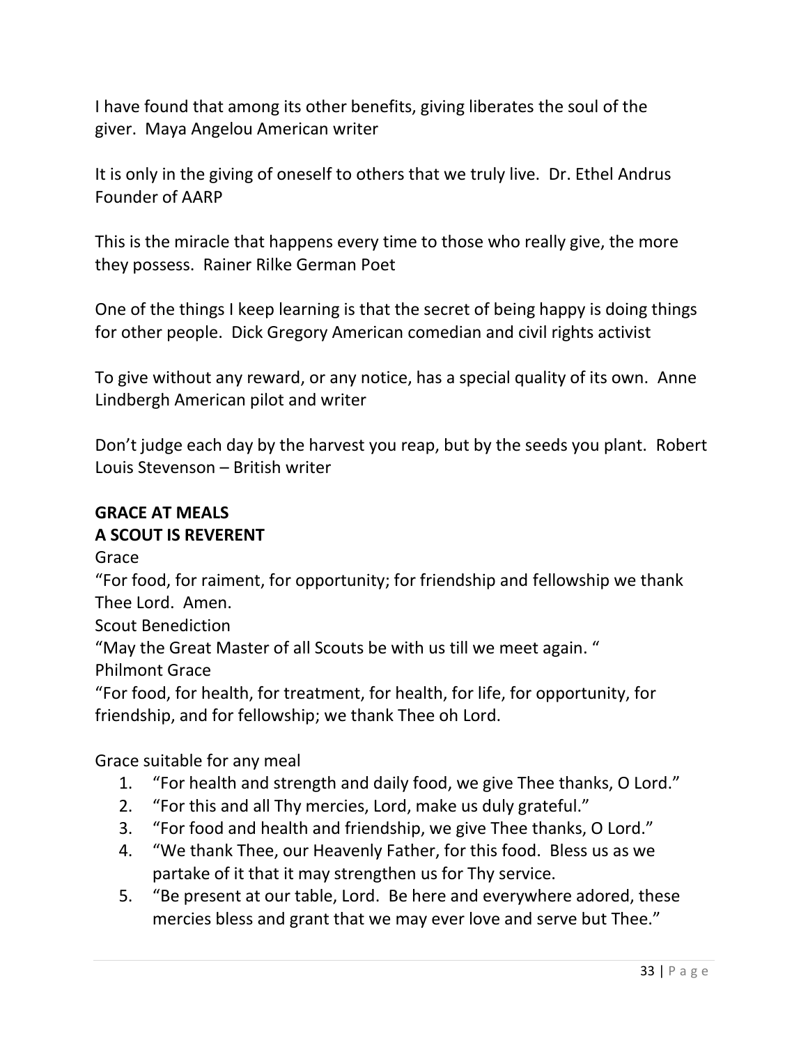I have found that among its other benefits, giving liberates the soul of the giver. Maya Angelou American writer

It is only in the giving of oneself to others that we truly live. Dr. Ethel Andrus Founder of AARP

This is the miracle that happens every time to those who really give, the more they possess. Rainer Rilke German Poet

One of the things I keep learning is that the secret of being happy is doing things for other people. Dick Gregory American comedian and civil rights activist

To give without any reward, or any notice, has a special quality of its own. Anne Lindbergh American pilot and writer

Don't judge each day by the harvest you reap, but by the seeds you plant. Robert Louis Stevenson – British writer

**GRACE AT MEALS**
**A SCOUT IS REVERENT**

Grace

"For food, for raiment, for opportunity; for friendship and fellowship we thank Thee Lord. Amen.

Scout Benediction

"May the Great Master of all Scouts be with us till we meet again. "

Philmont Grace

"For food, for health, for treatment, for health, for life, for opportunity, for friendship, and for fellowship; we thank Thee oh Lord.

Grace suitable for any meal

1. "For health and strength and daily food, we give Thee thanks, O Lord."
2. "For this and all Thy mercies, Lord, make us duly grateful."
3. "For food and health and friendship, we give Thee thanks, O Lord."
4. "We thank Thee, our Heavenly Father, for this food. Bless us as we partake of it that it may strengthen us for Thy service.
5. "Be present at our table, Lord. Be here and everywhere adored, these mercies bless and grant that we may ever love and serve but Thee."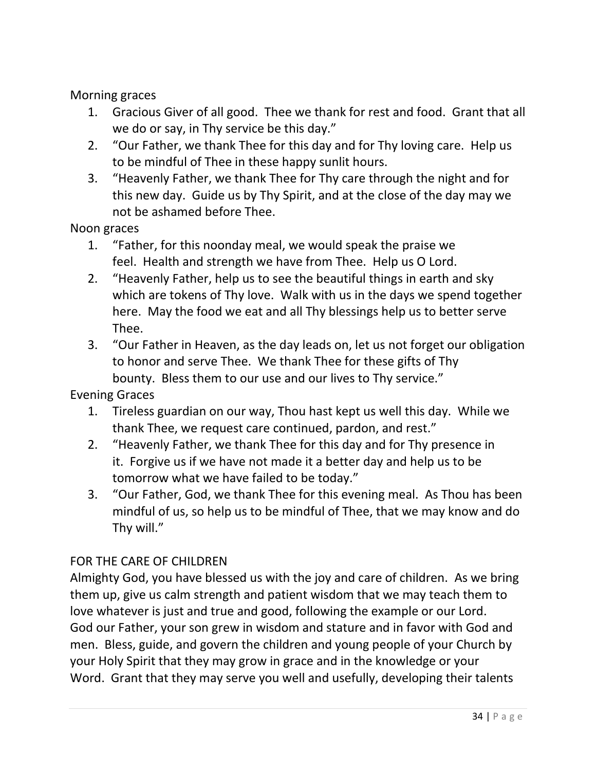Morning graces

1. Gracious Giver of all good. Thee we thank for rest and food. Grant that all we do or say, in Thy service be this day."
2. "Our Father, we thank Thee for this day and for Thy loving care. Help us to be mindful of Thee in these happy sunlit hours.
3. "Heavenly Father, we thank Thee for Thy care through the night and for this new day. Guide us by Thy Spirit, and at the close of the day may we not be ashamed before Thee.

Noon graces

1. "Father, for this noonday meal, we would speak the praise we feel. Health and strength we have from Thee. Help us O Lord.
2. "Heavenly Father, help us to see the beautiful things in earth and sky which are tokens of Thy love. Walk with us in the days we spend together here. May the food we eat and all Thy blessings help us to better serve Thee.
3. "Our Father in Heaven, as the day leads on, let us not forget our obligation to honor and serve Thee. We thank Thee for these gifts of Thy bounty. Bless them to our use and our lives to Thy service."

Evening Graces

1. Tireless guardian on our way, Thou hast kept us well this day. While we thank Thee, we request care continued, pardon, and rest."
2. "Heavenly Father, we thank Thee for this day and for Thy presence in it. Forgive us if we have not made it a better day and help us to be tomorrow what we have failed to be today."
3. "Our Father, God, we thank Thee for this evening meal. As Thou has been mindful of us, so help us to be mindful of Thee, that we may know and do Thy will."

FOR THE CARE OF CHILDREN

Almighty God, you have blessed us with the joy and care of children. As we bring them up, give us calm strength and patient wisdom that we may teach them to love whatever is just and true and good, following the example or our Lord.

God our Father, your son grew in wisdom and stature and in favor with God and men. Bless, guide, and govern the children and young people of your Church by your Holy Spirit that they may grow in grace and in the knowledge or your Word. Grant that they may serve you well and usefully, developing their talents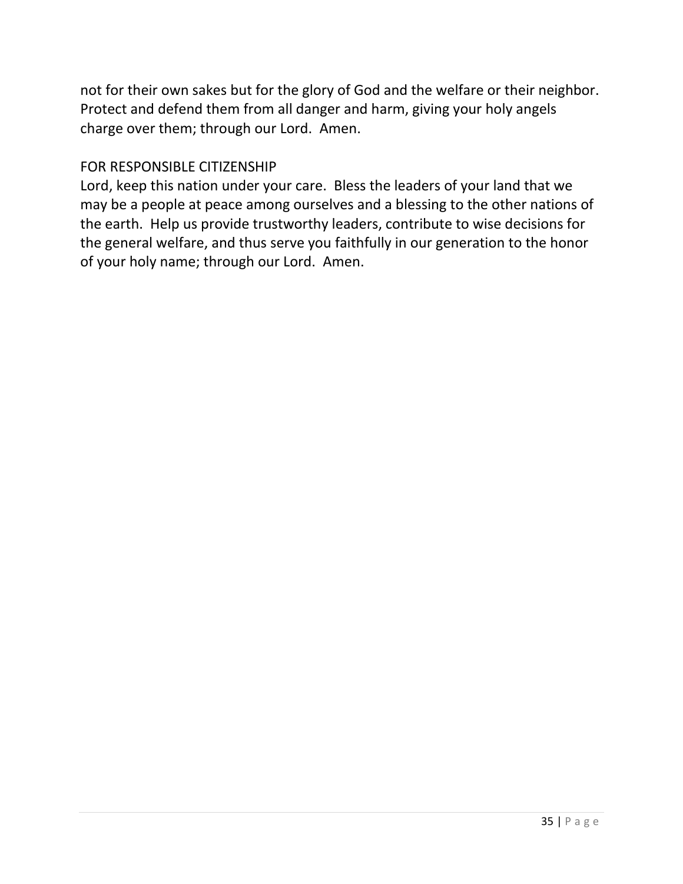not for their own sakes but for the glory of God and the welfare or their neighbor. Protect and defend them from all danger and harm, giving your holy angels charge over them; through our Lord. Amen.

FOR RESPONSIBLE CITIZENSHIP

Lord, keep this nation under your care. Bless the leaders of your land that we may be a people at peace among ourselves and a blessing to the other nations of the earth. Help us provide trustworthy leaders, contribute to wise decisions for the general welfare, and thus serve you faithfully in our generation to the honor of your holy name; through our Lord. Amen.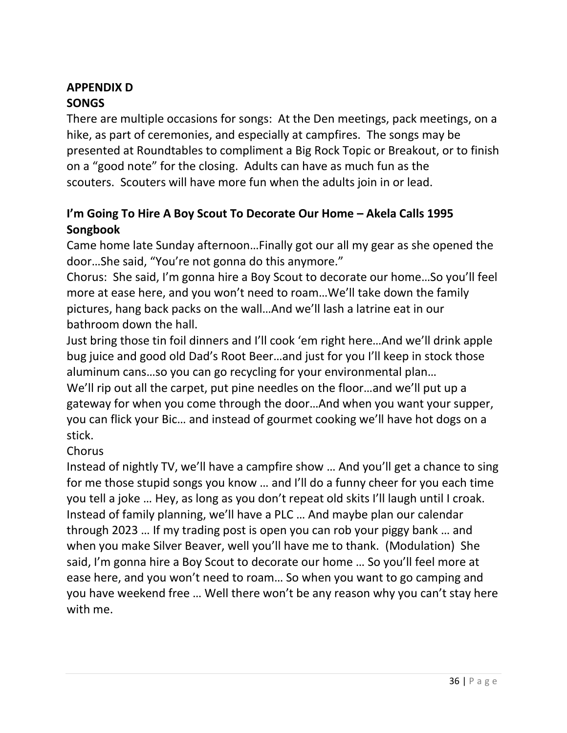## APPENDIX D
## SONGS

There are multiple occasions for songs: At the Den meetings, pack meetings, on a hike, as part of ceremonies, and especially at campfires. The songs may be presented at Roundtables to compliment a Big Rock Topic or Breakout, or to finish on a "good note" for the closing. Adults can have as much fun as the scouters. Scouters will have more fun when the adults join in or lead.

### I'm Going To Hire A Boy Scout To Decorate Our Home – Akela Calls 1995 Songbook

Came home late Sunday afternoon…Finally got our all my gear as she opened the door…She said, "You're not gonna do this anymore."

Chorus: She said, I'm gonna hire a Boy Scout to decorate our home…So you'll feel more at ease here, and you won't need to roam…We'll take down the family pictures, hang back packs on the wall…And we'll lash a latrine eat in our bathroom down the hall.

Just bring those tin foil dinners and I'll cook 'em right here…And we'll drink apple bug juice and good old Dad's Root Beer…and just for you I'll keep in stock those aluminum cans…so you can go recycling for your environmental plan…

We'll rip out all the carpet, put pine needles on the floor…and we'll put up a gateway for when you come through the door…And when you want your supper, you can flick your Bic… and instead of gourmet cooking we'll have hot dogs on a stick.

Chorus

Instead of nightly TV, we'll have a campfire show … And you'll get a chance to sing for me those stupid songs you know … and I'll do a funny cheer for you each time you tell a joke … Hey, as long as you don't repeat old skits I'll laugh until I croak. Instead of family planning, we'll have a PLC … And maybe plan our calendar through 2023 … If my trading post is open you can rob your piggy bank … and when you make Silver Beaver, well you'll have me to thank. (Modulation) She said, I'm gonna hire a Boy Scout to decorate our home … So you'll feel more at ease here, and you won't need to roam… So when you want to go camping and you have weekend free … Well there won't be any reason why you can't stay here with me.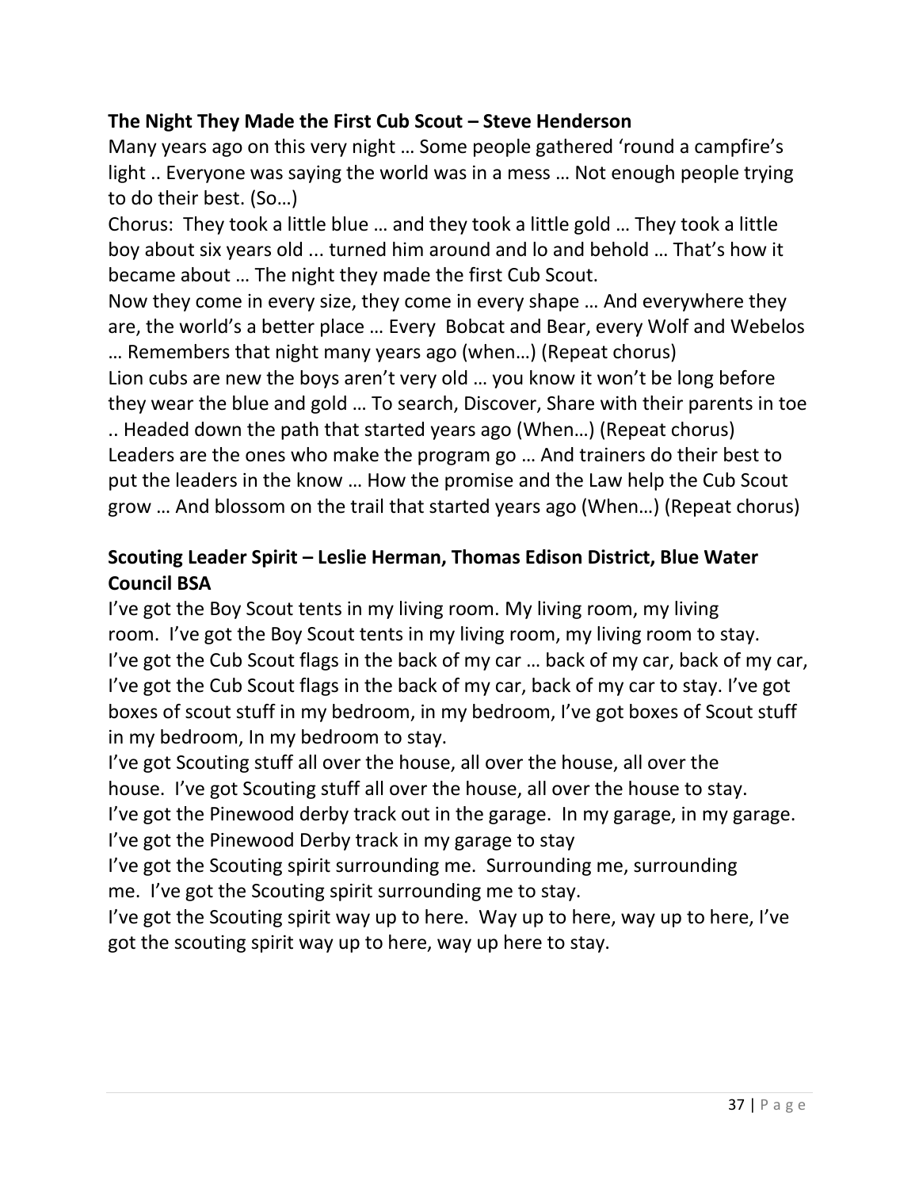**The Night They Made the First Cub Scout – Steve Henderson**

Many years ago on this very night … Some people gathered 'round a campfire's light .. Everyone was saying the world was in a mess … Not enough people trying to do their best. (So…)

Chorus: They took a little blue … and they took a little gold … They took a little boy about six years old ... turned him around and lo and behold … That's how it became about … The night they made the first Cub Scout.

Now they come in every size, they come in every shape … And everywhere they are, the world's a better place … Every Bobcat and Bear, every Wolf and Webelos … Remembers that night many years ago (when…) (Repeat chorus)

Lion cubs are new the boys aren't very old … you know it won't be long before they wear the blue and gold … To search, Discover, Share with their parents in toe .. Headed down the path that started years ago (When…) (Repeat chorus)

Leaders are the ones who make the program go … And trainers do their best to put the leaders in the know … How the promise and the Law help the Cub Scout grow … And blossom on the trail that started years ago (When…) (Repeat chorus)

**Scouting Leader Spirit – Leslie Herman, Thomas Edison District, Blue Water Council BSA**

I've got the Boy Scout tents in my living room. My living room, my living room. I've got the Boy Scout tents in my living room, my living room to stay. I've got the Cub Scout flags in the back of my car … back of my car, back of my car, I've got the Cub Scout flags in the back of my car, back of my car to stay. I've got boxes of scout stuff in my bedroom, in my bedroom, I've got boxes of Scout stuff in my bedroom, In my bedroom to stay.

I've got Scouting stuff all over the house, all over the house, all over the house. I've got Scouting stuff all over the house, all over the house to stay.

I've got the Pinewood derby track out in the garage. In my garage, in my garage. I've got the Pinewood Derby track in my garage to stay

I've got the Scouting spirit surrounding me. Surrounding me, surrounding me. I've got the Scouting spirit surrounding me to stay.

I've got the Scouting spirit way up to here. Way up to here, way up to here, I've got the scouting spirit way up to here, way up here to stay.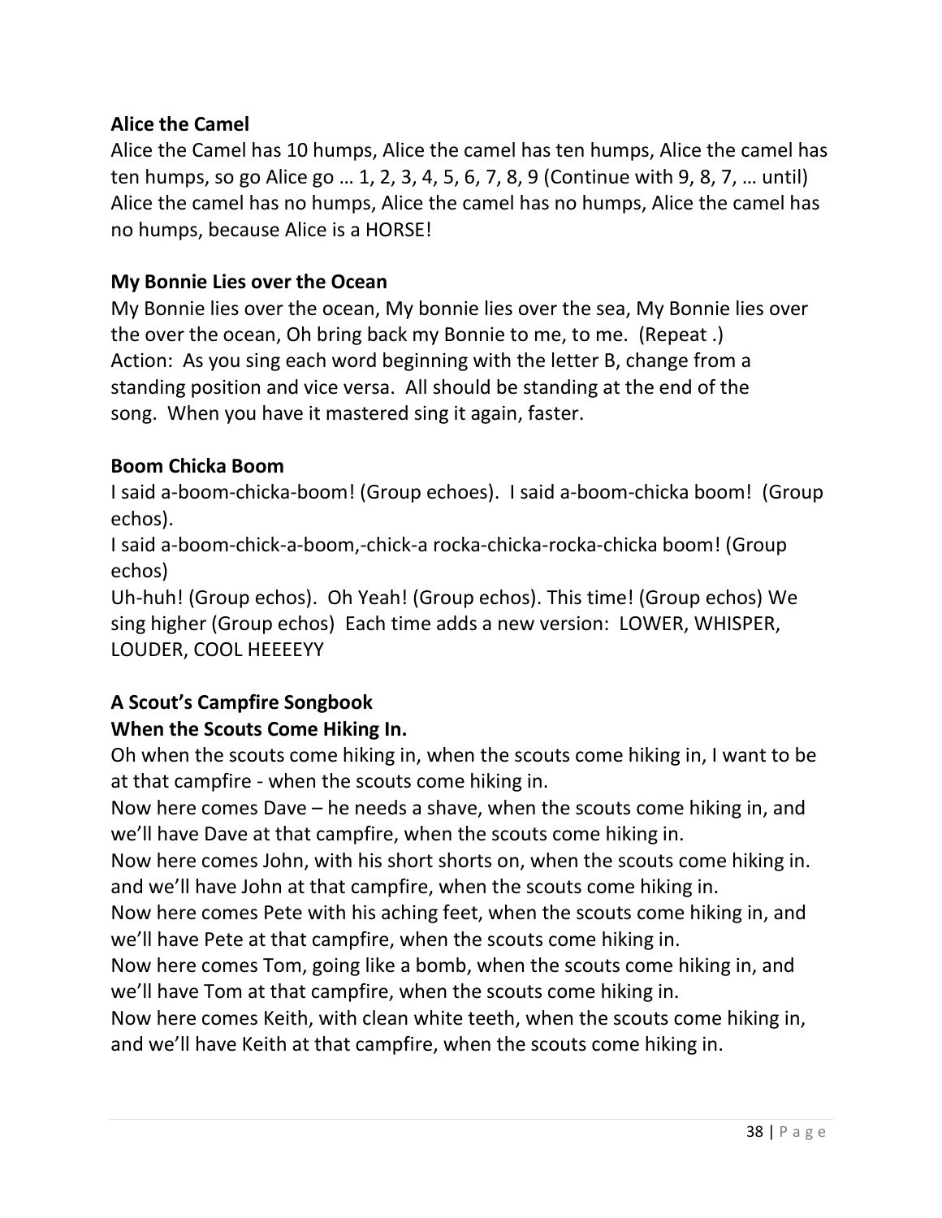**Alice the Camel**

Alice the Camel has 10 humps, Alice the camel has ten humps, Alice the camel has ten humps, so go Alice go … 1, 2, 3, 4, 5, 6, 7, 8, 9 (Continue with 9, 8, 7, … until) Alice the camel has no humps, Alice the camel has no humps, Alice the camel has no humps, because Alice is a HORSE!

**My Bonnie Lies over the Ocean**

My Bonnie lies over the ocean, My bonnie lies over the sea, My Bonnie lies over the over the ocean, Oh bring back my Bonnie to me, to me. (Repeat .)
Action: As you sing each word beginning with the letter B, change from a standing position and vice versa. All should be standing at the end of the song. When you have it mastered sing it again, faster.

**Boom Chicka Boom**

I said a-boom-chicka-boom! (Group echoes). I said a-boom-chicka boom! (Group echos).
I said a-boom-chick-a-boom,-chick-a rocka-chicka-rocka-chicka boom! (Group echos)
Uh-huh! (Group echos). Oh Yeah! (Group echos). This time! (Group echos) We sing higher (Group echos) Each time adds a new version: LOWER, WHISPER, LOUDER, COOL HEEEEYY

**A Scout's Campfire Songbook**

**When the Scouts Come Hiking In.**

Oh when the scouts come hiking in, when the scouts come hiking in, I want to be at that campfire - when the scouts come hiking in.
Now here comes Dave – he needs a shave, when the scouts come hiking in, and we'll have Dave at that campfire, when the scouts come hiking in.
Now here comes John, with his short shorts on, when the scouts come hiking in. and we'll have John at that campfire, when the scouts come hiking in.
Now here comes Pete with his aching feet, when the scouts come hiking in, and we'll have Pete at that campfire, when the scouts come hiking in.
Now here comes Tom, going like a bomb, when the scouts come hiking in, and we'll have Tom at that campfire, when the scouts come hiking in.
Now here comes Keith, with clean white teeth, when the scouts come hiking in, and we'll have Keith at that campfire, when the scouts come hiking in.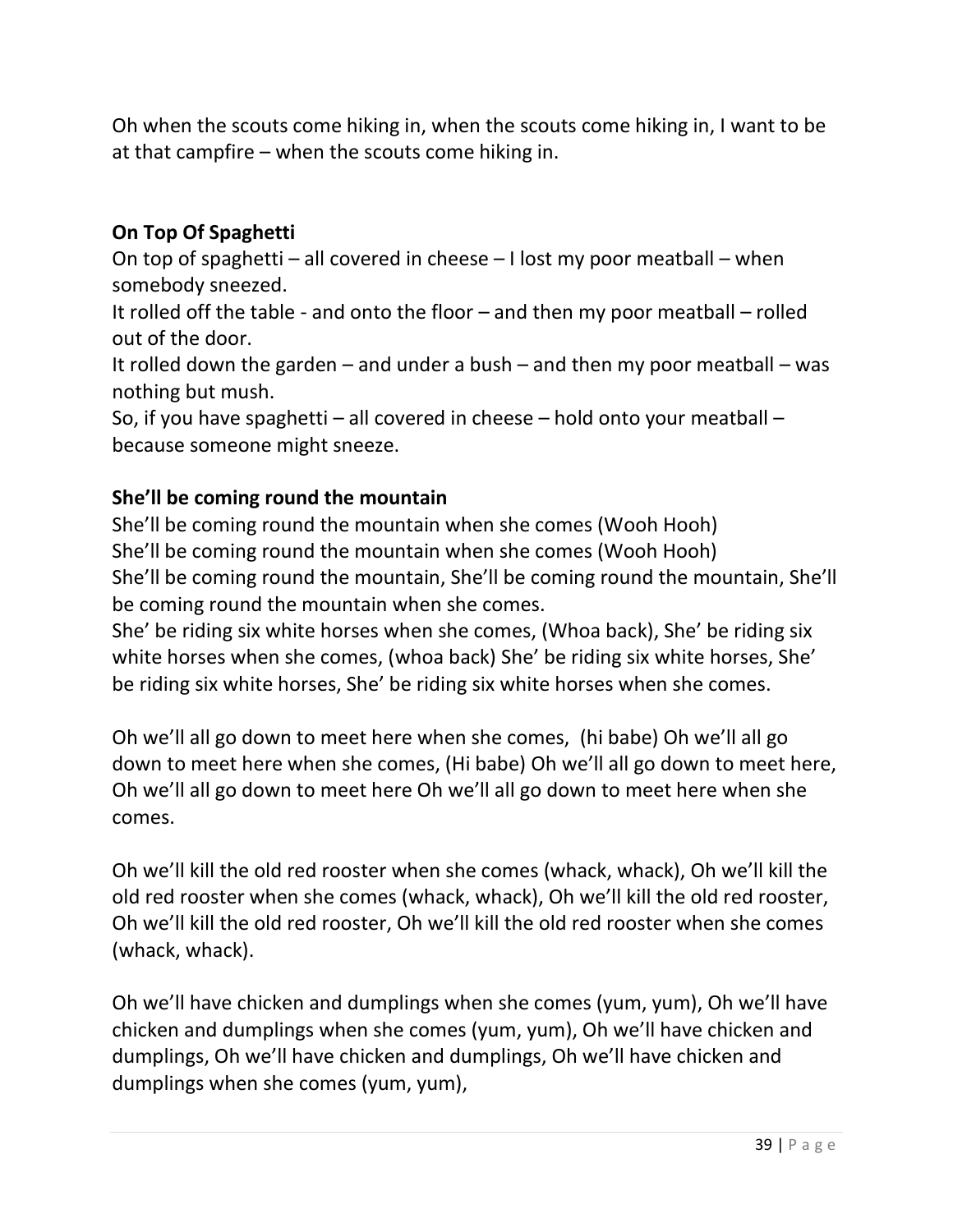Oh when the scouts come hiking in, when the scouts come hiking in, I want to be at that campfire – when the scouts come hiking in.

**On Top Of Spaghetti**

On top of spaghetti – all covered in cheese – I lost my poor meatball – when somebody sneezed.

It rolled off the table - and onto the floor – and then my poor meatball – rolled out of the door.

It rolled down the garden – and under a bush – and then my poor meatball – was nothing but mush.

So, if you have spaghetti – all covered in cheese – hold onto your meatball – because someone might sneeze.

**She'll be coming round the mountain**

She'll be coming round the mountain when she comes (Wooh Hooh)
She'll be coming round the mountain when she comes (Wooh Hooh)
She'll be coming round the mountain, She'll be coming round the mountain, She'll be coming round the mountain when she comes.
She' be riding six white horses when she comes, (Whoa back), She' be riding six white horses when she comes, (whoa back) She' be riding six white horses, She' be riding six white horses, She' be riding six white horses when she comes.

Oh we'll all go down to meet here when she comes, (hi babe) Oh we'll all go down to meet here when she comes, (Hi babe) Oh we'll all go down to meet here, Oh we'll all go down to meet here Oh we'll all go down to meet here when she comes.

Oh we'll kill the old red rooster when she comes (whack, whack), Oh we'll kill the old red rooster when she comes (whack, whack), Oh we'll kill the old red rooster, Oh we'll kill the old red rooster, Oh we'll kill the old red rooster when she comes (whack, whack).

Oh we'll have chicken and dumplings when she comes (yum, yum), Oh we'll have chicken and dumplings when she comes (yum, yum), Oh we'll have chicken and dumplings, Oh we'll have chicken and dumplings, Oh we'll have chicken and dumplings when she comes (yum, yum),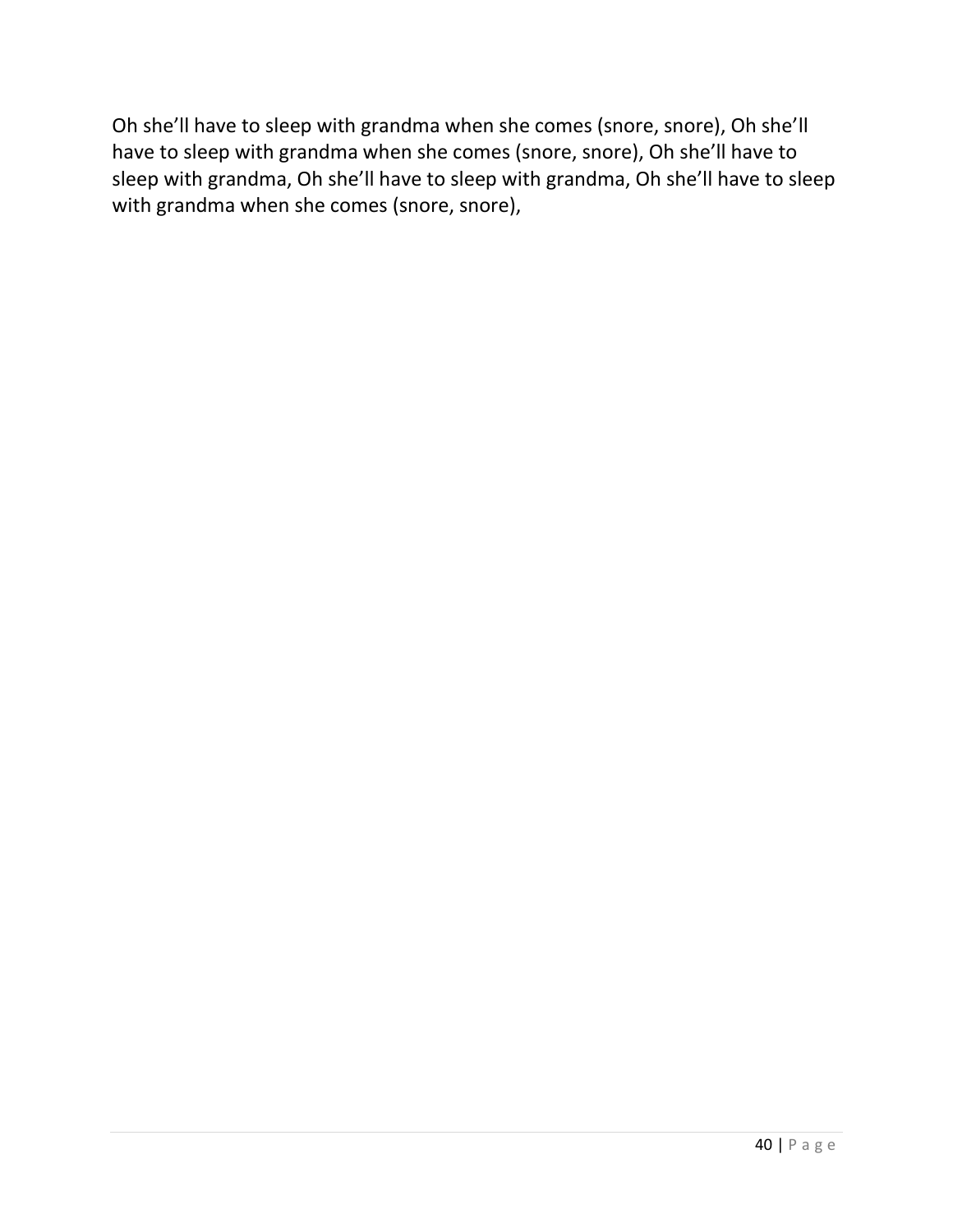Oh she'll have to sleep with grandma when she comes (snore, snore), Oh she'll have to sleep with grandma when she comes (snore, snore), Oh she'll have to sleep with grandma, Oh she'll have to sleep with grandma, Oh she'll have to sleep with grandma when she comes (snore, snore),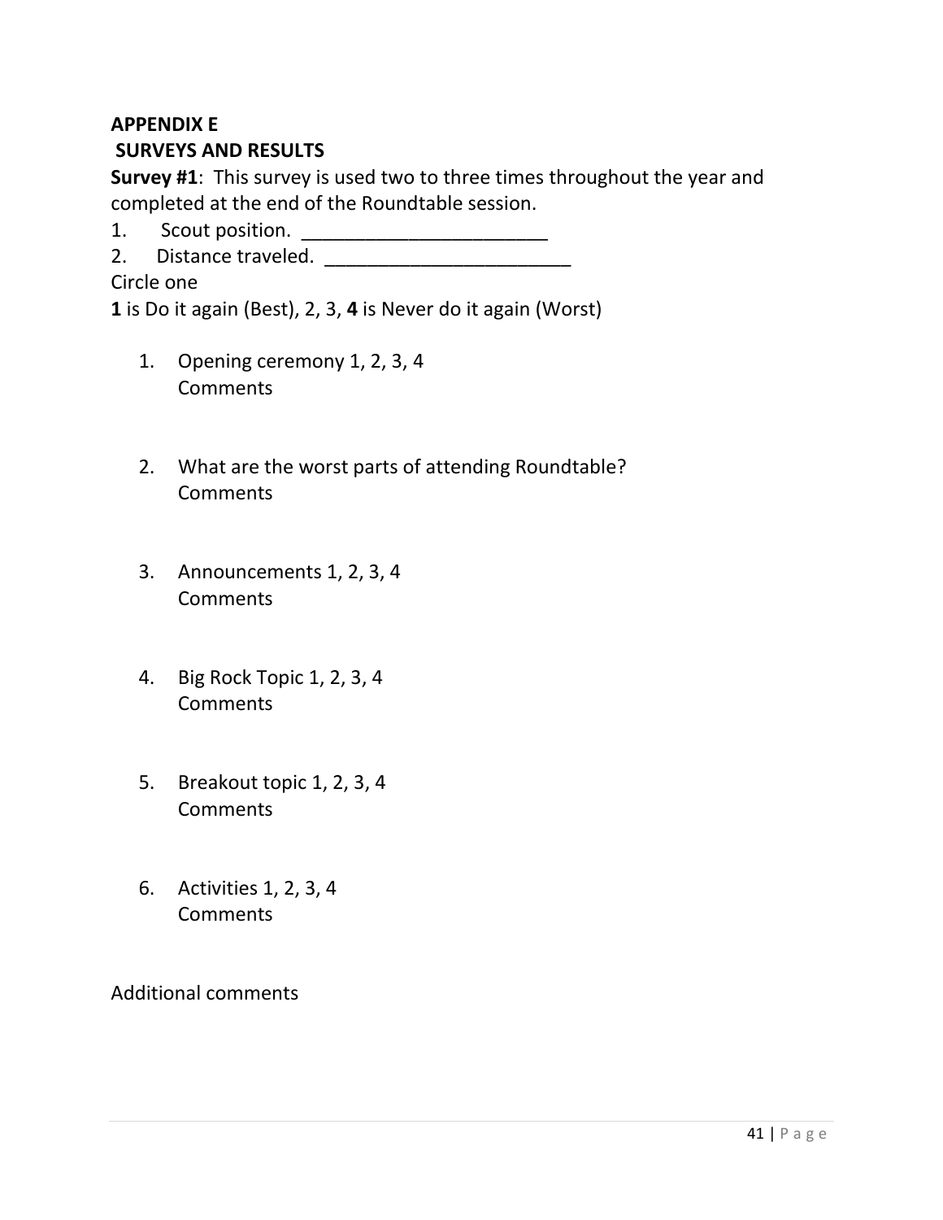## APPENDIX E

## SURVEYS AND RESULTS

**Survey #1**: This survey is used two to three times throughout the year and completed at the end of the Roundtable session.

1. Scout position. _______________________
2. Distance traveled. _______________________

Circle one

**1** is Do it again (Best), 2, 3, **4** is Never do it again (Worst)

1. Opening ceremony 1, 2, 3, 4  
   Comments

2. What are the worst parts of attending Roundtable?  
   Comments

3. Announcements 1, 2, 3, 4  
   Comments

4. Big Rock Topic 1, 2, 3, 4  
   Comments

5. Breakout topic 1, 2, 3, 4  
   Comments

6. Activities 1, 2, 3, 4  
   Comments

Additional comments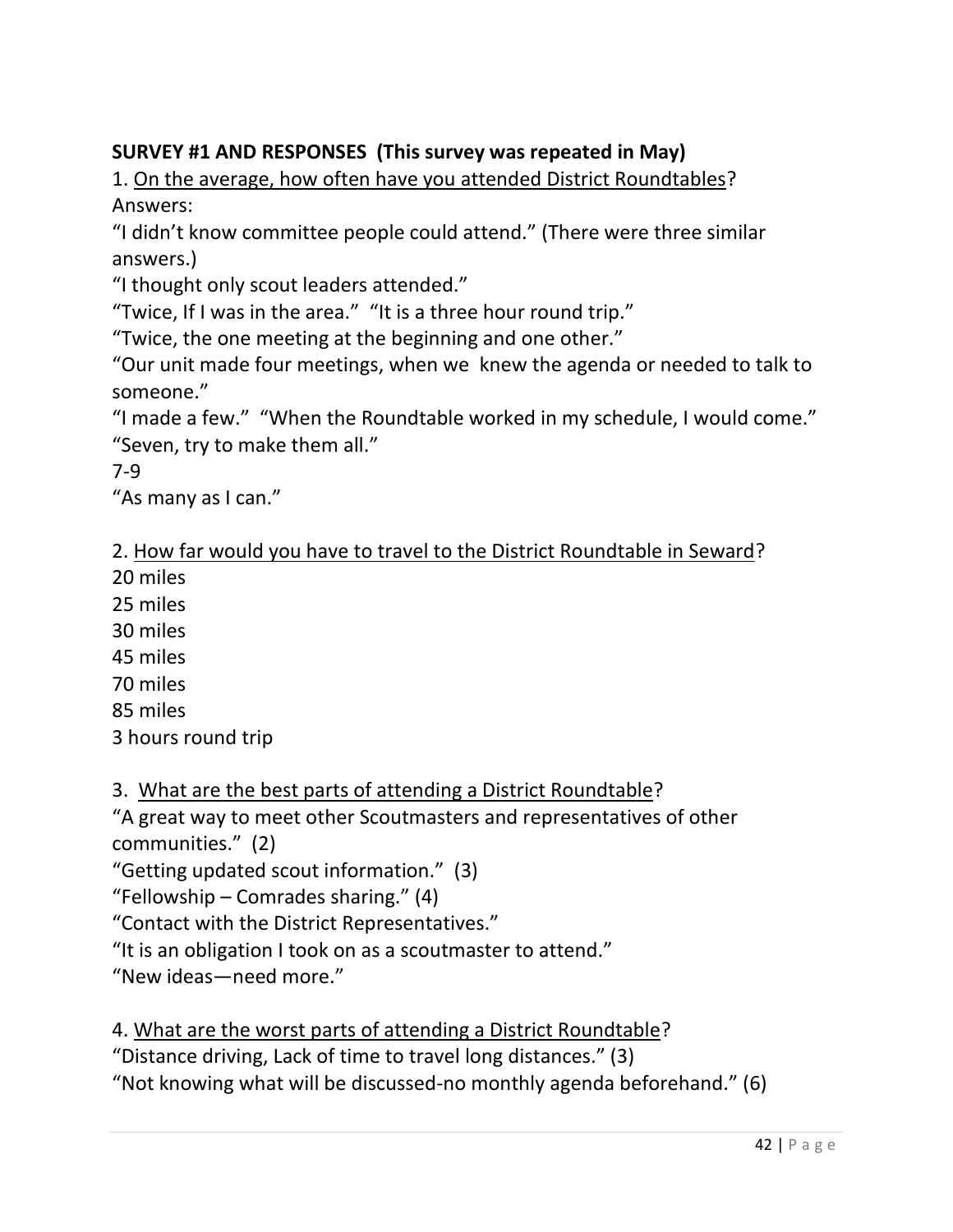**SURVEY #1 AND RESPONSES (This survey was repeated in May)**

1. <u>On the average, how often have you attended District Roundtables</u>?

Answers:

"I didn't know committee people could attend." (There were three similar answers.)

"I thought only scout leaders attended."

"Twice, If I was in the area." "It is a three hour round trip."

"Twice, the one meeting at the beginning and one other."

"Our unit made four meetings, when we knew the agenda or needed to talk to someone."

"I made a few." "When the Roundtable worked in my schedule, I would come."

"Seven, try to make them all."

7-9

"As many as I can."

2. <u>How far would you have to travel to the District Roundtable in Seward</u>?

20 miles

25 miles

30 miles

45 miles

70 miles

85 miles

3 hours round trip

3. <u>What are the best parts of attending a District Roundtable</u>?

"A great way to meet other Scoutmasters and representatives of other communities." (2)

"Getting updated scout information." (3)

"Fellowship – Comrades sharing." (4)

"Contact with the District Representatives."

"It is an obligation I took on as a scoutmaster to attend."

"New ideas—need more."

4. <u>What are the worst parts of attending a District Roundtable</u>?

"Distance driving, Lack of time to travel long distances." (3)

"Not knowing what will be discussed-no monthly agenda beforehand." (6)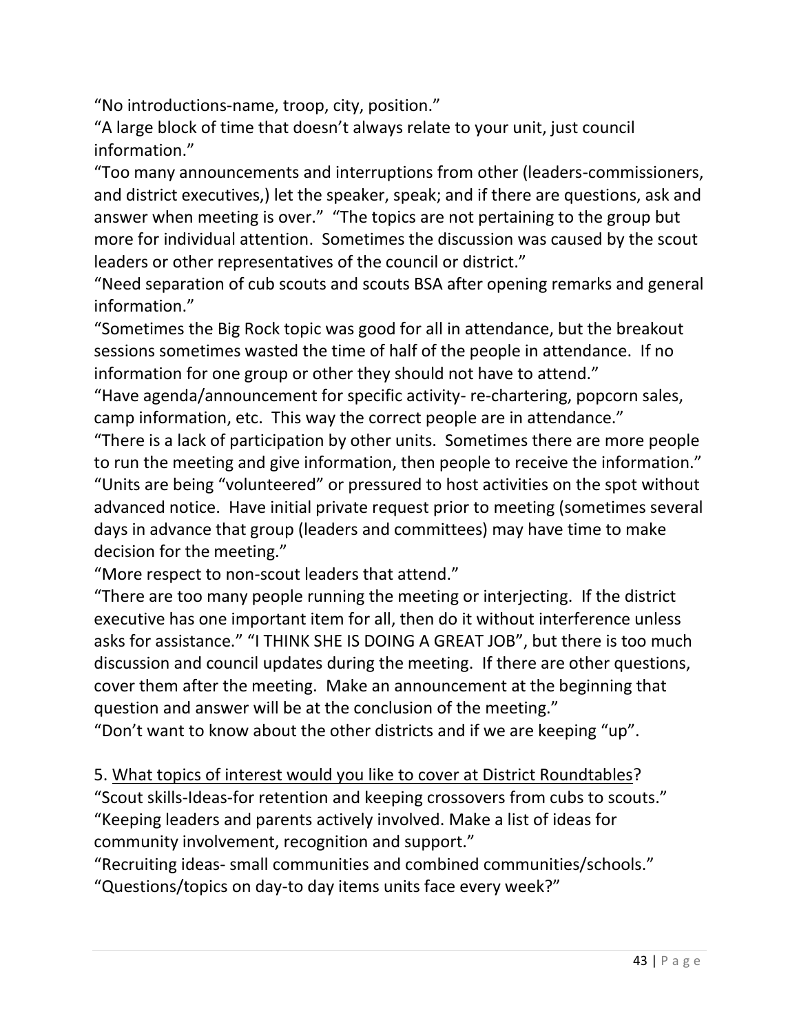"No introductions-name, troop, city, position."

"A large block of time that doesn't always relate to your unit, just council information."

"Too many announcements and interruptions from other (leaders-commissioners, and district executives,) let the speaker, speak; and if there are questions, ask and answer when meeting is over." "The topics are not pertaining to the group but more for individual attention. Sometimes the discussion was caused by the scout leaders or other representatives of the council or district."

"Need separation of cub scouts and scouts BSA after opening remarks and general information."

"Sometimes the Big Rock topic was good for all in attendance, but the breakout sessions sometimes wasted the time of half of the people in attendance. If no information for one group or other they should not have to attend."

"Have agenda/announcement for specific activity- re-chartering, popcorn sales, camp information, etc. This way the correct people are in attendance."

"There is a lack of participation by other units. Sometimes there are more people to run the meeting and give information, then people to receive the information."

"Units are being "volunteered" or pressured to host activities on the spot without advanced notice. Have initial private request prior to meeting (sometimes several days in advance that group (leaders and committees) may have time to make decision for the meeting."

"More respect to non-scout leaders that attend."

"There are too many people running the meeting or interjecting. If the district executive has one important item for all, then do it without interference unless asks for assistance." "I THINK SHE IS DOING A GREAT JOB", but there is too much discussion and council updates during the meeting. If there are other questions, cover them after the meeting. Make an announcement at the beginning that question and answer will be at the conclusion of the meeting."

"Don't want to know about the other districts and if we are keeping "up".

5. <u>What topics of interest would you like to cover at District Roundtables</u>?

"Scout skills-Ideas-for retention and keeping crossovers from cubs to scouts."

"Keeping leaders and parents actively involved. Make a list of ideas for community involvement, recognition and support."

"Recruiting ideas- small communities and combined communities/schools."

"Questions/topics on day-to day items units face every week?"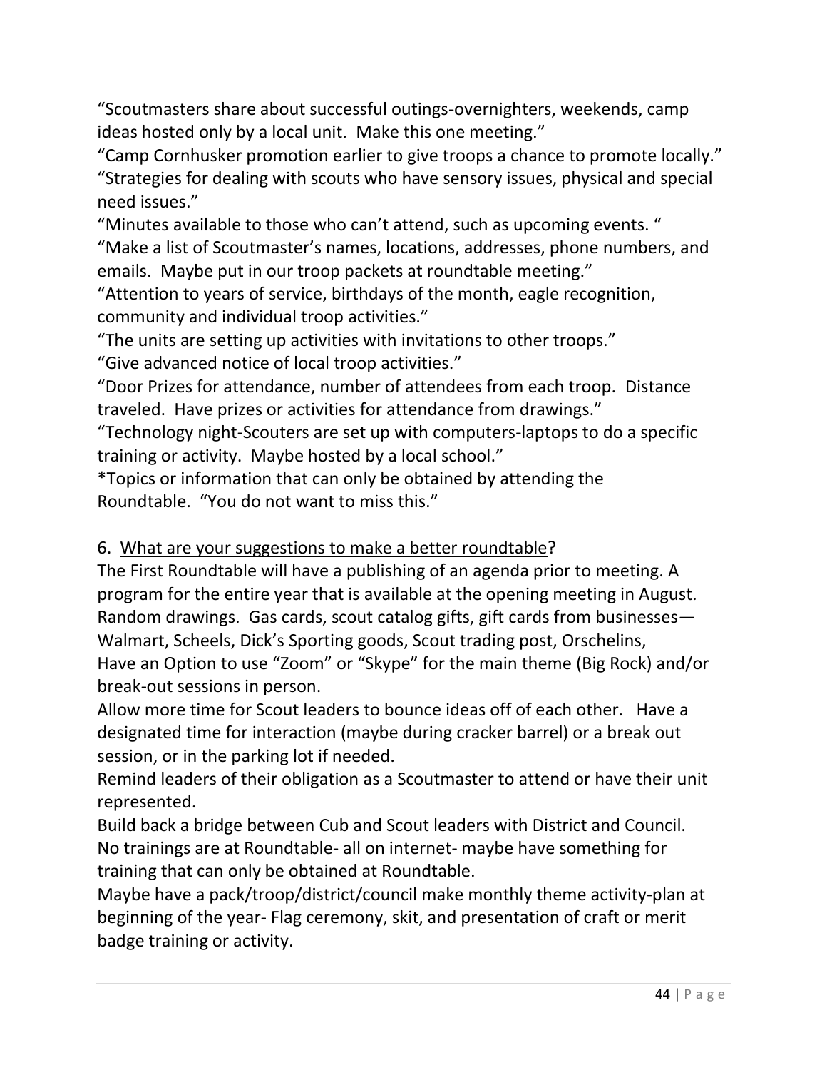"Scoutmasters share about successful outings-overnighters, weekends, camp ideas hosted only by a local unit. Make this one meeting."

"Camp Cornhusker promotion earlier to give troops a chance to promote locally."

"Strategies for dealing with scouts who have sensory issues, physical and special need issues."

"Minutes available to those who can't attend, such as upcoming events. "

"Make a list of Scoutmaster's names, locations, addresses, phone numbers, and emails. Maybe put in our troop packets at roundtable meeting."

"Attention to years of service, birthdays of the month, eagle recognition, community and individual troop activities."

"The units are setting up activities with invitations to other troops."

"Give advanced notice of local troop activities."

"Door Prizes for attendance, number of attendees from each troop. Distance traveled. Have prizes or activities for attendance from drawings."

"Technology night-Scouters are set up with computers-laptops to do a specific training or activity. Maybe hosted by a local school."

*Topics or information that can only be obtained by attending the Roundtable. "You do not want to miss this."

6. <u>What are your suggestions to make a better roundtable</u>?

The First Roundtable will have a publishing of an agenda prior to meeting. A program for the entire year that is available at the opening meeting in August.

Random drawings. Gas cards, scout catalog gifts, gift cards from businesses—Walmart, Scheels, Dick's Sporting goods, Scout trading post, Orschelins,

Have an Option to use "Zoom" or "Skype" for the main theme (Big Rock) and/or break-out sessions in person.

Allow more time for Scout leaders to bounce ideas off of each other. Have a designated time for interaction (maybe during cracker barrel) or a break out session, or in the parking lot if needed.

Remind leaders of their obligation as a Scoutmaster to attend or have their unit represented.

Build back a bridge between Cub and Scout leaders with District and Council.

No trainings are at Roundtable- all on internet- maybe have something for training that can only be obtained at Roundtable.

Maybe have a pack/troop/district/council make monthly theme activity-plan at beginning of the year- Flag ceremony, skit, and presentation of craft or merit badge training or activity.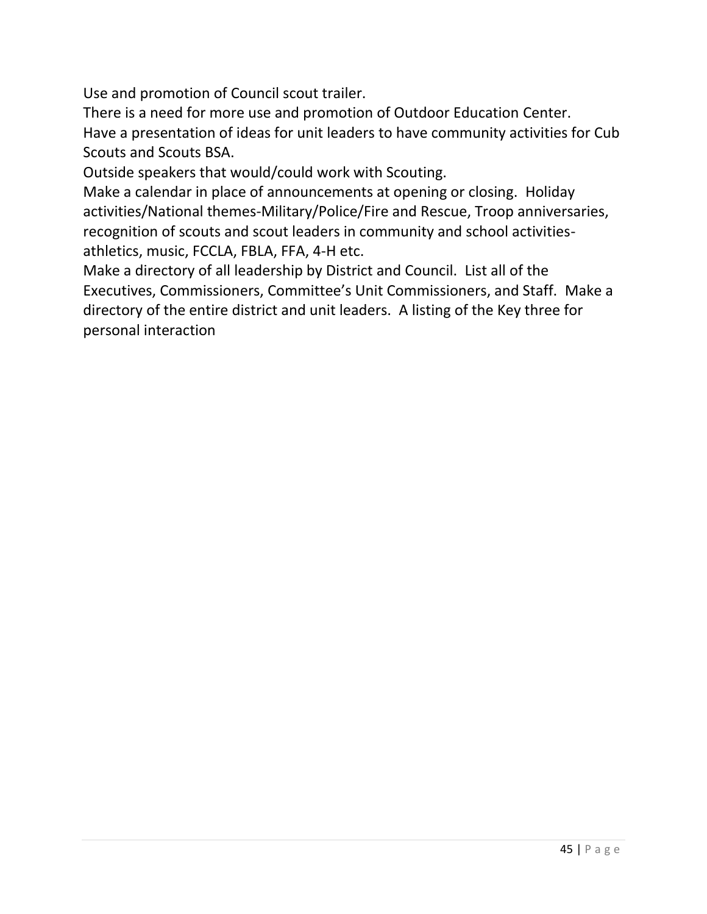Use and promotion of Council scout trailer.

There is a need for more use and promotion of Outdoor Education Center.

Have a presentation of ideas for unit leaders to have community activities for Cub Scouts and Scouts BSA.

Outside speakers that would/could work with Scouting.

Make a calendar in place of announcements at opening or closing. Holiday activities/National themes-Military/Police/Fire and Rescue, Troop anniversaries, recognition of scouts and scout leaders in community and school activities- athletics, music, FCCLA, FBLA, FFA, 4-H etc.

Make a directory of all leadership by District and Council. List all of the Executives, Commissioners, Committee's Unit Commissioners, and Staff. Make a directory of the entire district and unit leaders. A listing of the Key three for personal interaction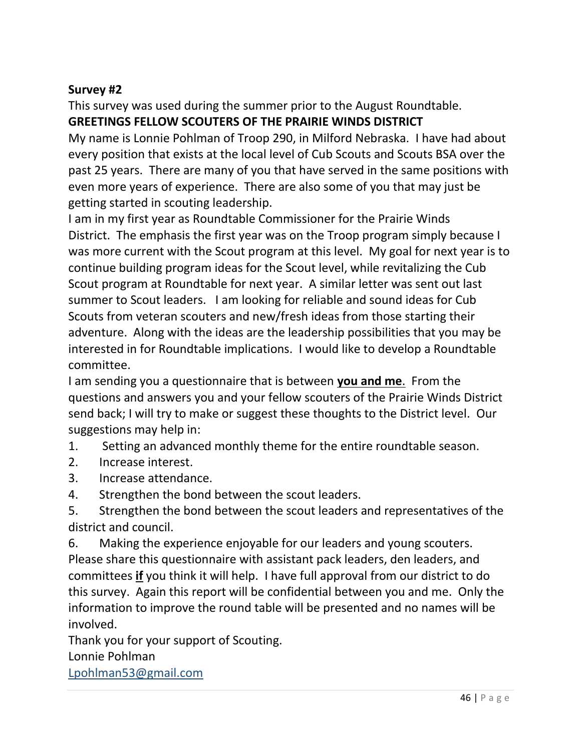**Survey #2**

This survey was used during the summer prior to the August Roundtable.

**GREETINGS FELLOW SCOUTERS OF THE PRAIRIE WINDS DISTRICT**

My name is Lonnie Pohlman of Troop 290, in Milford Nebraska. I have had about every position that exists at the local level of Cub Scouts and Scouts BSA over the past 25 years. There are many of you that have served in the same positions with even more years of experience. There are also some of you that may just be getting started in scouting leadership.

I am in my first year as Roundtable Commissioner for the Prairie Winds District. The emphasis the first year was on the Troop program simply because I was more current with the Scout program at this level. My goal for next year is to continue building program ideas for the Scout level, while revitalizing the Cub Scout program at Roundtable for next year. A similar letter was sent out last summer to Scout leaders. I am looking for reliable and sound ideas for Cub Scouts from veteran scouters and new/fresh ideas from those starting their adventure. Along with the ideas are the leadership possibilities that you may be interested in for Roundtable implications. I would like to develop a Roundtable committee.

I am sending you a questionnaire that is between **<u>you and me</u>**. From the questions and answers you and your fellow scouters of the Prairie Winds District send back; I will try to make or suggest these thoughts to the District level. Our suggestions may help in:

1. Setting an advanced monthly theme for the entire roundtable season.
2. Increase interest.
3. Increase attendance.
4. Strengthen the bond between the scout leaders.
5. Strengthen the bond between the scout leaders and representatives of the district and council.
6. Making the experience enjoyable for our leaders and young scouters.

Please share this questionnaire with assistant pack leaders, den leaders, and committees **<u>if</u>** you think it will help. I have full approval from our district to do this survey. Again this report will be confidential between you and me. Only the information to improve the round table will be presented and no names will be involved.

Thank you for your support of Scouting.

Lonnie Pohlman

Lpohlman53@gmail.com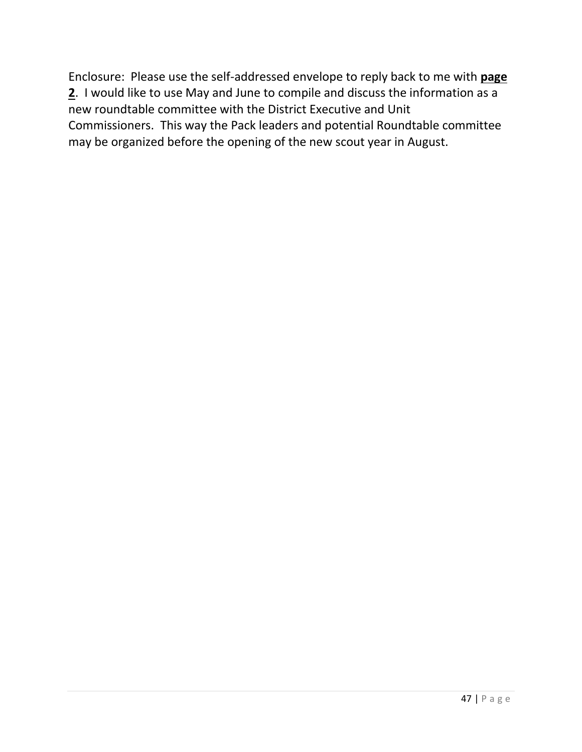Enclosure: Please use the self-addressed envelope to reply back to me with **<u>page 2</u>**. I would like to use May and June to compile and discuss the information as a new roundtable committee with the District Executive and Unit Commissioners. This way the Pack leaders and potential Roundtable committee may be organized before the opening of the new scout year in August.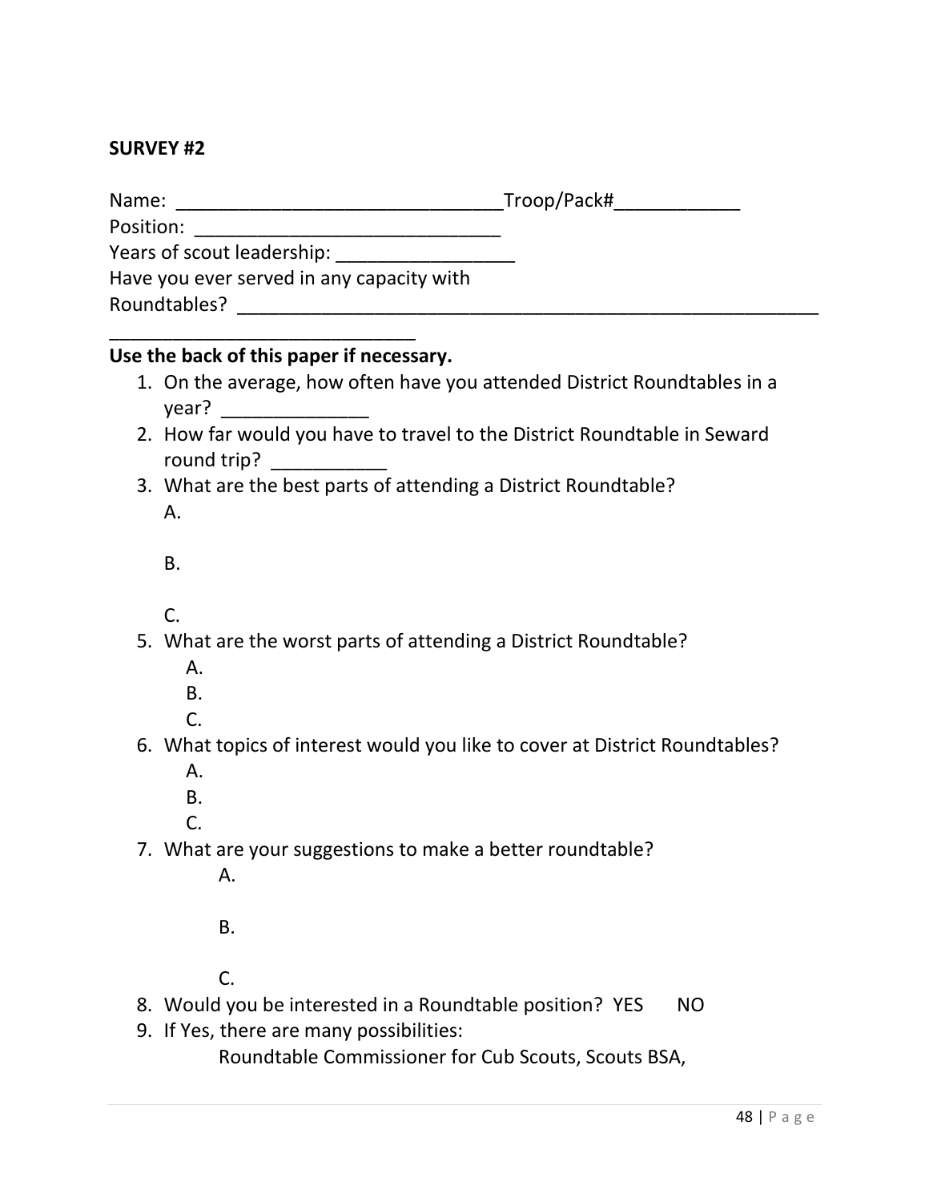**SURVEY #2**

Name: _______________________________Troop/Pack#____________
Position: ______________________________
Years of scout leadership: _________________
Have you ever served in any capacity with
Roundtables? __________________________________________________________
______________________________

**Use the back of this paper if necessary.**

1. On the average, how often have you attended District Roundtables in a year? ______________
2. How far would you have to travel to the District Roundtable in Seward round trip? ___________
3. What are the best parts of attending a District Roundtable?
   A.

   B.

   C.
5. What are the worst parts of attending a District Roundtable?
   A.
   B.
   C.
6. What topics of interest would you like to cover at District Roundtables?
   A.
   B.
   C.
7. What are your suggestions to make a better roundtable?
   A.

   B.

   C.
8. Would you be interested in a Roundtable position? YES NO
9. If Yes, there are many possibilities:
   Roundtable Commissioner for Cub Scouts, Scouts BSA,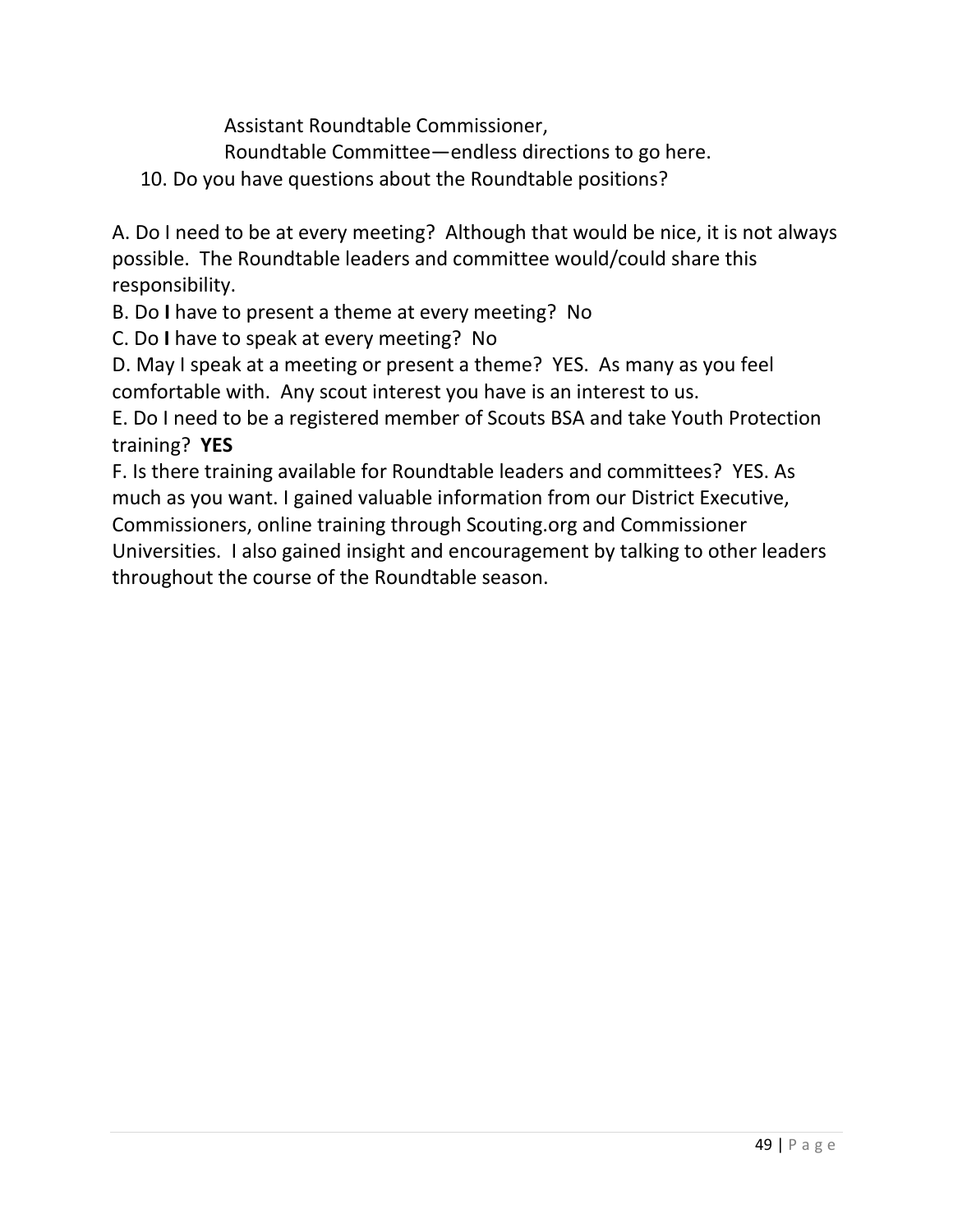Assistant Roundtable Commissioner,

Roundtable Committee—endless directions to go here.

10. Do you have questions about the Roundtable positions?

A. Do I need to be at every meeting? Although that would be nice, it is not always possible. The Roundtable leaders and committee would/could share this responsibility.

B. Do **I** have to present a theme at every meeting? No

C. Do **I** have to speak at every meeting? No

D. May I speak at a meeting or present a theme? YES. As many as you feel comfortable with. Any scout interest you have is an interest to us.

E. Do I need to be a registered member of Scouts BSA and take Youth Protection training? **YES**

F. Is there training available for Roundtable leaders and committees? YES. As much as you want. I gained valuable information from our District Executive, Commissioners, online training through Scouting.org and Commissioner Universities. I also gained insight and encouragement by talking to other leaders throughout the course of the Roundtable season.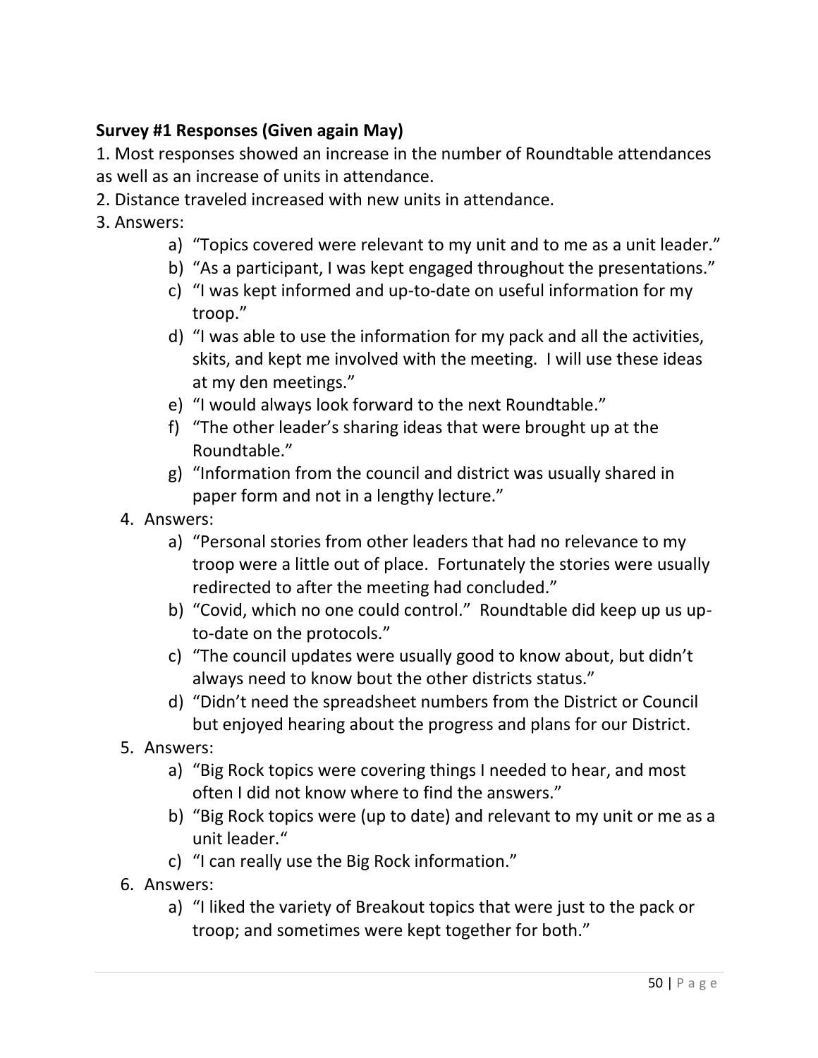**Survey #1 Responses (Given again May)**

1. Most responses showed an increase in the number of Roundtable attendances as well as an increase of units in attendance.
2. Distance traveled increased with new units in attendance.
3. Answers:
    a) "Topics covered were relevant to my unit and to me as a unit leader."
    b) "As a participant, I was kept engaged throughout the presentations."
    c) "I was kept informed and up-to-date on useful information for my troop."
    d) "I was able to use the information for my pack and all the activities, skits, and kept me involved with the meeting. I will use these ideas at my den meetings."
    e) "I would always look forward to the next Roundtable."
    f) "The other leader's sharing ideas that were brought up at the Roundtable."
    g) "Information from the council and district was usually shared in paper form and not in a lengthy lecture."
4. Answers:
    a) "Personal stories from other leaders that had no relevance to my troop were a little out of place. Fortunately the stories were usually redirected to after the meeting had concluded."
    b) "Covid, which no one could control." Roundtable did keep up us up-to-date on the protocols."
    c) "The council updates were usually good to know about, but didn't always need to know bout the other districts status."
    d) "Didn't need the spreadsheet numbers from the District or Council but enjoyed hearing about the progress and plans for our District.
5. Answers:
    a) "Big Rock topics were covering things I needed to hear, and most often I did not know where to find the answers."
    b) "Big Rock topics were (up to date) and relevant to my unit or me as a unit leader."
    c) "I can really use the Big Rock information."
6. Answers:
    a) "I liked the variety of Breakout topics that were just to the pack or troop; and sometimes were kept together for both."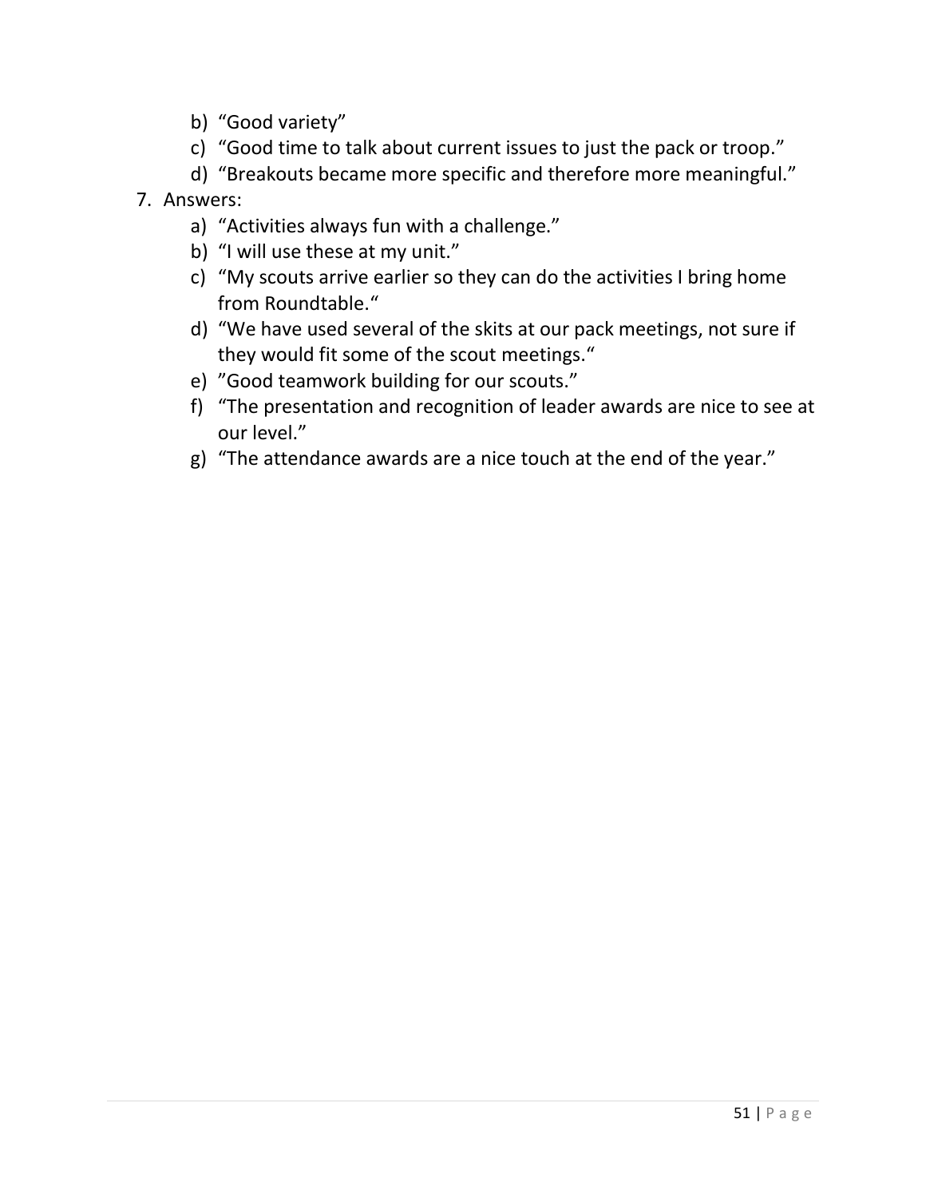b) "Good variety"
c) "Good time to talk about current issues to just the pack or troop."
d) "Breakouts became more specific and therefore more meaningful."

7. Answers:
   a) "Activities always fun with a challenge."
   b) "I will use these at my unit."
   c) "My scouts arrive earlier so they can do the activities I bring home from Roundtable."
   d) "We have used several of the skits at our pack meetings, not sure if they would fit some of the scout meetings."
   e) "Good teamwork building for our scouts."
   f) "The presentation and recognition of leader awards are nice to see at our level."
   g) "The attendance awards are a nice touch at the end of the year."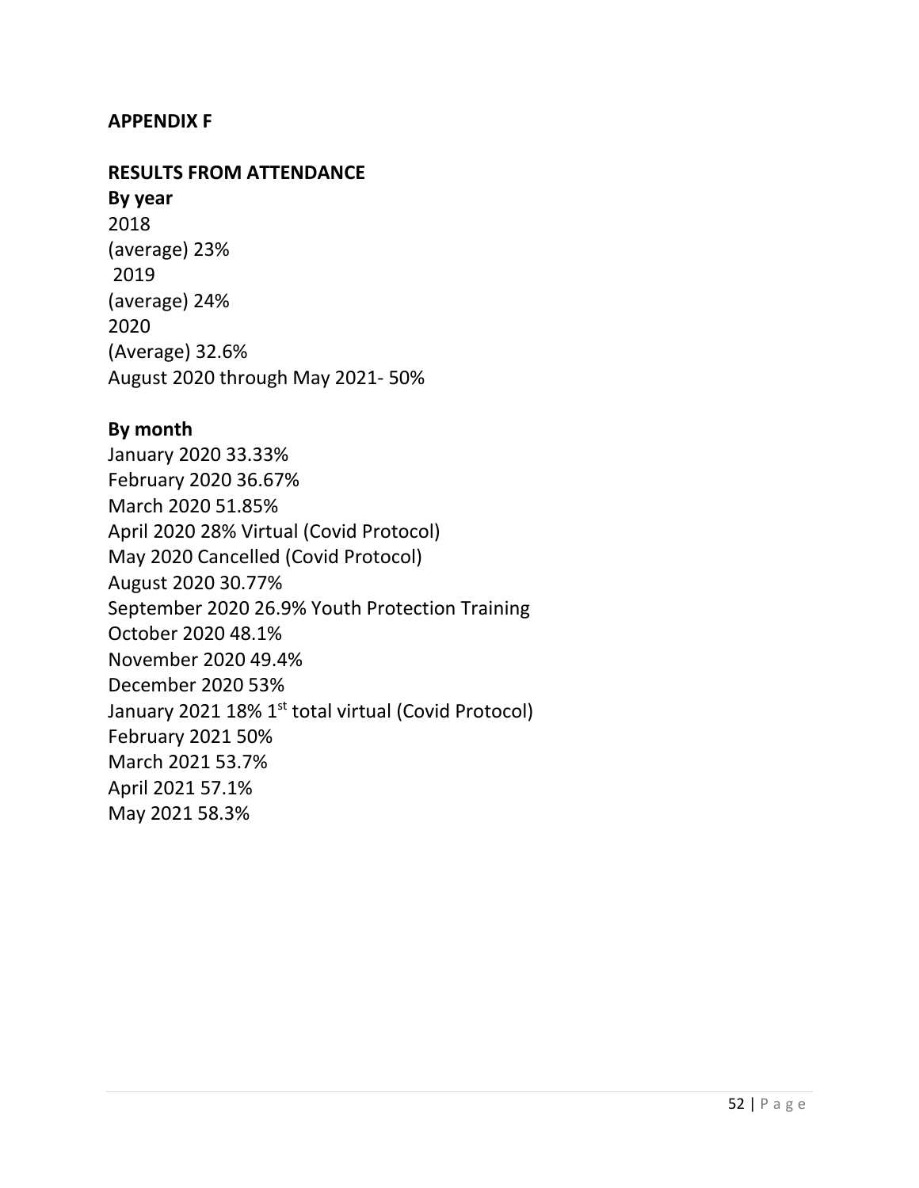## APPENDIX F

## RESULTS FROM ATTENDANCE

**By year**

2018
(average) 23%
2019
(average) 24%
2020
(Average) 32.6%
August 2020 through May 2021- 50%

**By month**

January 2020 33.33%
February 2020 36.67%
March 2020 51.85%
April 2020 28% Virtual (Covid Protocol)
May 2020 Cancelled (Covid Protocol)
August 2020 30.77%
September 2020 26.9% Youth Protection Training
October 2020 48.1%
November 2020 49.4%
December 2020 53%
January 2021 18% 1st total virtual (Covid Protocol)
February 2021 50%
March 2021 53.7%
April 2021 57.1%
May 2021 58.3%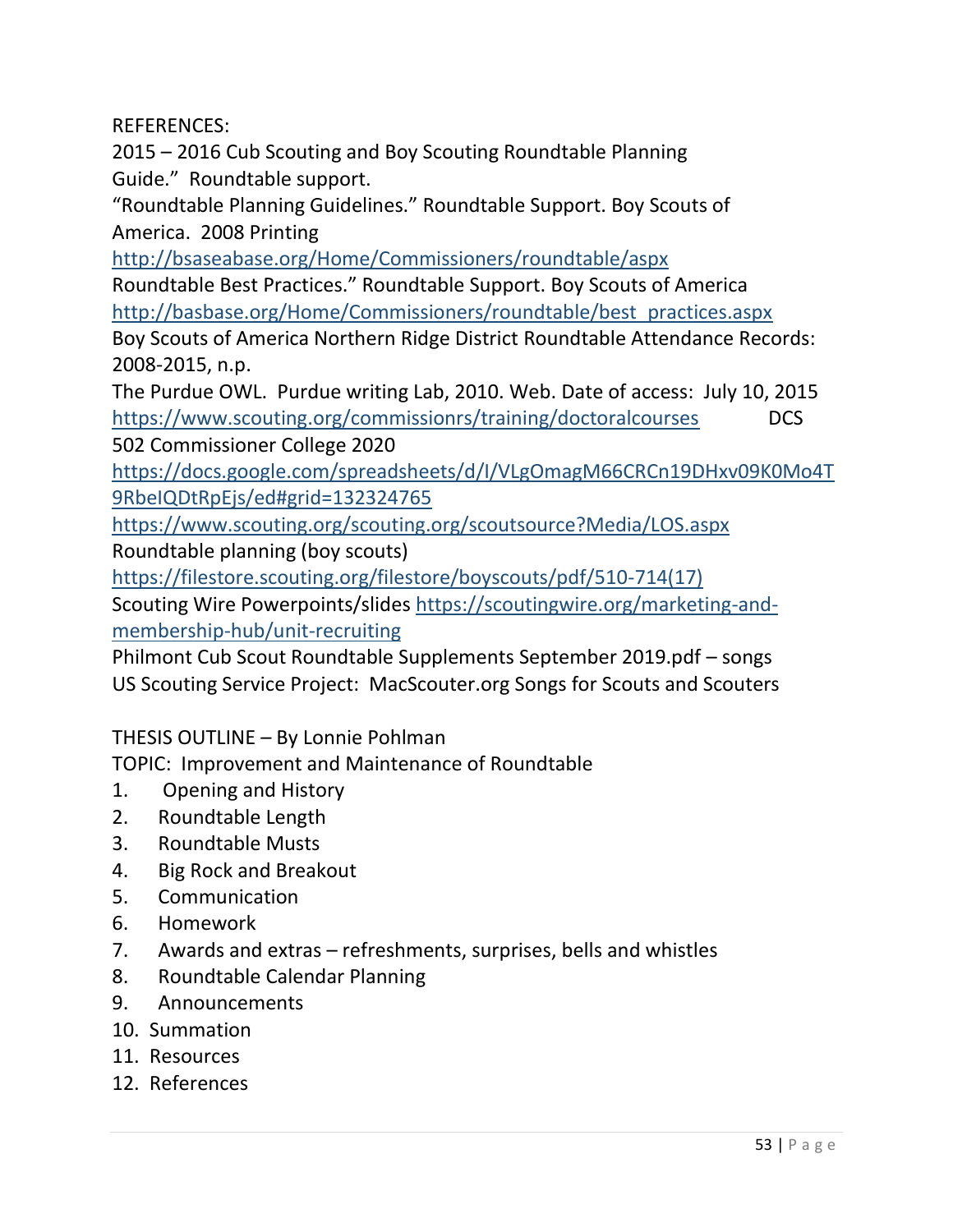REFERENCES:

2015 – 2016 Cub Scouting and Boy Scouting Roundtable Planning Guide." Roundtable support.

"Roundtable Planning Guidelines." Roundtable Support. Boy Scouts of America. 2008 Printing

http://bsaseabase.org/Home/Commissioners/roundtable/aspx

Roundtable Best Practices." Roundtable Support. Boy Scouts of America

http://basbase.org/Home/Commissioners/roundtable/best_practices.aspx

Boy Scouts of America Northern Ridge District Roundtable Attendance Records: 2008-2015, n.p.

The Purdue OWL. Purdue writing Lab, 2010. Web. Date of access: July 10, 2015

https://www.scouting.org/commissionrs/training/doctoralcourses DCS 502 Commissioner College 2020

https://docs.google.com/spreadsheets/d/I/VLgOmagM66CRCn19DHxv09K0Mo4T9RbeIQDtRpEjs/ed#grid=132324765

https://www.scouting.org/scouting.org/scoutsource?Media/LOS.aspx

Roundtable planning (boy scouts)

https://filestore.scouting.org/filestore/boyscouts/pdf/510-714(17)

Scouting Wire Powerpoints/slides https://scoutingwire.org/marketing-and-membership-hub/unit-recruiting

Philmont Cub Scout Roundtable Supplements September 2019.pdf – songs

US Scouting Service Project: MacScouter.org Songs for Scouts and Scouters

THESIS OUTLINE – By Lonnie Pohlman

TOPIC: Improvement and Maintenance of Roundtable

1. Opening and History
2. Roundtable Length
3. Roundtable Musts
4. Big Rock and Breakout
5. Communication
6. Homework
7. Awards and extras – refreshments, surprises, bells and whistles
8. Roundtable Calendar Planning
9. Announcements
10. Summation
11. Resources
12. References